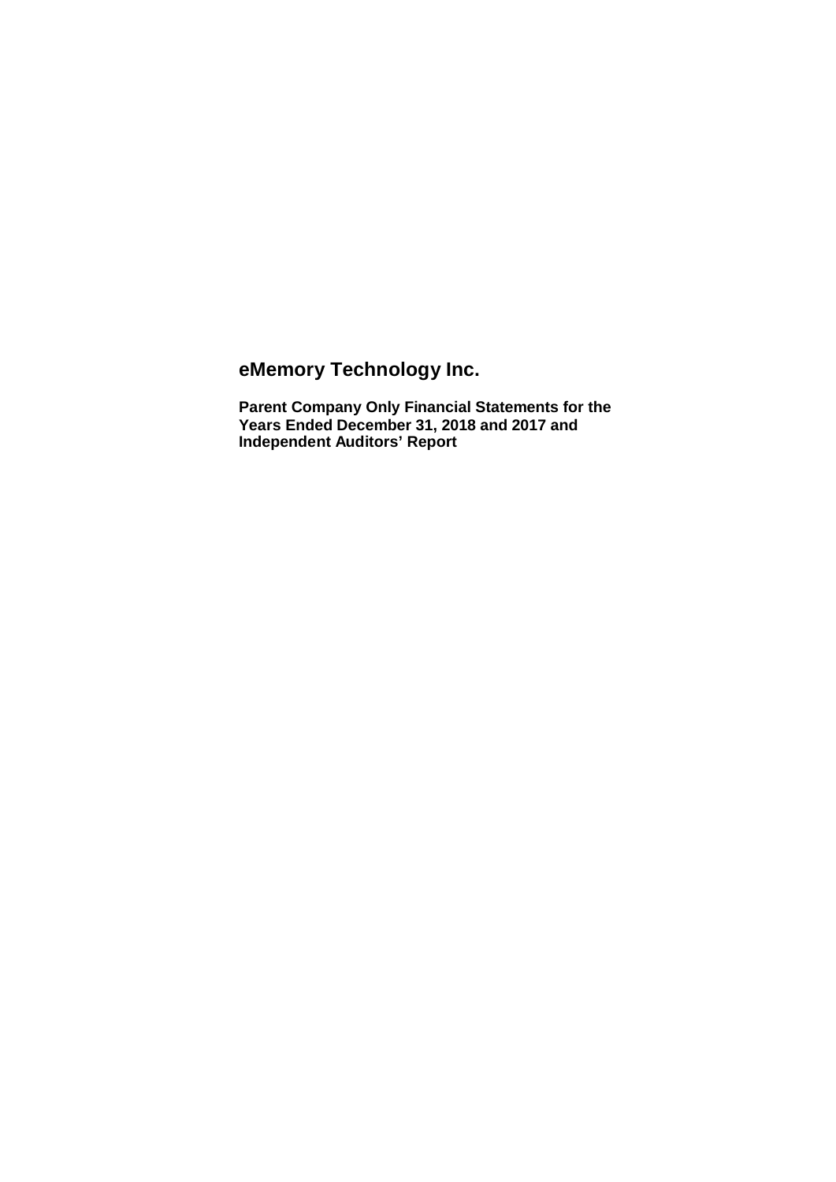# eMemory Technology Inc.

**Parent Company Only Financial Statements for the Years Ended December 31, 2018 and 2017 and Independent Auditors' Report**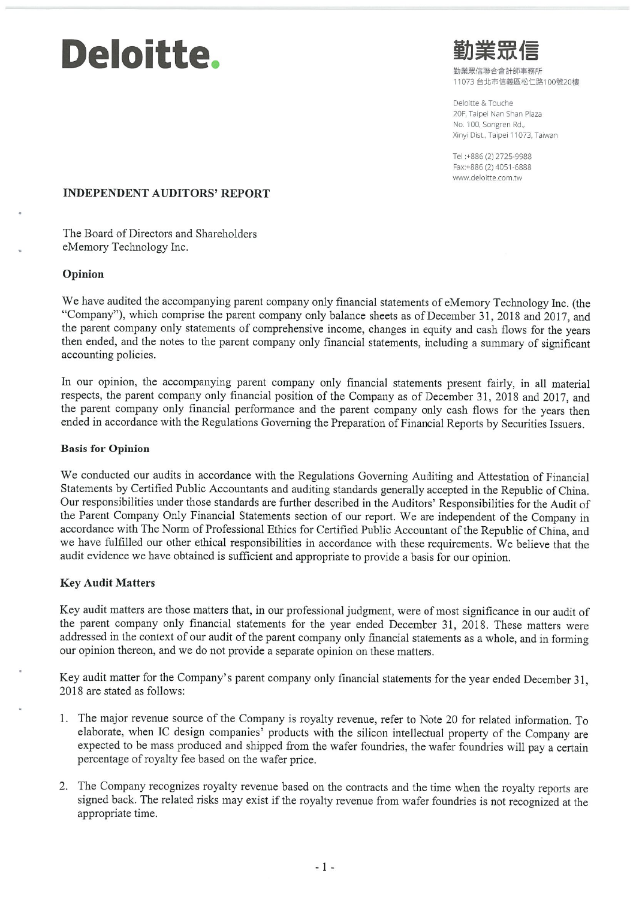# Deloitte.

勤業眾信

勤業眾信聯合會計師事務所
11073 台北市信義區松仁路100號20樓

Deloitte & Touche
20F, Taipei Nan Shan Plaza
No. 100, Songren Rd.,
Xinyi Dist., Taipei 11073, Taiwan

Tel :+886 (2) 2725-9988
Fax:+886 (2) 4051-6888
www.deloitte.com.tw

## INDEPENDENT AUDITORS' REPORT

The Board of Directors and Shareholders
eMemory Technology Inc.

### Opinion

We have audited the accompanying parent company only financial statements of eMemory Technology Inc. (the "Company"), which comprise the parent company only balance sheets as of December 31, 2018 and 2017, and the parent company only statements of comprehensive income, changes in equity and cash flows for the years then ended, and the notes to the parent company only financial statements, including a summary of significant accounting policies.

In our opinion, the accompanying parent company only financial statements present fairly, in all material respects, the parent company only financial position of the Company as of December 31, 2018 and 2017, and the parent company only financial performance and the parent company only cash flows for the years then ended in accordance with the Regulations Governing the Preparation of Financial Reports by Securities Issuers.

### Basis for Opinion

We conducted our audits in accordance with the Regulations Governing Auditing and Attestation of Financial Statements by Certified Public Accountants and auditing standards generally accepted in the Republic of China. Our responsibilities under those standards are further described in the Auditors' Responsibilities for the Audit of the Parent Company Only Financial Statements section of our report. We are independent of the Company in accordance with The Norm of Professional Ethics for Certified Public Accountant of the Republic of China, and we have fulfilled our other ethical responsibilities in accordance with these requirements. We believe that the audit evidence we have obtained is sufficient and appropriate to provide a basis for our opinion.

### Key Audit Matters

Key audit matters are those matters that, in our professional judgment, were of most significance in our audit of the parent company only financial statements for the year ended December 31, 2018. These matters were addressed in the context of our audit of the parent company only financial statements as a whole, and in forming our opinion thereon, and we do not provide a separate opinion on these matters.

Key audit matter for the Company's parent company only financial statements for the year ended December 31, 2018 are stated as follows:

1. The major revenue source of the Company is royalty revenue, refer to Note 20 for related information. To elaborate, when IC design companies' products with the silicon intellectual property of the Company are expected to be mass produced and shipped from the wafer foundries, the wafer foundries will pay a certain percentage of royalty fee based on the wafer price.

2. The Company recognizes royalty revenue based on the contracts and the time when the royalty reports are signed back. The related risks may exist if the royalty revenue from wafer foundries is not recognized at the appropriate time.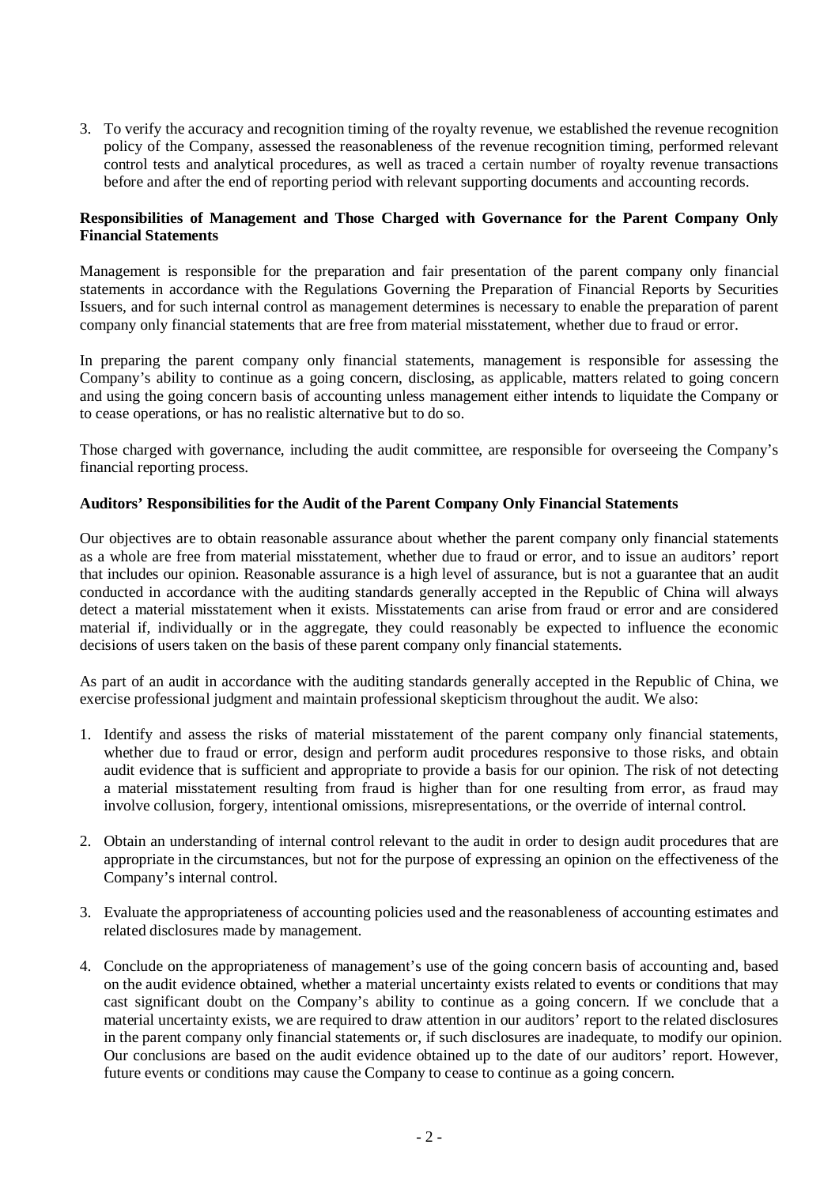3. To verify the accuracy and recognition timing of the royalty revenue, we established the revenue recognition policy of the Company, assessed the reasonableness of the revenue recognition timing, performed relevant control tests and analytical procedures, as well as traced a certain number of royalty revenue transactions before and after the end of reporting period with relevant supporting documents and accounting records.

**Responsibilities of Management and Those Charged with Governance for the Parent Company Only Financial Statements**

Management is responsible for the preparation and fair presentation of the parent company only financial statements in accordance with the Regulations Governing the Preparation of Financial Reports by Securities Issuers, and for such internal control as management determines is necessary to enable the preparation of parent company only financial statements that are free from material misstatement, whether due to fraud or error.

In preparing the parent company only financial statements, management is responsible for assessing the Company's ability to continue as a going concern, disclosing, as applicable, matters related to going concern and using the going concern basis of accounting unless management either intends to liquidate the Company or to cease operations, or has no realistic alternative but to do so.

Those charged with governance, including the audit committee, are responsible for overseeing the Company's financial reporting process.

**Auditors' Responsibilities for the Audit of the Parent Company Only Financial Statements**

Our objectives are to obtain reasonable assurance about whether the parent company only financial statements as a whole are free from material misstatement, whether due to fraud or error, and to issue an auditors' report that includes our opinion. Reasonable assurance is a high level of assurance, but is not a guarantee that an audit conducted in accordance with the auditing standards generally accepted in the Republic of China will always detect a material misstatement when it exists. Misstatements can arise from fraud or error and are considered material if, individually or in the aggregate, they could reasonably be expected to influence the economic decisions of users taken on the basis of these parent company only financial statements.

As part of an audit in accordance with the auditing standards generally accepted in the Republic of China, we exercise professional judgment and maintain professional skepticism throughout the audit. We also:

1. Identify and assess the risks of material misstatement of the parent company only financial statements, whether due to fraud or error, design and perform audit procedures responsive to those risks, and obtain audit evidence that is sufficient and appropriate to provide a basis for our opinion. The risk of not detecting a material misstatement resulting from fraud is higher than for one resulting from error, as fraud may involve collusion, forgery, intentional omissions, misrepresentations, or the override of internal control.

2. Obtain an understanding of internal control relevant to the audit in order to design audit procedures that are appropriate in the circumstances, but not for the purpose of expressing an opinion on the effectiveness of the Company's internal control.

3. Evaluate the appropriateness of accounting policies used and the reasonableness of accounting estimates and related disclosures made by management.

4. Conclude on the appropriateness of management's use of the going concern basis of accounting and, based on the audit evidence obtained, whether a material uncertainty exists related to events or conditions that may cast significant doubt on the Company's ability to continue as a going concern. If we conclude that a material uncertainty exists, we are required to draw attention in our auditors' report to the related disclosures in the parent company only financial statements or, if such disclosures are inadequate, to modify our opinion. Our conclusions are based on the audit evidence obtained up to the date of our auditors' report. However, future events or conditions may cause the Company to cease to continue as a going concern.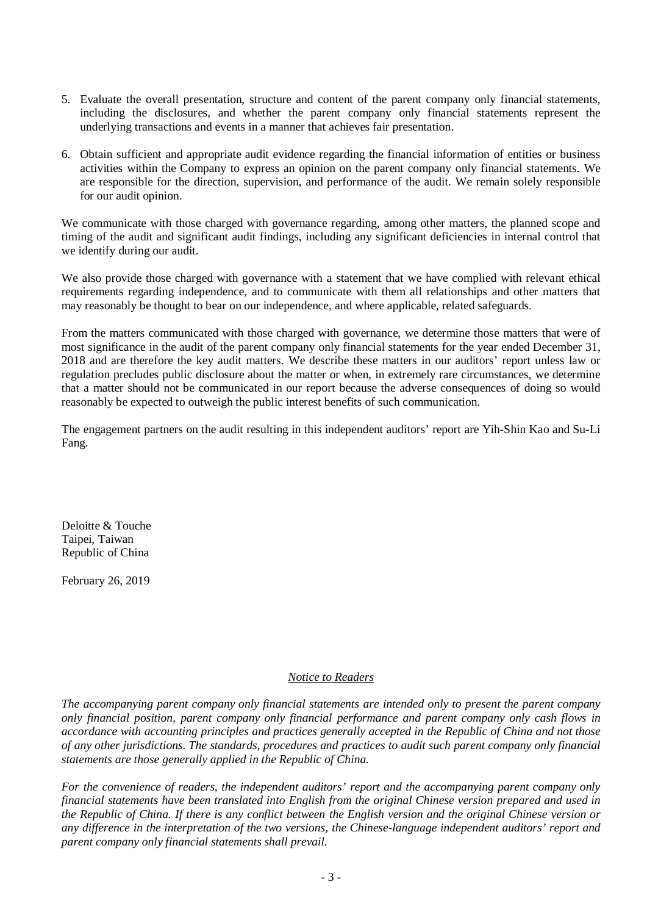5. Evaluate the overall presentation, structure and content of the parent company only financial statements, including the disclosures, and whether the parent company only financial statements represent the underlying transactions and events in a manner that achieves fair presentation.

6. Obtain sufficient and appropriate audit evidence regarding the financial information of entities or business activities within the Company to express an opinion on the parent company only financial statements. We are responsible for the direction, supervision, and performance of the audit. We remain solely responsible for our audit opinion.

We communicate with those charged with governance regarding, among other matters, the planned scope and timing of the audit and significant audit findings, including any significant deficiencies in internal control that we identify during our audit.

We also provide those charged with governance with a statement that we have complied with relevant ethical requirements regarding independence, and to communicate with them all relationships and other matters that may reasonably be thought to bear on our independence, and where applicable, related safeguards.

From the matters communicated with those charged with governance, we determine those matters that were of most significance in the audit of the parent company only financial statements for the year ended December 31, 2018 and are therefore the key audit matters. We describe these matters in our auditors' report unless law or regulation precludes public disclosure about the matter or when, in extremely rare circumstances, we determine that a matter should not be communicated in our report because the adverse consequences of doing so would reasonably be expected to outweigh the public interest benefits of such communication.

The engagement partners on the audit resulting in this independent auditors' report are Yih-Shin Kao and Su-Li Fang.

Deloitte & Touche
Taipei, Taiwan
Republic of China

February 26, 2019

*Notice to Readers*

*The accompanying parent company only financial statements are intended only to present the parent company only financial position, parent company only financial performance and parent company only cash flows in accordance with accounting principles and practices generally accepted in the Republic of China and not those of any other jurisdictions. The standards, procedures and practices to audit such parent company only financial statements are those generally applied in the Republic of China.*

*For the convenience of readers, the independent auditors' report and the accompanying parent company only financial statements have been translated into English from the original Chinese version prepared and used in the Republic of China. If there is any conflict between the English version and the original Chinese version or any difference in the interpretation of the two versions, the Chinese-language independent auditors' report and parent company only financial statements shall prevail.*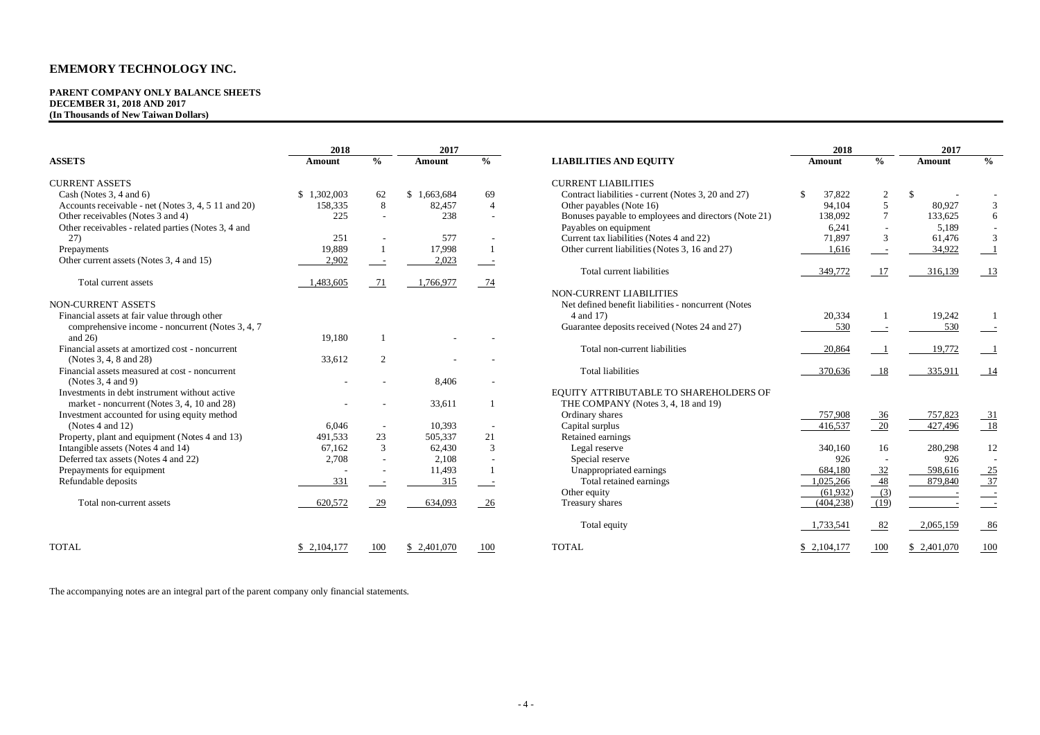# EMEMORY TECHNOLOGY INC.

**PARENT COMPANY ONLY BALANCE SHEETS**
**DECEMBER 31, 2018 AND 2017**
**(In Thousands of New Taiwan Dollars)**

| ASSETS | 2018 Amount | % | 2017 Amount | % |
|---|---|---|---|---|
| CURRENT ASSETS | | | | |
| Cash (Notes 3, 4 and 6) | $ 1,302,003 | 62 | $ 1,663,684 | 69 |
| Accounts receivable - net (Notes 3, 4, 5 11 and 20) | 158,335 | 8 | 82,457 | 4 |
| Other receivables (Notes 3 and 4) | 225 | - | 238 | - |
| Other receivables - related parties (Notes 3, 4 and 27) | 251 | - | 577 | - |
| Prepayments | 19,889 | 1 | 17,998 | 1 |
| Other current assets (Notes 3, 4 and 15) | 2,902 | - | 2,023 | - |
| Total current assets | 1,483,605 | 71 | 1,766,977 | 74 |
| NON-CURRENT ASSETS | | | | |
| Financial assets at fair value through other comprehensive income - noncurrent (Notes 3, 4, 7 and 26) | 19,180 | 1 | - | - |
| Financial assets at amortized cost - noncurrent (Notes 3, 4, 8 and 28) | 33,612 | 2 | - | - |
| Financial assets measured at cost - noncurrent (Notes 3, 4 and 9) | - | - | 8,406 | - |
| Investments in debt instrument without active market - noncurrent (Notes 3, 4, 10 and 28) | - | - | 33,611 | 1 |
| Investment accounted for using equity method (Notes 4 and 12) | 6,046 | - | 10,393 | - |
| Property, plant and equipment (Notes 4 and 13) | 491,533 | 23 | 505,337 | 21 |
| Intangible assets (Notes 4 and 14) | 67,162 | 3 | 62,430 | 3 |
| Deferred tax assets (Notes 4 and 22) | 2,708 | - | 2,108 | - |
| Prepayments for equipment | - | - | 11,493 | 1 |
| Refundable deposits | 331 | - | 315 | - |
| Total non-current assets | 620,572 | 29 | 634,093 | 26 |
| TOTAL | $ 2,104,177 | 100 | $ 2,401,070 | 100 |

| LIABILITIES AND EQUITY | 2018 Amount | % | 2017 Amount | % |
|---|---|---|---|---|
| CURRENT LIABILITIES | | | | |
| Contract liabilities - current (Notes 3, 20 and 27) | $ 37,822 | 2 | $ - | - |
| Other payables (Note 16) | 94,104 | 5 | 80,927 | 3 |
| Bonuses payable to employees and directors (Note 21) | 138,092 | 7 | 133,625 | 6 |
| Payables on equipment | 6,241 | - | 5,189 | - |
| Current tax liabilities (Notes 4 and 22) | 71,897 | 3 | 61,476 | 3 |
| Other current liabilities (Notes 3, 16 and 27) | 1,616 | - | 34,922 | 1 |
| Total current liabilities | 349,772 | 17 | 316,139 | 13 |
| NON-CURRENT LIABILITIES | | | | |
| Net defined benefit liabilities - noncurrent (Notes 4 and 17) | 20,334 | 1 | 19,242 | 1 |
| Guarantee deposits received (Notes 24 and 27) | 530 | - | 530 | - |
| Total non-current liabilities | 20,864 | 1 | 19,772 | 1 |
| Total liabilities | 370,636 | 18 | 335,911 | 14 |
| EQUITY ATTRIBUTABLE TO SHAREHOLDERS OF THE COMPANY (Notes 3, 4, 18 and 19) | | | | |
| Ordinary shares | 757,908 | 36 | 757,823 | 31 |
| Capital surplus | 416,537 | 20 | 427,496 | 18 |
| Retained earnings | | | | |
| Legal reserve | 340,160 | 16 | 280,298 | 12 |
| Special reserve | 926 | - | 926 | - |
| Unappropriated earnings | 684,180 | 32 | 598,616 | 25 |
| Total retained earnings | 1,025,266 | 48 | 879,840 | 37 |
| Other equity | (61,932) | (3) | - | - |
| Treasury shares | (404,238) | (19) | - | - |
| Total equity | 1,733,541 | 82 | 2,065,159 | 86 |
| TOTAL | $ 2,104,177 | 100 | $ 2,401,070 | 100 |

The accompanying notes are an integral part of the parent company only financial statements.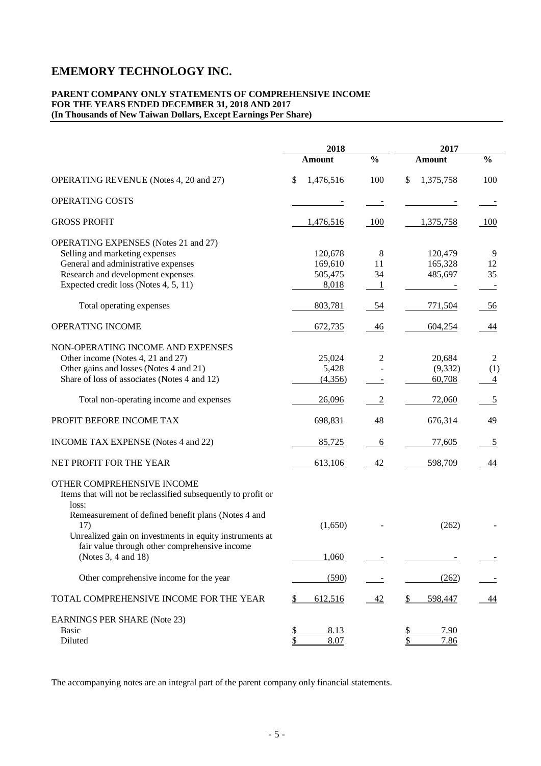# EMEMORY TECHNOLOGY INC.

**PARENT COMPANY ONLY STATEMENTS OF COMPREHENSIVE INCOME**
**FOR THE YEARS ENDED DECEMBER 31, 2018 AND 2017**
**(In Thousands of New Taiwan Dollars, Except Earnings Per Share)**

| | 2018 | | 2017 | |
|---|---|---|---|---|
| | **Amount** | **%** | **Amount** | **%** |
| OPERATING REVENUE (Notes 4, 20 and 27) | $ 1,476,516 | 100 | $ 1,375,758 | 100 |
| OPERATING COSTS | - | - | - | - |
| GROSS PROFIT | 1,476,516 | 100 | 1,375,758 | 100 |
| OPERATING EXPENSES (Notes 21 and 27) | | | | |
| Selling and marketing expenses | 120,678 | 8 | 120,479 | 9 |
| General and administrative expenses | 169,610 | 11 | 165,328 | 12 |
| Research and development expenses | 505,475 | 34 | 485,697 | 35 |
| Expected credit loss (Notes 4, 5, 11) | 8,018 | 1 | - | - |
| Total operating expenses | 803,781 | 54 | 771,504 | 56 |
| OPERATING INCOME | 672,735 | 46 | 604,254 | 44 |
| NON-OPERATING INCOME AND EXPENSES | | | | |
| Other income (Notes 4, 21 and 27) | 25,024 | 2 | 20,684 | 2 |
| Other gains and losses (Notes 4 and 21) | 5,428 | - | (9,332) | (1) |
| Share of loss of associates (Notes 4 and 12) | (4,356) | - | 60,708 | 4 |
| Total non-operating income and expenses | 26,096 | 2 | 72,060 | 5 |
| PROFIT BEFORE INCOME TAX | 698,831 | 48 | 676,314 | 49 |
| INCOME TAX EXPENSE (Notes 4 and 22) | 85,725 | 6 | 77,605 | 5 |
| NET PROFIT FOR THE YEAR | 613,106 | 42 | 598,709 | 44 |
| OTHER COMPREHENSIVE INCOME | | | | |
| Items that will not be reclassified subsequently to profit or loss: | | | | |
| Remeasurement of defined benefit plans (Notes 4 and 17) | (1,650) | - | (262) | - |
| Unrealized gain on investments in equity instruments at fair value through other comprehensive income (Notes 3, 4 and 18) | 1,060 | - | - | - |
| Other comprehensive income for the year | (590) | - | (262) | - |
| TOTAL COMPREHENSIVE INCOME FOR THE YEAR | $ 612,516 | 42 | $ 598,447 | 44 |
| EARNINGS PER SHARE (Note 23) | | | | |
| Basic | $ 8.13 | | $ 7.90 | |
| Diluted | $ 8.07 | | $ 7.86 | |

The accompanying notes are an integral part of the parent company only financial statements.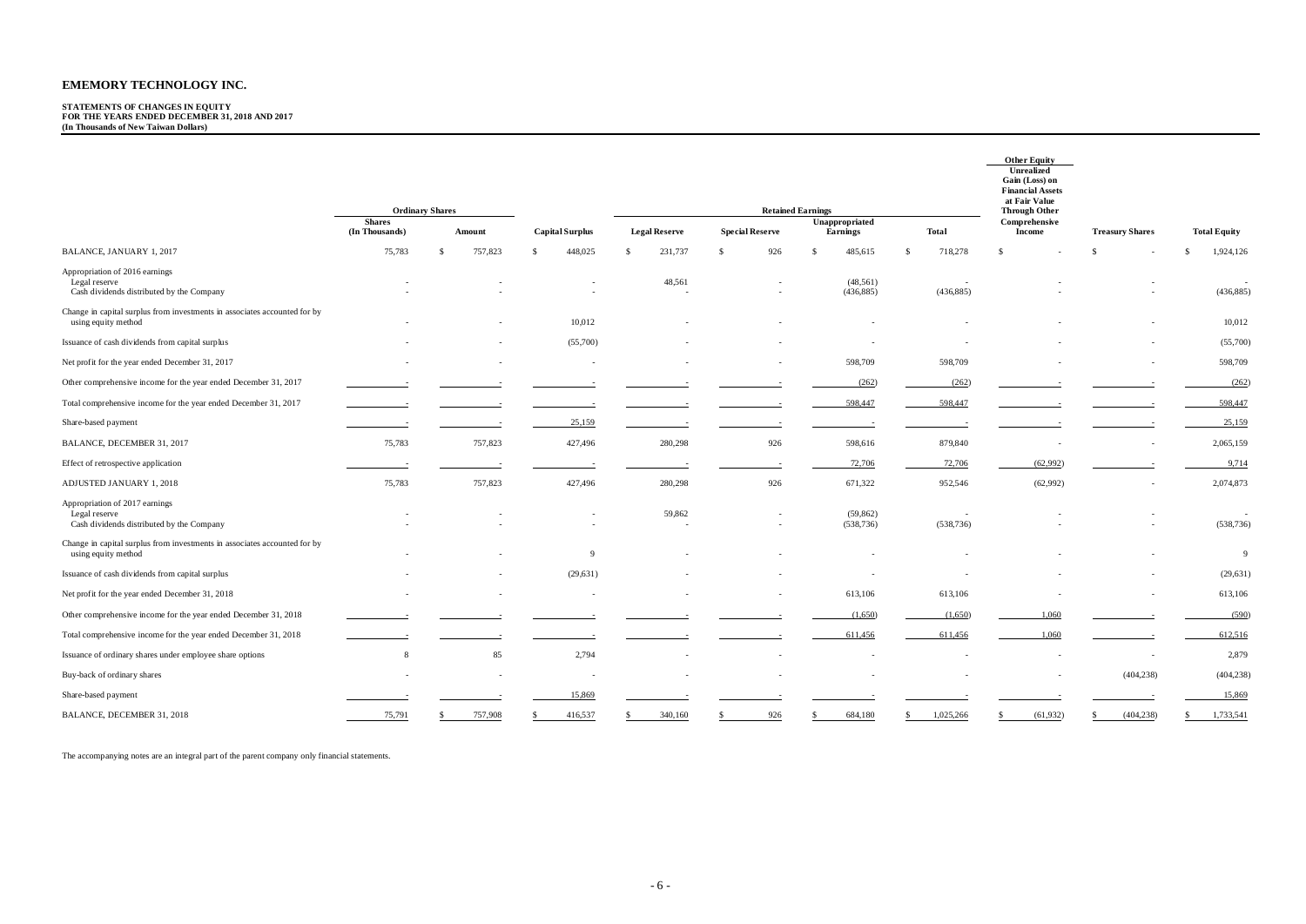# EMEMORY TECHNOLOGY INC.

**STATEMENTS OF CHANGES IN EQUITY**
**FOR THE YEARS ENDED DECEMBER 31, 2018 AND 2017**
**(In Thousands of New Taiwan Dollars)**

| | Ordinary Shares | | | Retained Earnings | | | | Other Equity | | |
|---|---|---|---|---|---|---|---|---|---|---|
| | Shares (In Thousands) | Amount | Capital Surplus | Legal Reserve | Special Reserve | Unappropriated Earnings | Total | Unrealized Gain (Loss) on Financial Assets at Fair Value Through Other Comprehensive Income | Treasury Shares | Total Equity |
| BALANCE, JANUARY 1, 2017 | 75,783 | $ 757,823 | $ 448,025 | $ 231,737 | $ 926 | $ 485,615 | $ 718,278 | $ - | $ - | $ 1,924,126 |
| Appropriation of 2016 earnings | | | | | | | | | | |
| Legal reserve | - | - | - | 48,561 | - | (48,561) | - | - | - | - |
| Cash dividends distributed by the Company | - | - | - | - | - | (436,885) | (436,885) | - | - | (436,885) |
| Change in capital surplus from investments in associates accounted for by using equity method | - | - | 10,012 | - | - | - | - | - | - | 10,012 |
| Issuance of cash dividends from capital surplus | - | - | (55,700) | - | - | - | - | - | - | (55,700) |
| Net profit for the year ended December 31, 2017 | - | - | - | - | - | 598,709 | 598,709 | - | - | 598,709 |
| Other comprehensive income for the year ended December 31, 2017 | - | - | - | - | - | (262) | (262) | - | - | (262) |
| Total comprehensive income for the year ended December 31, 2017 | - | - | - | - | - | 598,447 | 598,447 | - | - | 598,447 |
| Share-based payment | - | - | 25,159 | - | - | - | - | - | - | 25,159 |
| BALANCE, DECEMBER 31, 2017 | 75,783 | 757,823 | 427,496 | 280,298 | 926 | 598,616 | 879,840 | - | - | 2,065,159 |
| Effect of retrospective application | - | - | - | - | - | 72,706 | 72,706 | (62,992) | - | 9,714 |
| ADJUSTED JANUARY 1, 2018 | 75,783 | 757,823 | 427,496 | 280,298 | 926 | 671,322 | 952,546 | (62,992) | - | 2,074,873 |
| Appropriation of 2017 earnings | | | | | | | | | | |
| Legal reserve | - | - | - | 59,862 | - | (59,862) | - | - | - | - |
| Cash dividends distributed by the Company | - | - | - | - | - | (538,736) | (538,736) | - | - | (538,736) |
| Change in capital surplus from investments in associates accounted for by using equity method | - | - | 9 | - | - | - | - | - | - | 9 |
| Issuance of cash dividends from capital surplus | - | - | (29,631) | - | - | - | - | - | - | (29,631) |
| Net profit for the year ended December 31, 2018 | - | - | - | - | - | 613,106 | 613,106 | - | - | 613,106 |
| Other comprehensive income for the year ended December 31, 2018 | - | - | - | - | - | (1,650) | (1,650) | 1,060 | - | (590) |
| Total comprehensive income for the year ended December 31, 2018 | - | - | - | - | - | 611,456 | 611,456 | 1,060 | - | 612,516 |
| Issuance of ordinary shares under employee share options | 8 | 85 | 2,794 | - | - | - | - | - | - | 2,879 |
| Buy-back of ordinary shares | - | - | - | - | - | - | - | - | (404,238) | (404,238) |
| Share-based payment | - | - | 15,869 | - | - | - | - | - | - | 15,869 |
| BALANCE, DECEMBER 31, 2018 | 75,791 | $ 757,908 | $ 416,537 | $ 340,160 | $ 926 | $ 684,180 | $ 1,025,266 | $ (61,932) | $ (404,238) | $ 1,733,541 |

The accompanying notes are an integral part of the parent company only financial statements.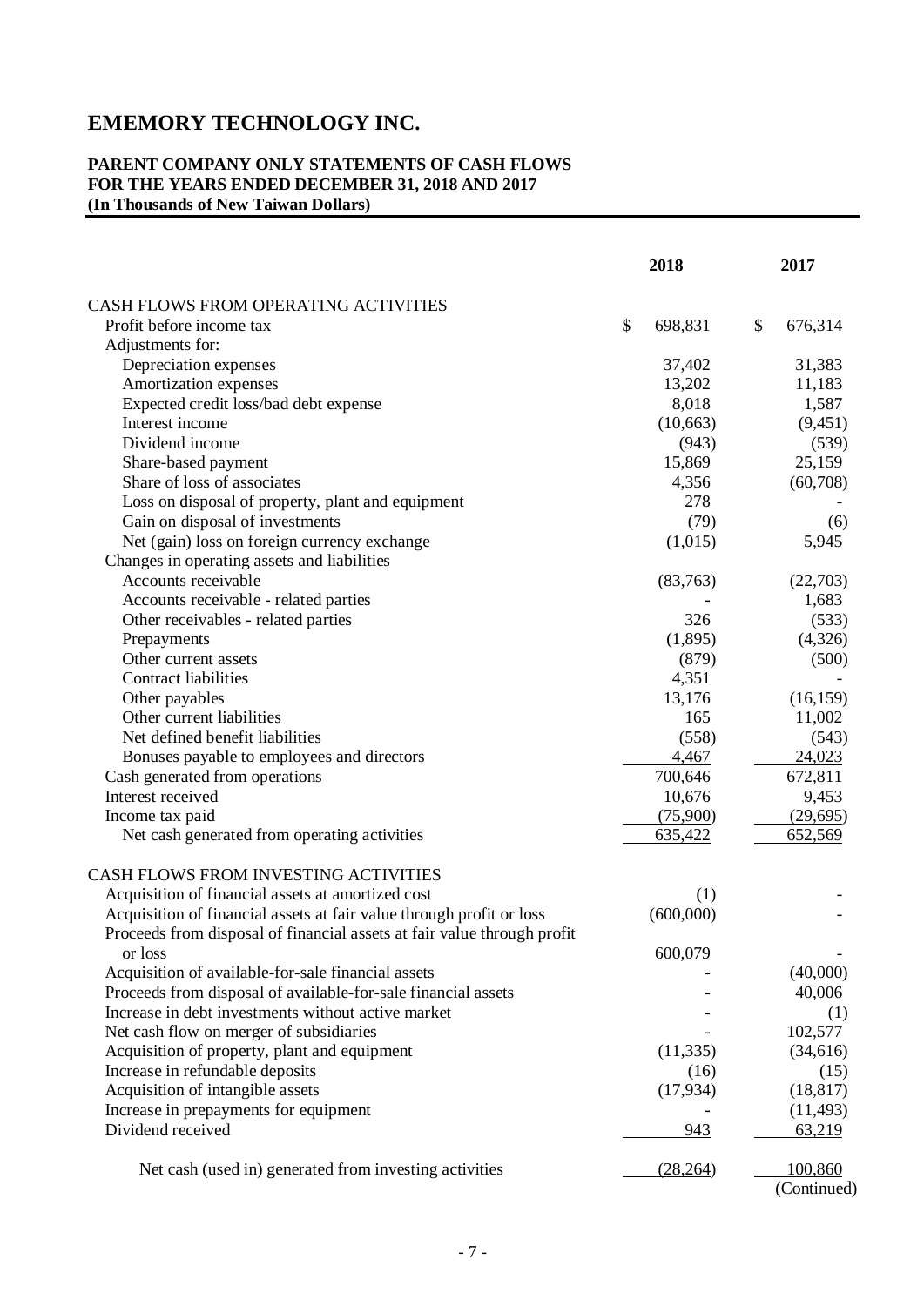# EMEMORY TECHNOLOGY INC.

**PARENT COMPANY ONLY STATEMENTS OF CASH FLOWS**
**FOR THE YEARS ENDED DECEMBER 31, 2018 AND 2017**
**(In Thousands of New Taiwan Dollars)**

| | 2018 | 2017 |
|---|---|---|
| CASH FLOWS FROM OPERATING ACTIVITIES | | |
| Profit before income tax | $ 698,831 | $ 676,314 |
| Adjustments for: | | |
| Depreciation expenses | 37,402 | 31,383 |
| Amortization expenses | 13,202 | 11,183 |
| Expected credit loss/bad debt expense | 8,018 | 1,587 |
| Interest income | (10,663) | (9,451) |
| Dividend income | (943) | (539) |
| Share-based payment | 15,869 | 25,159 |
| Share of loss of associates | 4,356 | (60,708) |
| Loss on disposal of property, plant and equipment | 278 | - |
| Gain on disposal of investments | (79) | (6) |
| Net (gain) loss on foreign currency exchange | (1,015) | 5,945 |
| Changes in operating assets and liabilities | | |
| Accounts receivable | (83,763) | (22,703) |
| Accounts receivable - related parties | - | 1,683 |
| Other receivables - related parties | 326 | (533) |
| Prepayments | (1,895) | (4,326) |
| Other current assets | (879) | (500) |
| Contract liabilities | 4,351 | - |
| Other payables | 13,176 | (16,159) |
| Other current liabilities | 165 | 11,002 |
| Net defined benefit liabilities | (558) | (543) |
| Bonuses payable to employees and directors | 4,467 | 24,023 |
| Cash generated from operations | 700,646 | 672,811 |
| Interest received | 10,676 | 9,453 |
| Income tax paid | (75,900) | (29,695) |
| Net cash generated from operating activities | 635,422 | 652,569 |
| CASH FLOWS FROM INVESTING ACTIVITIES | | |
| Acquisition of financial assets at amortized cost | (1) | - |
| Acquisition of financial assets at fair value through profit or loss | (600,000) | - |
| Proceeds from disposal of financial assets at fair value through profit or loss | 600,079 | - |
| Acquisition of available-for-sale financial assets | - | (40,000) |
| Proceeds from disposal of available-for-sale financial assets | - | 40,006 |
| Increase in debt investments without active market | - | (1) |
| Net cash flow on merger of subsidiaries | - | 102,577 |
| Acquisition of property, plant and equipment | (11,335) | (34,616) |
| Increase in refundable deposits | (16) | (15) |
| Acquisition of intangible assets | (17,934) | (18,817) |
| Increase in prepayments for equipment | - | (11,493) |
| Dividend received | 943 | 63,219 |
| Net cash (used in) generated from investing activities | (28,264) | 100,860 |

(Continued)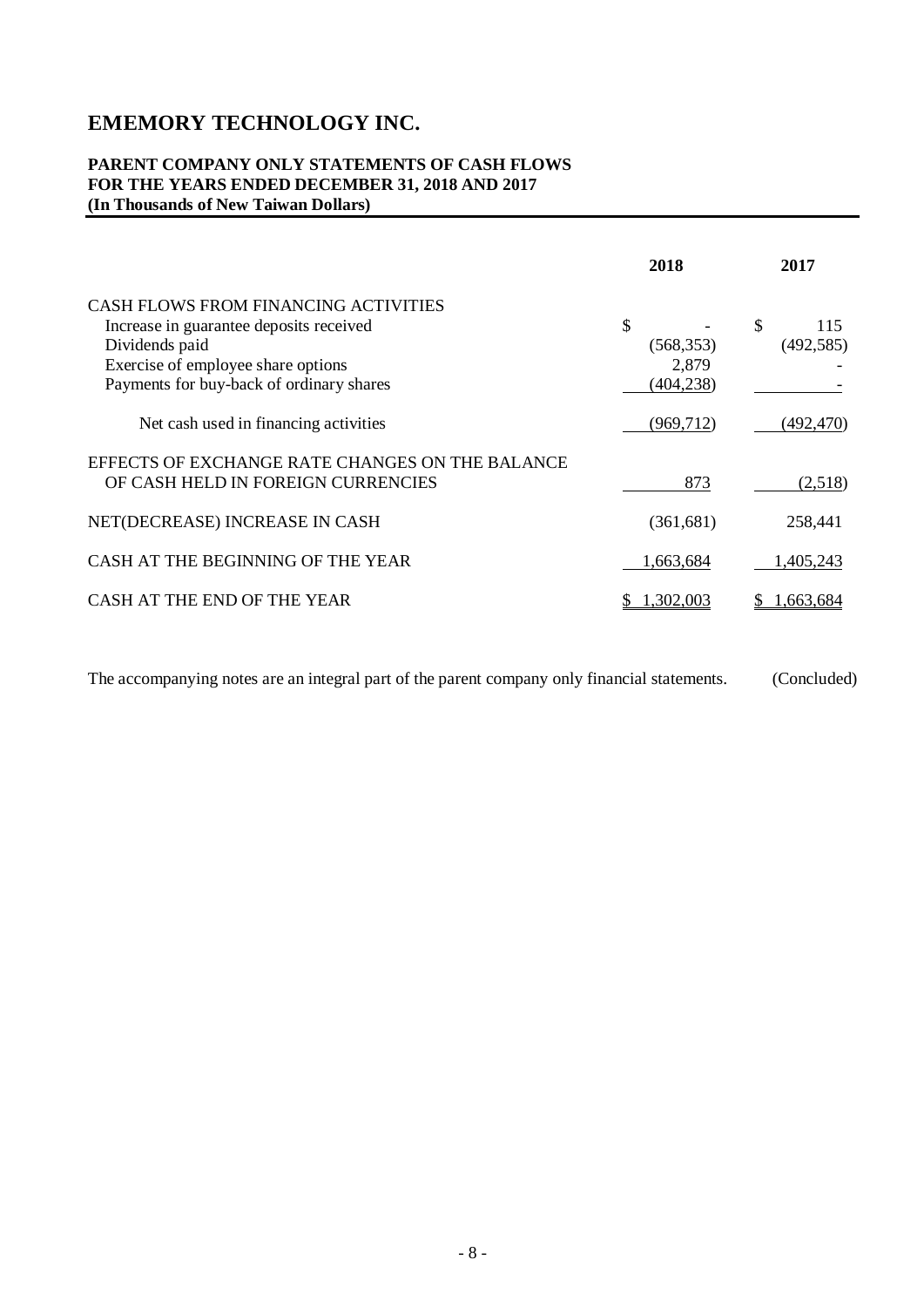# EMEMORY TECHNOLOGY INC.

**PARENT COMPANY ONLY STATEMENTS OF CASH FLOWS**
**FOR THE YEARS ENDED DECEMBER 31, 2018 AND 2017**
**(In Thousands of New Taiwan Dollars)**

| | 2018 | 2017 |
|---|---|---|
| CASH FLOWS FROM FINANCING ACTIVITIES | | |
| Increase in guarantee deposits received | $ - | $ 115 |
| Dividends paid | (568,353) | (492,585) |
| Exercise of employee share options | 2,879 | - |
| Payments for buy-back of ordinary shares | (404,238) | - |
| Net cash used in financing activities | (969,712) | (492,470) |
| EFFECTS OF EXCHANGE RATE CHANGES ON THE BALANCE OF CASH HELD IN FOREIGN CURRENCIES | 873 | (2,518) |
| NET(DECREASE) INCREASE IN CASH | (361,681) | 258,441 |
| CASH AT THE BEGINNING OF THE YEAR | 1,663,684 | 1,405,243 |
| CASH AT THE END OF THE YEAR | $ 1,302,003 | $ 1,663,684 |

The accompanying notes are an integral part of the parent company only financial statements. (Concluded)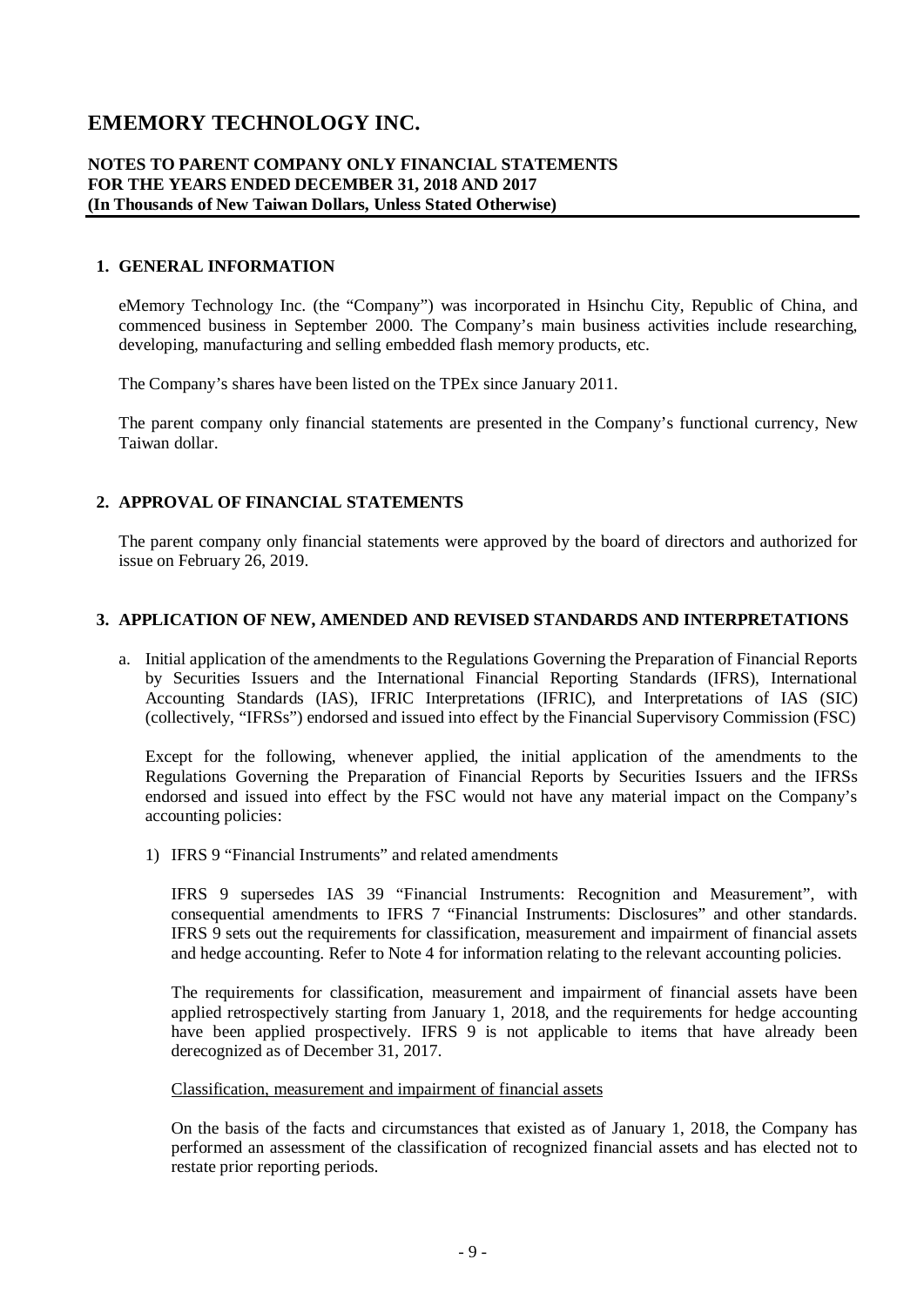# EMEMORY TECHNOLOGY INC.

**NOTES TO PARENT COMPANY ONLY FINANCIAL STATEMENTS**
**FOR THE YEARS ENDED DECEMBER 31, 2018 AND 2017**
**(In Thousands of New Taiwan Dollars, Unless Stated Otherwise)**

## 1. GENERAL INFORMATION

eMemory Technology Inc. (the "Company") was incorporated in Hsinchu City, Republic of China, and commenced business in September 2000. The Company's main business activities include researching, developing, manufacturing and selling embedded flash memory products, etc.

The Company's shares have been listed on the TPEx since January 2011.

The parent company only financial statements are presented in the Company's functional currency, New Taiwan dollar.

## 2. APPROVAL OF FINANCIAL STATEMENTS

The parent company only financial statements were approved by the board of directors and authorized for issue on February 26, 2019.

## 3. APPLICATION OF NEW, AMENDED AND REVISED STANDARDS AND INTERPRETATIONS

a. Initial application of the amendments to the Regulations Governing the Preparation of Financial Reports by Securities Issuers and the International Financial Reporting Standards (IFRS), International Accounting Standards (IAS), IFRIC Interpretations (IFRIC), and Interpretations of IAS (SIC) (collectively, "IFRSs") endorsed and issued into effect by the Financial Supervisory Commission (FSC)

   Except for the following, whenever applied, the initial application of the amendments to the Regulations Governing the Preparation of Financial Reports by Securities Issuers and the IFRSs endorsed and issued into effect by the FSC would not have any material impact on the Company's accounting policies:

   1) IFRS 9 "Financial Instruments" and related amendments

      IFRS 9 supersedes IAS 39 "Financial Instruments: Recognition and Measurement", with consequential amendments to IFRS 7 "Financial Instruments: Disclosures" and other standards. IFRS 9 sets out the requirements for classification, measurement and impairment of financial assets and hedge accounting. Refer to Note 4 for information relating to the relevant accounting policies.

      The requirements for classification, measurement and impairment of financial assets have been applied retrospectively starting from January 1, 2018, and the requirements for hedge accounting have been applied prospectively. IFRS 9 is not applicable to items that have already been derecognized as of December 31, 2017.

      Classification, measurement and impairment of financial assets

      On the basis of the facts and circumstances that existed as of January 1, 2018, the Company has performed an assessment of the classification of recognized financial assets and has elected not to restate prior reporting periods.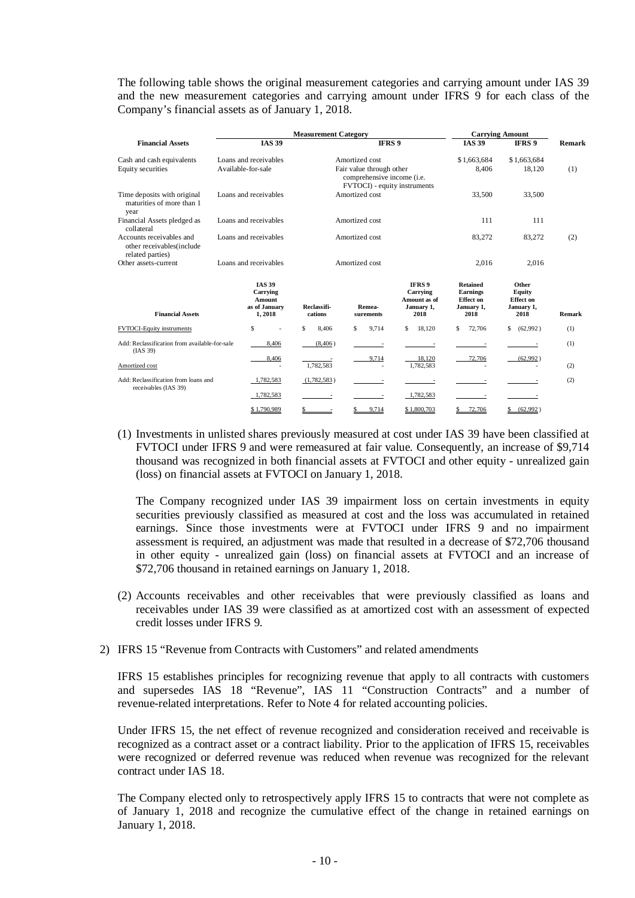The following table shows the original measurement categories and carrying amount under IAS 39 and the new measurement categories and carrying amount under IFRS 9 for each class of the Company's financial assets as of January 1, 2018.

| Financial Assets | Measurement Category | | Carrying Amount | | Remark |
|---|---|---|---|---|---|
| | IAS 39 | IFRS 9 | IAS 39 | IFRS 9 | |
| Cash and cash equivalents | Loans and receivables | Amortized cost | $ 1,663,684 | $ 1,663,684 | |
| Equity securities | Available-for-sale | Fair value through other comprehensive income (i.e. FVTOCI) - equity instruments | 8,406 | 18,120 | (1) |
| Time deposits with original maturities of more than 1 year | Loans and receivables | Amortized cost | 33,500 | 33,500 | |
| Financial Assets pledged as collateral | Loans and receivables | Amortized cost | 111 | 111 | |
| Accounts receivables and other receivables(include related parties) | Loans and receivables | Amortized cost | 83,272 | 83,272 | (2) |
| Other assets-current | Loans and receivables | Amortized cost | 2,016 | 2,016 | |

| Financial Assets | IAS 39 Carrying Amount as of January 1, 2018 | Reclassifi-cations | Remea-surements | IFRS 9 Carrying Amount as of January 1, 2018 | Retained Earnings Effect on January 1, 2018 | Other Equity Effect on January 1, 2018 | Remark |
|---|---|---|---|---|---|---|---|
| FVTOCI-Equity instruments | $ - | $ 8,406 | $ 9,714 | $ 18,120 | $ 72,706 | $ (62,992) | (1) |
| Add: Reclassification from available-for-sale (IAS 39) | 8,406 | (8,406) | - | - | - | - | (1) |
| | 8,406 | - | 9,714 | 18,120 | 72,706 | (62,992) | |
| Amortized cost | - | 1,782,583 | - | 1,782,583 | - | - | (2) |
| Add: Reclassification from loans and receivables (IAS 39) | 1,782,583 | (1,782,583) | - | - | - | - | (2) |
| | 1,782,583 | - | - | 1,782,583 | - | - | |
| | $ 1,790,989 | $ - | $ 9,714 | $ 1,800,703 | $ 72,706 | $ (62,992) | |

(1) Investments in unlisted shares previously measured at cost under IAS 39 have been classified at FVTOCI under IFRS 9 and were remeasured at fair value. Consequently, an increase of $9,714 thousand was recognized in both financial assets at FVTOCI and other equity - unrealized gain (loss) on financial assets at FVTOCI on January 1, 2018.

The Company recognized under IAS 39 impairment loss on certain investments in equity securities previously classified as measured at cost and the loss was accumulated in retained earnings. Since those investments were at FVTOCI under IFRS 9 and no impairment assessment is required, an adjustment was made that resulted in a decrease of $72,706 thousand in other equity - unrealized gain (loss) on financial assets at FVTOCI and an increase of $72,706 thousand in retained earnings on January 1, 2018.

(2) Accounts receivables and other receivables that were previously classified as loans and receivables under IAS 39 were classified as at amortized cost with an assessment of expected credit losses under IFRS 9.

2) IFRS 15 "Revenue from Contracts with Customers" and related amendments

IFRS 15 establishes principles for recognizing revenue that apply to all contracts with customers and supersedes IAS 18 "Revenue", IAS 11 "Construction Contracts" and a number of revenue-related interpretations. Refer to Note 4 for related accounting policies.

Under IFRS 15, the net effect of revenue recognized and consideration received and receivable is recognized as a contract asset or a contract liability. Prior to the application of IFRS 15, receivables were recognized or deferred revenue was reduced when revenue was recognized for the relevant contract under IAS 18.

The Company elected only to retrospectively apply IFRS 15 to contracts that were not complete as of January 1, 2018 and recognize the cumulative effect of the change in retained earnings on January 1, 2018.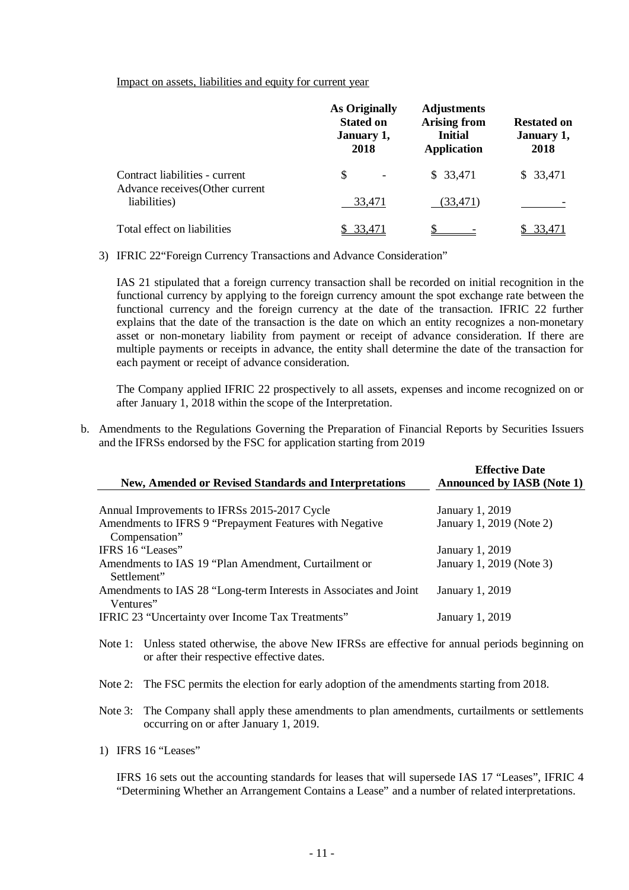Impact on assets, liabilities and equity for current year

| | As Originally Stated on January 1, 2018 | Adjustments Arising from Initial Application | Restated on January 1, 2018 |
|---|---|---|---|
| Contract liabilities - current | $ - | $ 33,471 | $ 33,471 |
| Advance receives(Other current liabilities) | 33,471 | (33,471) | - |
| Total effect on liabilities | $ 33,471 | $ - | $ 33,471 |

3) IFRIC 22“Foreign Currency Transactions and Advance Consideration”

IAS 21 stipulated that a foreign currency transaction shall be recorded on initial recognition in the functional currency by applying to the foreign currency amount the spot exchange rate between the functional currency and the foreign currency at the date of the transaction. IFRIC 22 further explains that the date of the transaction is the date on which an entity recognizes a non-monetary asset or non-monetary liability from payment or receipt of advance consideration. If there are multiple payments or receipts in advance, the entity shall determine the date of the transaction for each payment or receipt of advance consideration.

The Company applied IFRIC 22 prospectively to all assets, expenses and income recognized on or after January 1, 2018 within the scope of the Interpretation.

b. Amendments to the Regulations Governing the Preparation of Financial Reports by Securities Issuers and the IFRSs endorsed by the FSC for application starting from 2019

| New, Amended or Revised Standards and Interpretations | Effective Date Announced by IASB (Note 1) |
|---|---|
| Annual Improvements to IFRSs 2015-2017 Cycle | January 1, 2019 |
| Amendments to IFRS 9 “Prepayment Features with Negative Compensation” | January 1, 2019 (Note 2) |
| IFRS 16 “Leases” | January 1, 2019 |
| Amendments to IAS 19 “Plan Amendment, Curtailment or Settlement” | January 1, 2019 (Note 3) |
| Amendments to IAS 28 “Long-term Interests in Associates and Joint Ventures” | January 1, 2019 |
| IFRIC 23 “Uncertainty over Income Tax Treatments” | January 1, 2019 |

Note 1: Unless stated otherwise, the above New IFRSs are effective for annual periods beginning on or after their respective effective dates.

Note 2: The FSC permits the election for early adoption of the amendments starting from 2018.

Note 3: The Company shall apply these amendments to plan amendments, curtailments or settlements occurring on or after January 1, 2019.

1) IFRS 16 “Leases”

IFRS 16 sets out the accounting standards for leases that will supersede IAS 17 “Leases”, IFRIC 4 “Determining Whether an Arrangement Contains a Lease” and a number of related interpretations.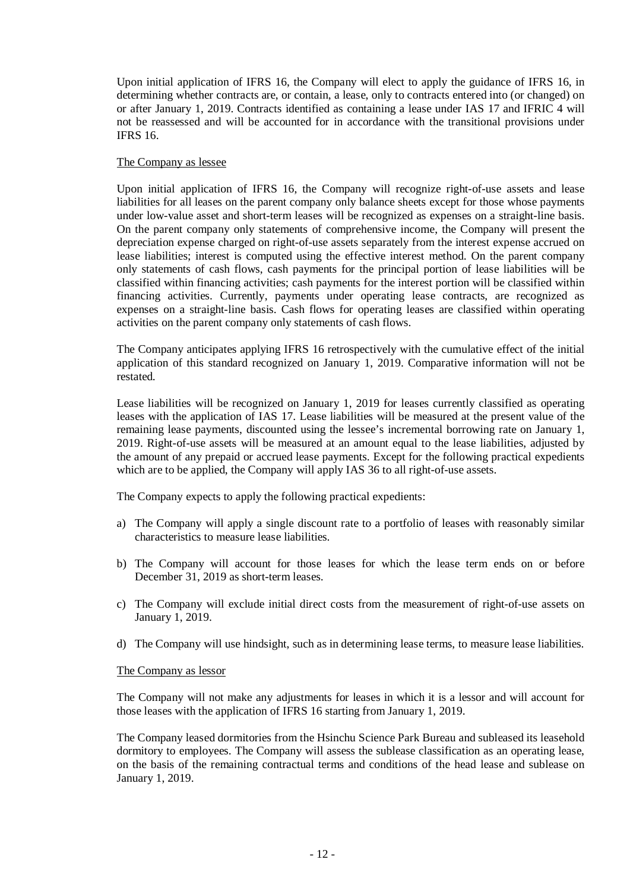Upon initial application of IFRS 16, the Company will elect to apply the guidance of IFRS 16, in determining whether contracts are, or contain, a lease, only to contracts entered into (or changed) on or after January 1, 2019. Contracts identified as containing a lease under IAS 17 and IFRIC 4 will not be reassessed and will be accounted for in accordance with the transitional provisions under IFRS 16.

The Company as lessee

Upon initial application of IFRS 16, the Company will recognize right-of-use assets and lease liabilities for all leases on the parent company only balance sheets except for those whose payments under low-value asset and short-term leases will be recognized as expenses on a straight-line basis. On the parent company only statements of comprehensive income, the Company will present the depreciation expense charged on right-of-use assets separately from the interest expense accrued on lease liabilities; interest is computed using the effective interest method. On the parent company only statements of cash flows, cash payments for the principal portion of lease liabilities will be classified within financing activities; cash payments for the interest portion will be classified within financing activities. Currently, payments under operating lease contracts, are recognized as expenses on a straight-line basis. Cash flows for operating leases are classified within operating activities on the parent company only statements of cash flows.

The Company anticipates applying IFRS 16 retrospectively with the cumulative effect of the initial application of this standard recognized on January 1, 2019. Comparative information will not be restated.

Lease liabilities will be recognized on January 1, 2019 for leases currently classified as operating leases with the application of IAS 17. Lease liabilities will be measured at the present value of the remaining lease payments, discounted using the lessee's incremental borrowing rate on January 1, 2019. Right-of-use assets will be measured at an amount equal to the lease liabilities, adjusted by the amount of any prepaid or accrued lease payments. Except for the following practical expedients which are to be applied, the Company will apply IAS 36 to all right-of-use assets.

The Company expects to apply the following practical expedients:

a) The Company will apply a single discount rate to a portfolio of leases with reasonably similar characteristics to measure lease liabilities.

b) The Company will account for those leases for which the lease term ends on or before December 31, 2019 as short-term leases.

c) The Company will exclude initial direct costs from the measurement of right-of-use assets on January 1, 2019.

d) The Company will use hindsight, such as in determining lease terms, to measure lease liabilities.

The Company as lessor

The Company will not make any adjustments for leases in which it is a lessor and will account for those leases with the application of IFRS 16 starting from January 1, 2019.

The Company leased dormitories from the Hsinchu Science Park Bureau and subleased its leasehold dormitory to employees. The Company will assess the sublease classification as an operating lease, on the basis of the remaining contractual terms and conditions of the head lease and sublease on January 1, 2019.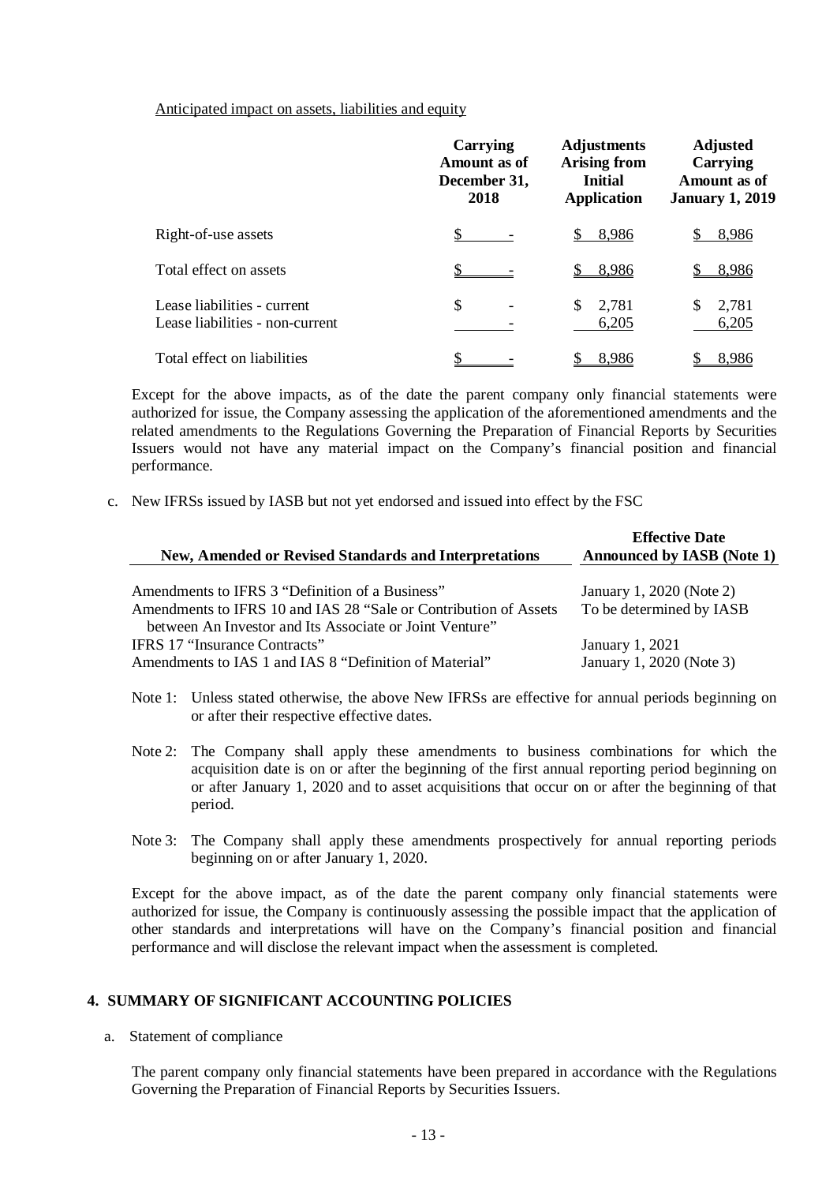Anticipated impact on assets, liabilities and equity

| | Carrying Amount as of December 31, 2018 | Adjustments Arising from Initial Application | Adjusted Carrying Amount as of January 1, 2019 |
|---|---|---|---|
| Right-of-use assets | $ - | $ 8,986 | $ 8,986 |
| Total effect on assets | $ - | $ 8,986 | $ 8,986 |
| Lease liabilities - current | $ - | $ 2,781 | $ 2,781 |
| Lease liabilities - non-current | - | 6,205 | 6,205 |
| Total effect on liabilities | $ - | $ 8,986 | $ 8,986 |

Except for the above impacts, as of the date the parent company only financial statements were authorized for issue, the Company assessing the application of the aforementioned amendments and the related amendments to the Regulations Governing the Preparation of Financial Reports by Securities Issuers would not have any material impact on the Company's financial position and financial performance.

c. New IFRSs issued by IASB but not yet endorsed and issued into effect by the FSC

| New, Amended or Revised Standards and Interpretations | Effective Date Announced by IASB (Note 1) |
|---|---|
| Amendments to IFRS 3 "Definition of a Business" | January 1, 2020 (Note 2) |
| Amendments to IFRS 10 and IAS 28 "Sale or Contribution of Assets between An Investor and Its Associate or Joint Venture" | To be determined by IASB |
| IFRS 17 "Insurance Contracts" | January 1, 2021 |
| Amendments to IAS 1 and IAS 8 "Definition of Material" | January 1, 2020 (Note 3) |

Note 1: Unless stated otherwise, the above New IFRSs are effective for annual periods beginning on or after their respective effective dates.

Note 2: The Company shall apply these amendments to business combinations for which the acquisition date is on or after the beginning of the first annual reporting period beginning on or after January 1, 2020 and to asset acquisitions that occur on or after the beginning of that period.

Note 3: The Company shall apply these amendments prospectively for annual reporting periods beginning on or after January 1, 2020.

Except for the above impact, as of the date the parent company only financial statements were authorized for issue, the Company is continuously assessing the possible impact that the application of other standards and interpretations will have on the Company's financial position and financial performance and will disclose the relevant impact when the assessment is completed.

## 4. SUMMARY OF SIGNIFICANT ACCOUNTING POLICIES

a. Statement of compliance

The parent company only financial statements have been prepared in accordance with the Regulations Governing the Preparation of Financial Reports by Securities Issuers.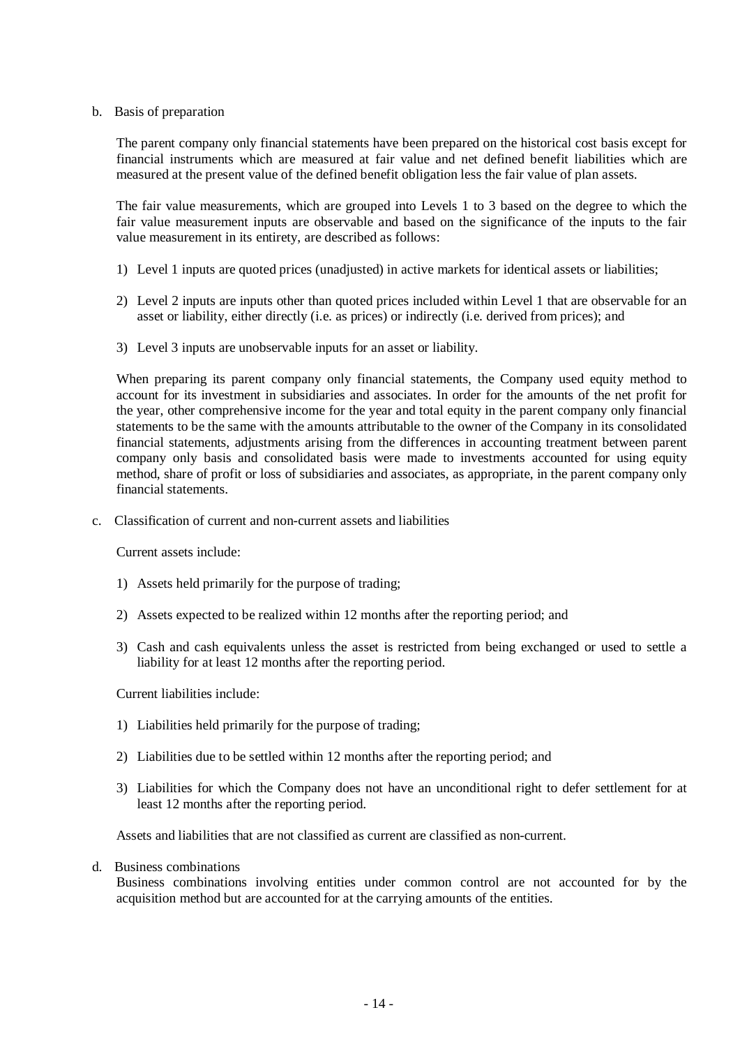b. Basis of preparation

The parent company only financial statements have been prepared on the historical cost basis except for financial instruments which are measured at fair value and net defined benefit liabilities which are measured at the present value of the defined benefit obligation less the fair value of plan assets.

The fair value measurements, which are grouped into Levels 1 to 3 based on the degree to which the fair value measurement inputs are observable and based on the significance of the inputs to the fair value measurement in its entirety, are described as follows:

1) Level 1 inputs are quoted prices (unadjusted) in active markets for identical assets or liabilities;

2) Level 2 inputs are inputs other than quoted prices included within Level 1 that are observable for an asset or liability, either directly (i.e. as prices) or indirectly (i.e. derived from prices); and

3) Level 3 inputs are unobservable inputs for an asset or liability.

When preparing its parent company only financial statements, the Company used equity method to account for its investment in subsidiaries and associates. In order for the amounts of the net profit for the year, other comprehensive income for the year and total equity in the parent company only financial statements to be the same with the amounts attributable to the owner of the Company in its consolidated financial statements, adjustments arising from the differences in accounting treatment between parent company only basis and consolidated basis were made to investments accounted for using equity method, share of profit or loss of subsidiaries and associates, as appropriate, in the parent company only financial statements.

c. Classification of current and non-current assets and liabilities

Current assets include:

1) Assets held primarily for the purpose of trading;

2) Assets expected to be realized within 12 months after the reporting period; and

3) Cash and cash equivalents unless the asset is restricted from being exchanged or used to settle a liability for at least 12 months after the reporting period.

Current liabilities include:

1) Liabilities held primarily for the purpose of trading;

2) Liabilities due to be settled within 12 months after the reporting period; and

3) Liabilities for which the Company does not have an unconditional right to defer settlement for at least 12 months after the reporting period.

Assets and liabilities that are not classified as current are classified as non-current.

d. Business combinations

Business combinations involving entities under common control are not accounted for by the acquisition method but are accounted for at the carrying amounts of the entities.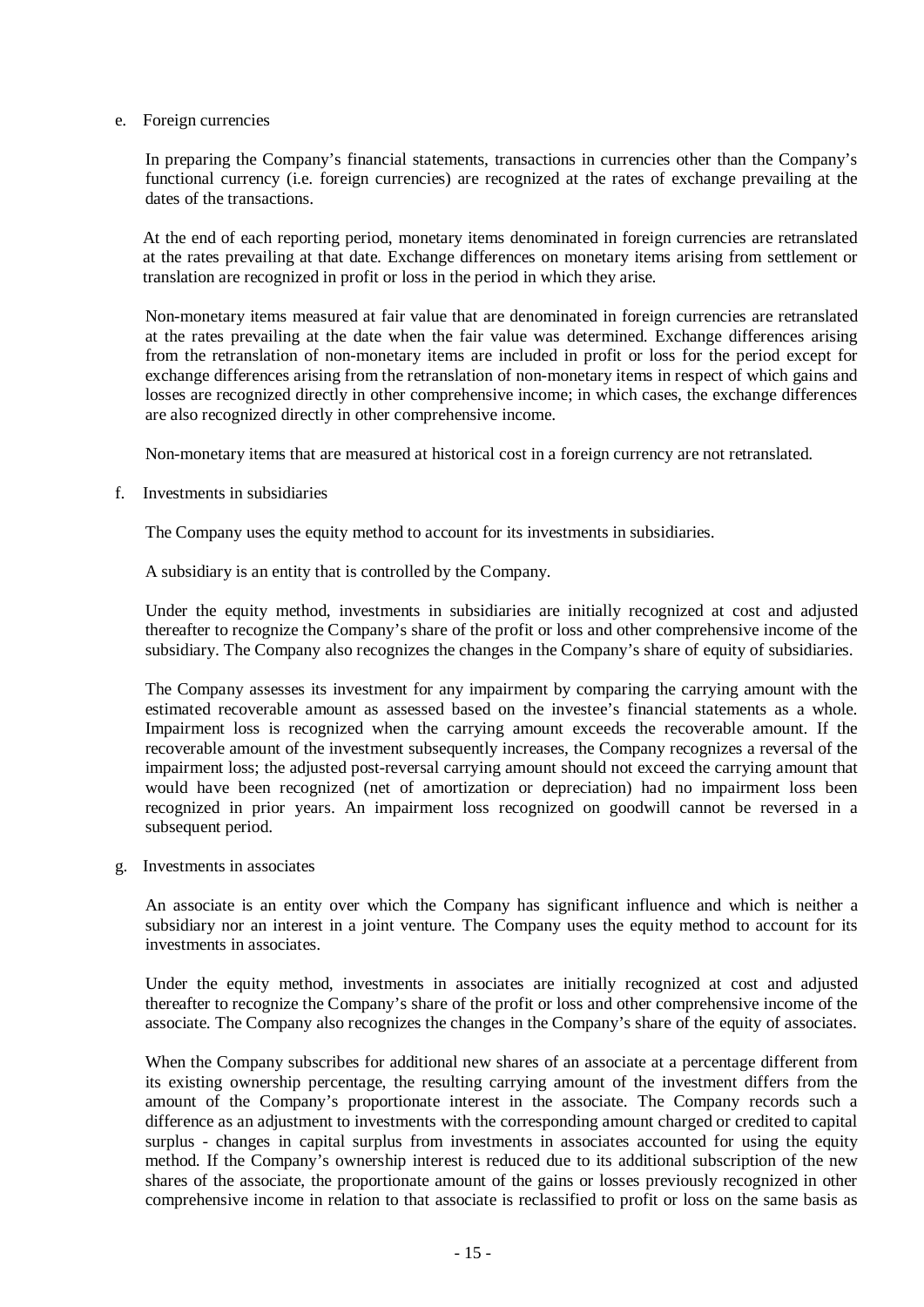e. Foreign currencies

In preparing the Company's financial statements, transactions in currencies other than the Company's functional currency (i.e. foreign currencies) are recognized at the rates of exchange prevailing at the dates of the transactions.

At the end of each reporting period, monetary items denominated in foreign currencies are retranslated at the rates prevailing at that date. Exchange differences on monetary items arising from settlement or translation are recognized in profit or loss in the period in which they arise.

Non-monetary items measured at fair value that are denominated in foreign currencies are retranslated at the rates prevailing at the date when the fair value was determined. Exchange differences arising from the retranslation of non-monetary items are included in profit or loss for the period except for exchange differences arising from the retranslation of non-monetary items in respect of which gains and losses are recognized directly in other comprehensive income; in which cases, the exchange differences are also recognized directly in other comprehensive income.

Non-monetary items that are measured at historical cost in a foreign currency are not retranslated.

f. Investments in subsidiaries

The Company uses the equity method to account for its investments in subsidiaries.

A subsidiary is an entity that is controlled by the Company.

Under the equity method, investments in subsidiaries are initially recognized at cost and adjusted thereafter to recognize the Company's share of the profit or loss and other comprehensive income of the subsidiary. The Company also recognizes the changes in the Company's share of equity of subsidiaries.

The Company assesses its investment for any impairment by comparing the carrying amount with the estimated recoverable amount as assessed based on the investee's financial statements as a whole. Impairment loss is recognized when the carrying amount exceeds the recoverable amount. If the recoverable amount of the investment subsequently increases, the Company recognizes a reversal of the impairment loss; the adjusted post-reversal carrying amount should not exceed the carrying amount that would have been recognized (net of amortization or depreciation) had no impairment loss been recognized in prior years. An impairment loss recognized on goodwill cannot be reversed in a subsequent period.

g. Investments in associates

An associate is an entity over which the Company has significant influence and which is neither a subsidiary nor an interest in a joint venture. The Company uses the equity method to account for its investments in associates.

Under the equity method, investments in associates are initially recognized at cost and adjusted thereafter to recognize the Company's share of the profit or loss and other comprehensive income of the associate. The Company also recognizes the changes in the Company's share of the equity of associates.

When the Company subscribes for additional new shares of an associate at a percentage different from its existing ownership percentage, the resulting carrying amount of the investment differs from the amount of the Company's proportionate interest in the associate. The Company records such a difference as an adjustment to investments with the corresponding amount charged or credited to capital surplus - changes in capital surplus from investments in associates accounted for using the equity method. If the Company's ownership interest is reduced due to its additional subscription of the new shares of the associate, the proportionate amount of the gains or losses previously recognized in other comprehensive income in relation to that associate is reclassified to profit or loss on the same basis as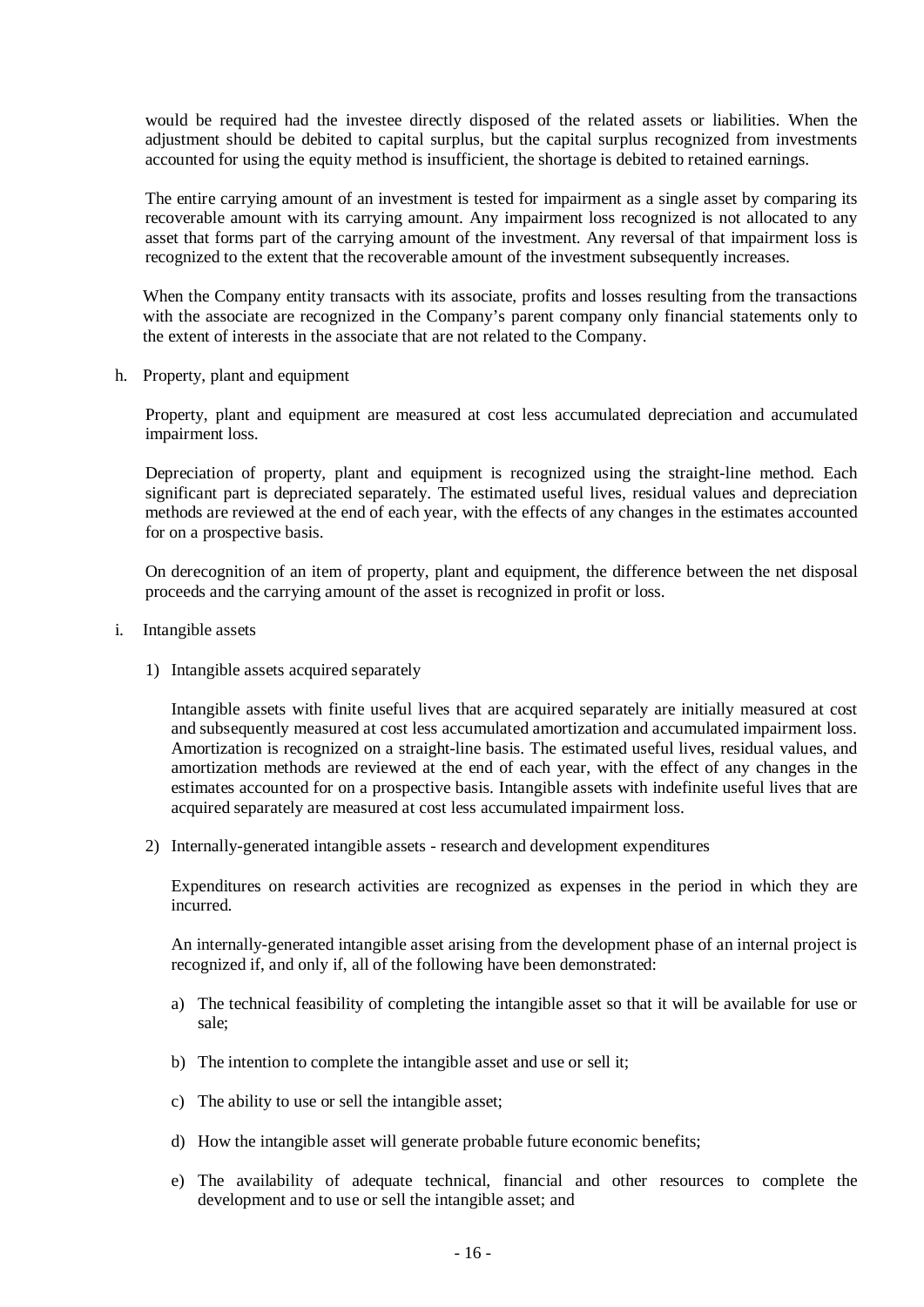would be required had the investee directly disposed of the related assets or liabilities. When the adjustment should be debited to capital surplus, but the capital surplus recognized from investments accounted for using the equity method is insufficient, the shortage is debited to retained earnings.

The entire carrying amount of an investment is tested for impairment as a single asset by comparing its recoverable amount with its carrying amount. Any impairment loss recognized is not allocated to any asset that forms part of the carrying amount of the investment. Any reversal of that impairment loss is recognized to the extent that the recoverable amount of the investment subsequently increases.

When the Company entity transacts with its associate, profits and losses resulting from the transactions with the associate are recognized in the Company's parent company only financial statements only to the extent of interests in the associate that are not related to the Company.

h. Property, plant and equipment

Property, plant and equipment are measured at cost less accumulated depreciation and accumulated impairment loss.

Depreciation of property, plant and equipment is recognized using the straight-line method. Each significant part is depreciated separately. The estimated useful lives, residual values and depreciation methods are reviewed at the end of each year, with the effects of any changes in the estimates accounted for on a prospective basis.

On derecognition of an item of property, plant and equipment, the difference between the net disposal proceeds and the carrying amount of the asset is recognized in profit or loss.

i. Intangible assets

1) Intangible assets acquired separately

Intangible assets with finite useful lives that are acquired separately are initially measured at cost and subsequently measured at cost less accumulated amortization and accumulated impairment loss. Amortization is recognized on a straight-line basis. The estimated useful lives, residual values, and amortization methods are reviewed at the end of each year, with the effect of any changes in the estimates accounted for on a prospective basis. Intangible assets with indefinite useful lives that are acquired separately are measured at cost less accumulated impairment loss.

2) Internally-generated intangible assets - research and development expenditures

Expenditures on research activities are recognized as expenses in the period in which they are incurred.

An internally-generated intangible asset arising from the development phase of an internal project is recognized if, and only if, all of the following have been demonstrated:

a) The technical feasibility of completing the intangible asset so that it will be available for use or sale;

b) The intention to complete the intangible asset and use or sell it;

c) The ability to use or sell the intangible asset;

d) How the intangible asset will generate probable future economic benefits;

e) The availability of adequate technical, financial and other resources to complete the development and to use or sell the intangible asset; and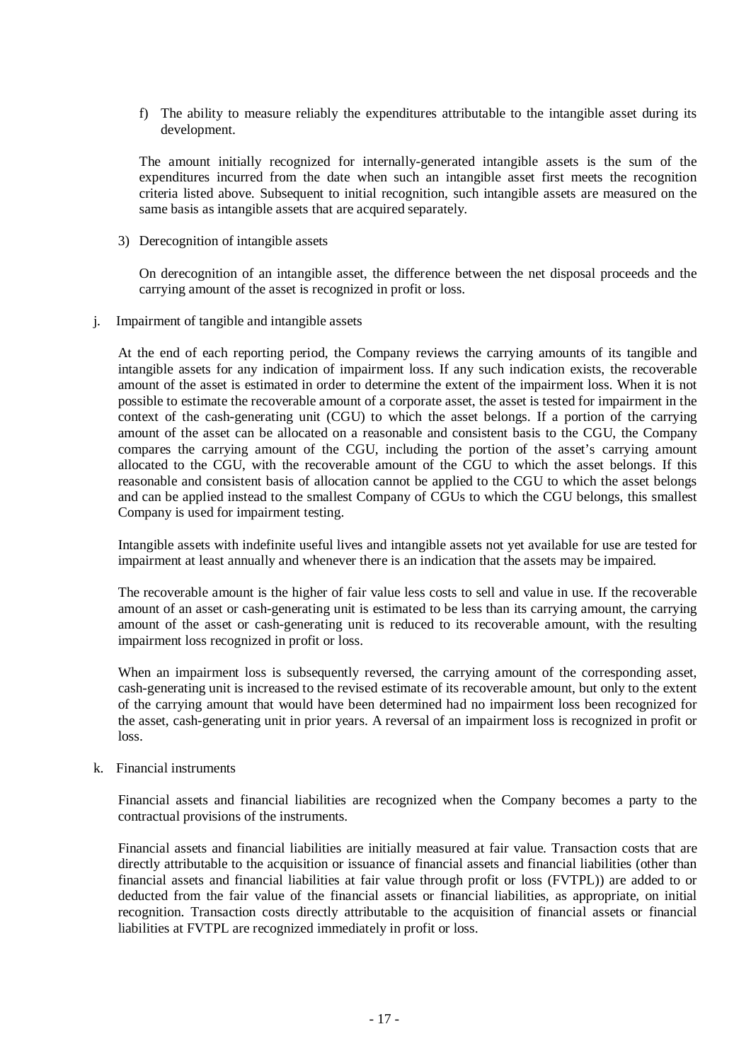f) The ability to measure reliably the expenditures attributable to the intangible asset during its development.

The amount initially recognized for internally-generated intangible assets is the sum of the expenditures incurred from the date when such an intangible asset first meets the recognition criteria listed above. Subsequent to initial recognition, such intangible assets are measured on the same basis as intangible assets that are acquired separately.

3) Derecognition of intangible assets

On derecognition of an intangible asset, the difference between the net disposal proceeds and the carrying amount of the asset is recognized in profit or loss.

j. Impairment of tangible and intangible assets

At the end of each reporting period, the Company reviews the carrying amounts of its tangible and intangible assets for any indication of impairment loss. If any such indication exists, the recoverable amount of the asset is estimated in order to determine the extent of the impairment loss. When it is not possible to estimate the recoverable amount of a corporate asset, the asset is tested for impairment in the context of the cash-generating unit (CGU) to which the asset belongs. If a portion of the carrying amount of the asset can be allocated on a reasonable and consistent basis to the CGU, the Company compares the carrying amount of the CGU, including the portion of the asset's carrying amount allocated to the CGU, with the recoverable amount of the CGU to which the asset belongs. If this reasonable and consistent basis of allocation cannot be applied to the CGU to which the asset belongs and can be applied instead to the smallest Company of CGUs to which the CGU belongs, this smallest Company is used for impairment testing.

Intangible assets with indefinite useful lives and intangible assets not yet available for use are tested for impairment at least annually and whenever there is an indication that the assets may be impaired.

The recoverable amount is the higher of fair value less costs to sell and value in use. If the recoverable amount of an asset or cash-generating unit is estimated to be less than its carrying amount, the carrying amount of the asset or cash-generating unit is reduced to its recoverable amount, with the resulting impairment loss recognized in profit or loss.

When an impairment loss is subsequently reversed, the carrying amount of the corresponding asset, cash-generating unit is increased to the revised estimate of its recoverable amount, but only to the extent of the carrying amount that would have been determined had no impairment loss been recognized for the asset, cash-generating unit in prior years. A reversal of an impairment loss is recognized in profit or loss.

k. Financial instruments

Financial assets and financial liabilities are recognized when the Company becomes a party to the contractual provisions of the instruments.

Financial assets and financial liabilities are initially measured at fair value. Transaction costs that are directly attributable to the acquisition or issuance of financial assets and financial liabilities (other than financial assets and financial liabilities at fair value through profit or loss (FVTPL)) are added to or deducted from the fair value of the financial assets or financial liabilities, as appropriate, on initial recognition. Transaction costs directly attributable to the acquisition of financial assets or financial liabilities at FVTPL are recognized immediately in profit or loss.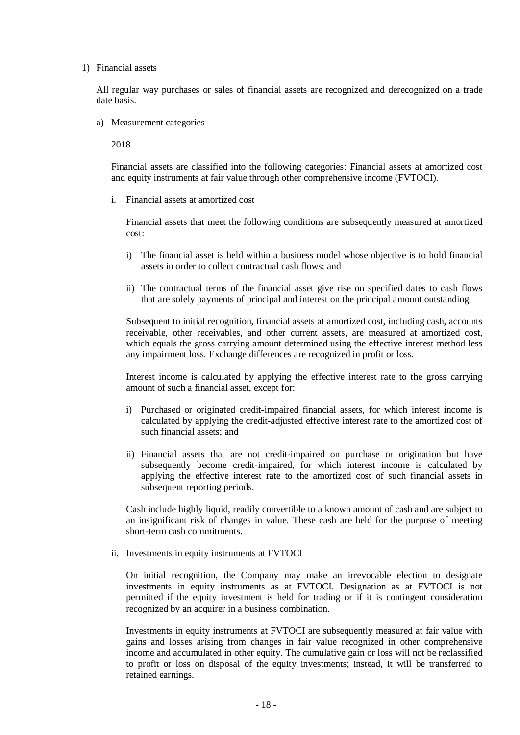1) Financial assets

All regular way purchases or sales of financial assets are recognized and derecognized on a trade date basis.

a) Measurement categories

<u>2018</u>

Financial assets are classified into the following categories: Financial assets at amortized cost and equity instruments at fair value through other comprehensive income (FVTOCI).

i. Financial assets at amortized cost

Financial assets that meet the following conditions are subsequently measured at amortized cost:

i) The financial asset is held within a business model whose objective is to hold financial assets in order to collect contractual cash flows; and

ii) The contractual terms of the financial asset give rise on specified dates to cash flows that are solely payments of principal and interest on the principal amount outstanding.

Subsequent to initial recognition, financial assets at amortized cost, including cash, accounts receivable, other receivables, and other current assets, are measured at amortized cost, which equals the gross carrying amount determined using the effective interest method less any impairment loss. Exchange differences are recognized in profit or loss.

Interest income is calculated by applying the effective interest rate to the gross carrying amount of such a financial asset, except for:

i) Purchased or originated credit-impaired financial assets, for which interest income is calculated by applying the credit-adjusted effective interest rate to the amortized cost of such financial assets; and

ii) Financial assets that are not credit-impaired on purchase or origination but have subsequently become credit-impaired, for which interest income is calculated by applying the effective interest rate to the amortized cost of such financial assets in subsequent reporting periods.

Cash include highly liquid, readily convertible to a known amount of cash and are subject to an insignificant risk of changes in value. These cash are held for the purpose of meeting short-term cash commitments.

ii. Investments in equity instruments at FVTOCI

On initial recognition, the Company may make an irrevocable election to designate investments in equity instruments as at FVTOCI. Designation as at FVTOCI is not permitted if the equity investment is held for trading or if it is contingent consideration recognized by an acquirer in a business combination.

Investments in equity instruments at FVTOCI are subsequently measured at fair value with gains and losses arising from changes in fair value recognized in other comprehensive income and accumulated in other equity. The cumulative gain or loss will not be reclassified to profit or loss on disposal of the equity investments; instead, it will be transferred to retained earnings.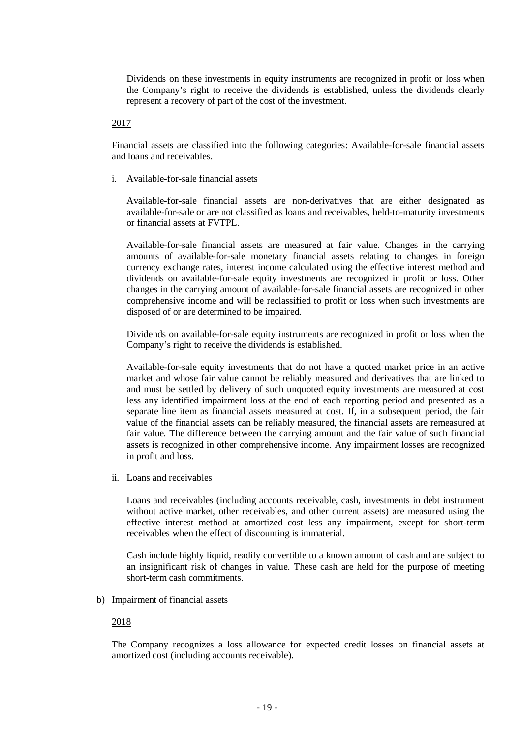Dividends on these investments in equity instruments are recognized in profit or loss when the Company's right to receive the dividends is established, unless the dividends clearly represent a recovery of part of the cost of the investment.

2017

Financial assets are classified into the following categories: Available-for-sale financial assets and loans and receivables.

i. Available-for-sale financial assets

   Available-for-sale financial assets are non-derivatives that are either designated as available-for-sale or are not classified as loans and receivables, held-to-maturity investments or financial assets at FVTPL.

   Available-for-sale financial assets are measured at fair value. Changes in the carrying amounts of available-for-sale monetary financial assets relating to changes in foreign currency exchange rates, interest income calculated using the effective interest method and dividends on available-for-sale equity investments are recognized in profit or loss. Other changes in the carrying amount of available-for-sale financial assets are recognized in other comprehensive income and will be reclassified to profit or loss when such investments are disposed of or are determined to be impaired.

   Dividends on available-for-sale equity instruments are recognized in profit or loss when the Company's right to receive the dividends is established.

   Available-for-sale equity investments that do not have a quoted market price in an active market and whose fair value cannot be reliably measured and derivatives that are linked to and must be settled by delivery of such unquoted equity investments are measured at cost less any identified impairment loss at the end of each reporting period and presented as a separate line item as financial assets measured at cost. If, in a subsequent period, the fair value of the financial assets can be reliably measured, the financial assets are remeasured at fair value. The difference between the carrying amount and the fair value of such financial assets is recognized in other comprehensive income. Any impairment losses are recognized in profit and loss.

ii. Loans and receivables

   Loans and receivables (including accounts receivable, cash, investments in debt instrument without active market, other receivables, and other current assets) are measured using the effective interest method at amortized cost less any impairment, except for short-term receivables when the effect of discounting is immaterial.

   Cash include highly liquid, readily convertible to a known amount of cash and are subject to an insignificant risk of changes in value. These cash are held for the purpose of meeting short-term cash commitments.

b) Impairment of financial assets

   2018

   The Company recognizes a loss allowance for expected credit losses on financial assets at amortized cost (including accounts receivable).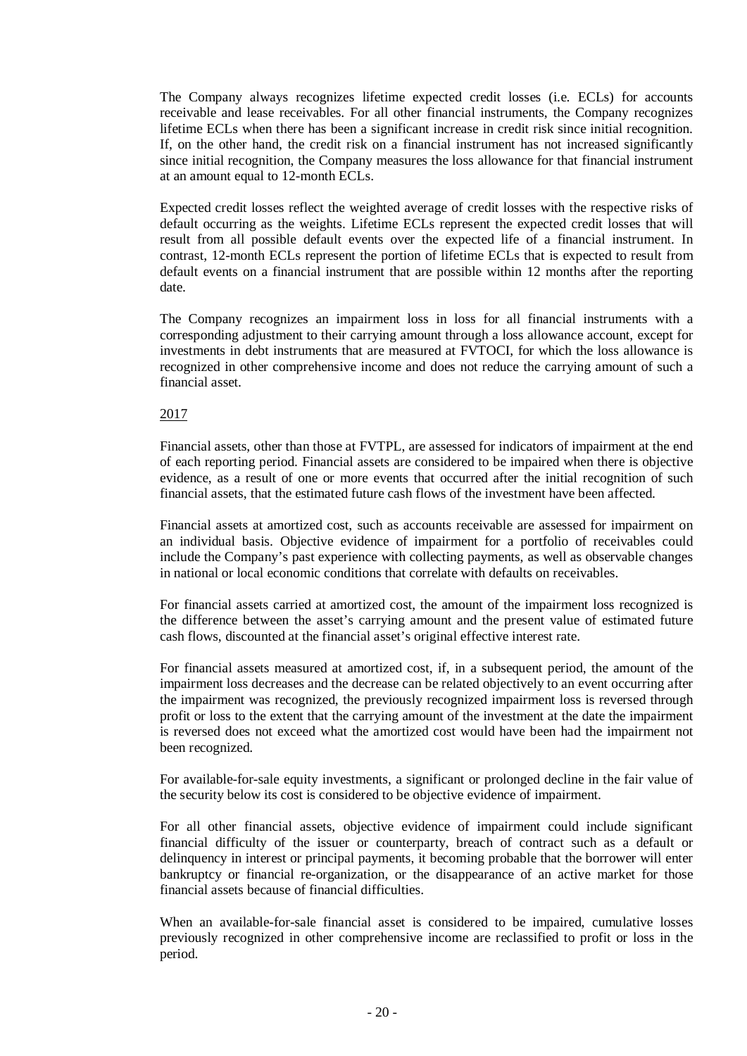The Company always recognizes lifetime expected credit losses (i.e. ECLs) for accounts receivable and lease receivables. For all other financial instruments, the Company recognizes lifetime ECLs when there has been a significant increase in credit risk since initial recognition. If, on the other hand, the credit risk on a financial instrument has not increased significantly since initial recognition, the Company measures the loss allowance for that financial instrument at an amount equal to 12-month ECLs.

Expected credit losses reflect the weighted average of credit losses with the respective risks of default occurring as the weights. Lifetime ECLs represent the expected credit losses that will result from all possible default events over the expected life of a financial instrument. In contrast, 12-month ECLs represent the portion of lifetime ECLs that is expected to result from default events on a financial instrument that are possible within 12 months after the reporting date.

The Company recognizes an impairment loss in loss for all financial instruments with a corresponding adjustment to their carrying amount through a loss allowance account, except for investments in debt instruments that are measured at FVTOCI, for which the loss allowance is recognized in other comprehensive income and does not reduce the carrying amount of such a financial asset.

2017

Financial assets, other than those at FVTPL, are assessed for indicators of impairment at the end of each reporting period. Financial assets are considered to be impaired when there is objective evidence, as a result of one or more events that occurred after the initial recognition of such financial assets, that the estimated future cash flows of the investment have been affected.

Financial assets at amortized cost, such as accounts receivable are assessed for impairment on an individual basis. Objective evidence of impairment for a portfolio of receivables could include the Company's past experience with collecting payments, as well as observable changes in national or local economic conditions that correlate with defaults on receivables.

For financial assets carried at amortized cost, the amount of the impairment loss recognized is the difference between the asset's carrying amount and the present value of estimated future cash flows, discounted at the financial asset's original effective interest rate.

For financial assets measured at amortized cost, if, in a subsequent period, the amount of the impairment loss decreases and the decrease can be related objectively to an event occurring after the impairment was recognized, the previously recognized impairment loss is reversed through profit or loss to the extent that the carrying amount of the investment at the date the impairment is reversed does not exceed what the amortized cost would have been had the impairment not been recognized.

For available-for-sale equity investments, a significant or prolonged decline in the fair value of the security below its cost is considered to be objective evidence of impairment.

For all other financial assets, objective evidence of impairment could include significant financial difficulty of the issuer or counterparty, breach of contract such as a default or delinquency in interest or principal payments, it becoming probable that the borrower will enter bankruptcy or financial re-organization, or the disappearance of an active market for those financial assets because of financial difficulties.

When an available-for-sale financial asset is considered to be impaired, cumulative losses previously recognized in other comprehensive income are reclassified to profit or loss in the period.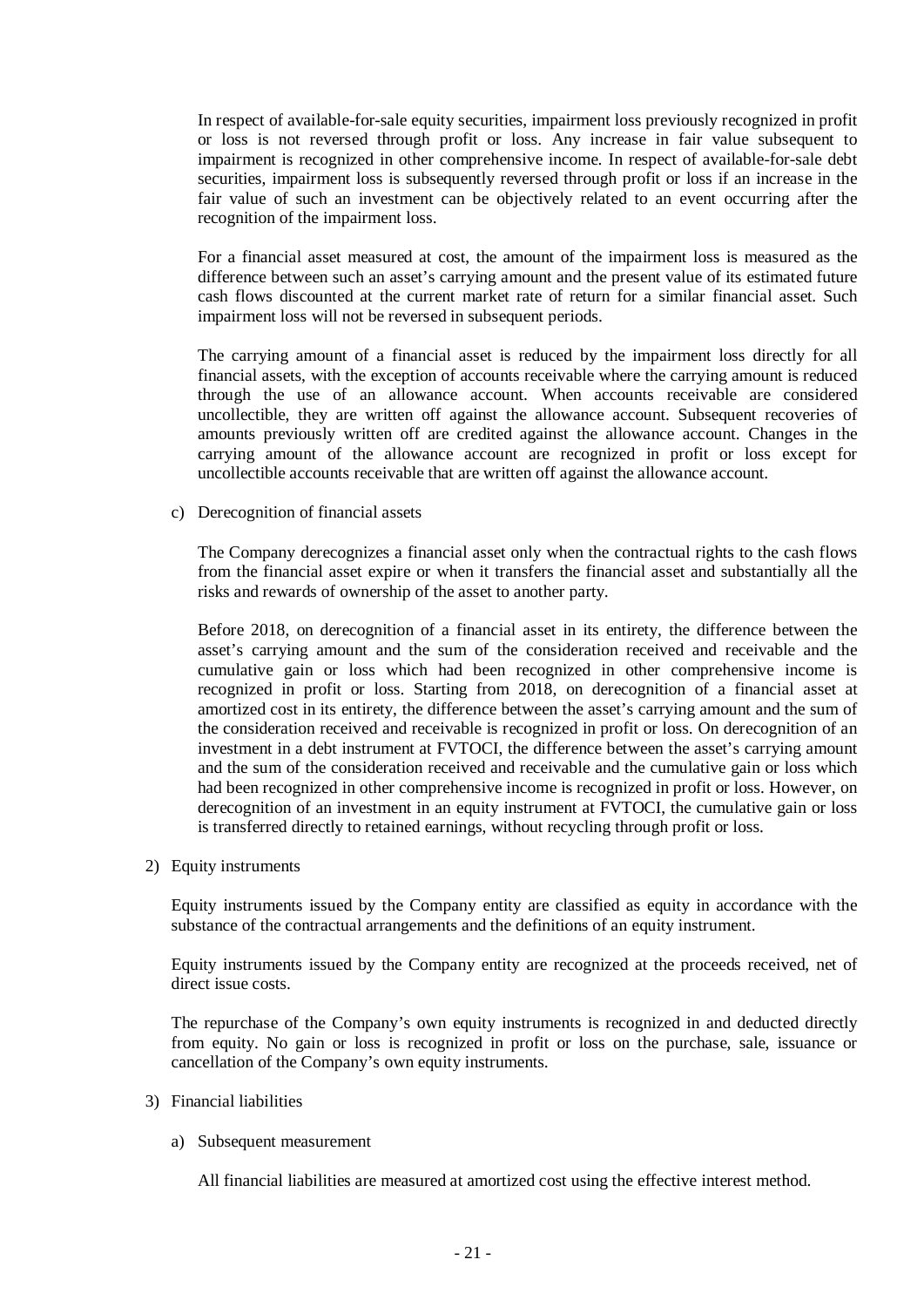In respect of available-for-sale equity securities, impairment loss previously recognized in profit or loss is not reversed through profit or loss. Any increase in fair value subsequent to impairment is recognized in other comprehensive income. In respect of available-for-sale debt securities, impairment loss is subsequently reversed through profit or loss if an increase in the fair value of such an investment can be objectively related to an event occurring after the recognition of the impairment loss.

For a financial asset measured at cost, the amount of the impairment loss is measured as the difference between such an asset's carrying amount and the present value of its estimated future cash flows discounted at the current market rate of return for a similar financial asset. Such impairment loss will not be reversed in subsequent periods.

The carrying amount of a financial asset is reduced by the impairment loss directly for all financial assets, with the exception of accounts receivable where the carrying amount is reduced through the use of an allowance account. When accounts receivable are considered uncollectible, they are written off against the allowance account. Subsequent recoveries of amounts previously written off are credited against the allowance account. Changes in the carrying amount of the allowance account are recognized in profit or loss except for uncollectible accounts receivable that are written off against the allowance account.

c) Derecognition of financial assets

The Company derecognizes a financial asset only when the contractual rights to the cash flows from the financial asset expire or when it transfers the financial asset and substantially all the risks and rewards of ownership of the asset to another party.

Before 2018, on derecognition of a financial asset in its entirety, the difference between the asset's carrying amount and the sum of the consideration received and receivable and the cumulative gain or loss which had been recognized in other comprehensive income is recognized in profit or loss. Starting from 2018, on derecognition of a financial asset at amortized cost in its entirety, the difference between the asset's carrying amount and the sum of the consideration received and receivable is recognized in profit or loss. On derecognition of an investment in a debt instrument at FVTOCI, the difference between the asset's carrying amount and the sum of the consideration received and receivable and the cumulative gain or loss which had been recognized in other comprehensive income is recognized in profit or loss. However, on derecognition of an investment in an equity instrument at FVTOCI, the cumulative gain or loss is transferred directly to retained earnings, without recycling through profit or loss.

2) Equity instruments

Equity instruments issued by the Company entity are classified as equity in accordance with the substance of the contractual arrangements and the definitions of an equity instrument.

Equity instruments issued by the Company entity are recognized at the proceeds received, net of direct issue costs.

The repurchase of the Company's own equity instruments is recognized in and deducted directly from equity. No gain or loss is recognized in profit or loss on the purchase, sale, issuance or cancellation of the Company's own equity instruments.

3) Financial liabilities

a) Subsequent measurement

All financial liabilities are measured at amortized cost using the effective interest method.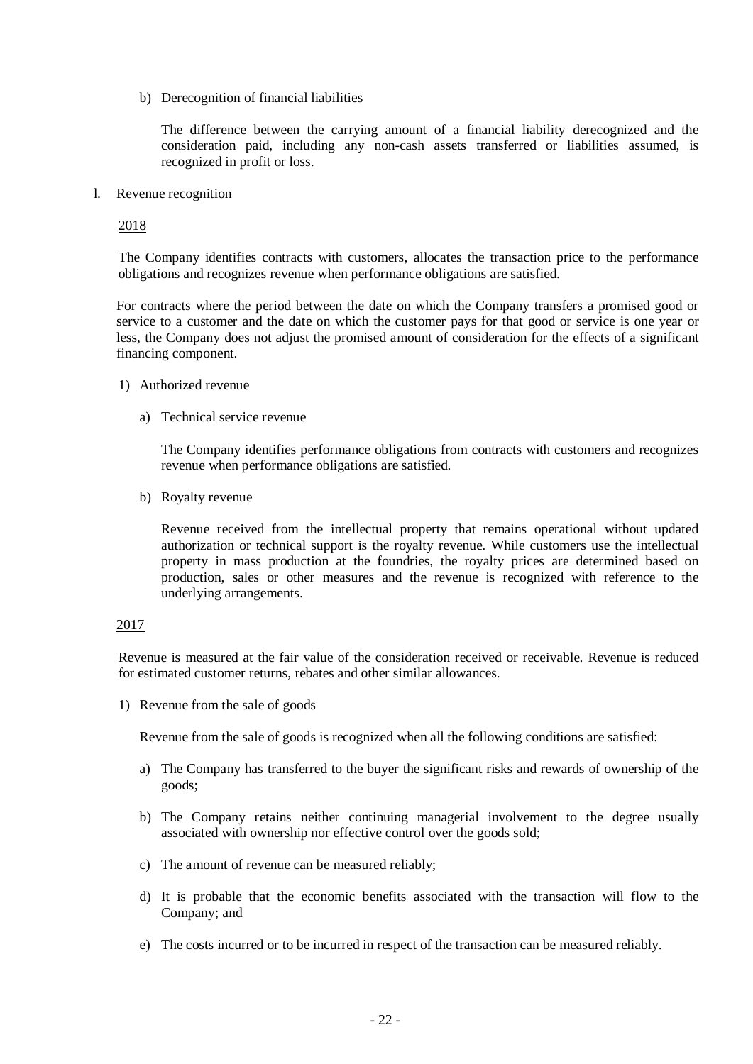b) Derecognition of financial liabilities

The difference between the carrying amount of a financial liability derecognized and the consideration paid, including any non-cash assets transferred or liabilities assumed, is recognized in profit or loss.

l. Revenue recognition

2018

The Company identifies contracts with customers, allocates the transaction price to the performance obligations and recognizes revenue when performance obligations are satisfied.

For contracts where the period between the date on which the Company transfers a promised good or service to a customer and the date on which the customer pays for that good or service is one year or less, the Company does not adjust the promised amount of consideration for the effects of a significant financing component.

1) Authorized revenue

a) Technical service revenue

The Company identifies performance obligations from contracts with customers and recognizes revenue when performance obligations are satisfied.

b) Royalty revenue

Revenue received from the intellectual property that remains operational without updated authorization or technical support is the royalty revenue. While customers use the intellectual property in mass production at the foundries, the royalty prices are determined based on production, sales or other measures and the revenue is recognized with reference to the underlying arrangements.

2017

Revenue is measured at the fair value of the consideration received or receivable. Revenue is reduced for estimated customer returns, rebates and other similar allowances.

1) Revenue from the sale of goods

Revenue from the sale of goods is recognized when all the following conditions are satisfied:

a) The Company has transferred to the buyer the significant risks and rewards of ownership of the goods;

b) The Company retains neither continuing managerial involvement to the degree usually associated with ownership nor effective control over the goods sold;

c) The amount of revenue can be measured reliably;

d) It is probable that the economic benefits associated with the transaction will flow to the Company; and

e) The costs incurred or to be incurred in respect of the transaction can be measured reliably.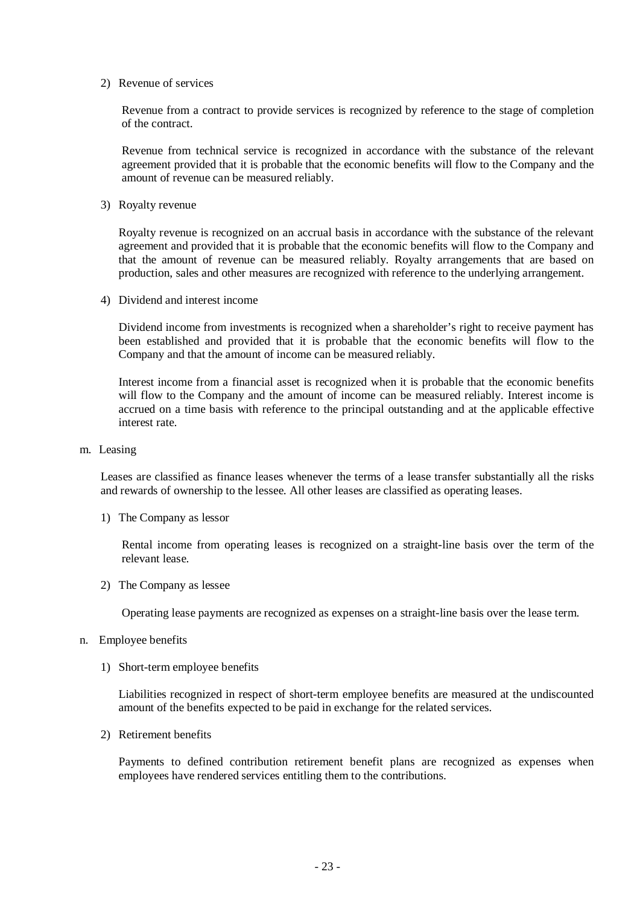2) Revenue of services

   Revenue from a contract to provide services is recognized by reference to the stage of completion of the contract.

   Revenue from technical service is recognized in accordance with the substance of the relevant agreement provided that it is probable that the economic benefits will flow to the Company and the amount of revenue can be measured reliably.

3) Royalty revenue

   Royalty revenue is recognized on an accrual basis in accordance with the substance of the relevant agreement and provided that it is probable that the economic benefits will flow to the Company and that the amount of revenue can be measured reliably. Royalty arrangements that are based on production, sales and other measures are recognized with reference to the underlying arrangement.

4) Dividend and interest income

   Dividend income from investments is recognized when a shareholder's right to receive payment has been established and provided that it is probable that the economic benefits will flow to the Company and that the amount of income can be measured reliably.

   Interest income from a financial asset is recognized when it is probable that the economic benefits will flow to the Company and the amount of income can be measured reliably. Interest income is accrued on a time basis with reference to the principal outstanding and at the applicable effective interest rate.

m. Leasing

   Leases are classified as finance leases whenever the terms of a lease transfer substantially all the risks and rewards of ownership to the lessee. All other leases are classified as operating leases.

   1) The Company as lessor

      Rental income from operating leases is recognized on a straight-line basis over the term of the relevant lease.

   2) The Company as lessee

      Operating lease payments are recognized as expenses on a straight-line basis over the lease term.

n. Employee benefits

   1) Short-term employee benefits

      Liabilities recognized in respect of short-term employee benefits are measured at the undiscounted amount of the benefits expected to be paid in exchange for the related services.

   2) Retirement benefits

      Payments to defined contribution retirement benefit plans are recognized as expenses when employees have rendered services entitling them to the contributions.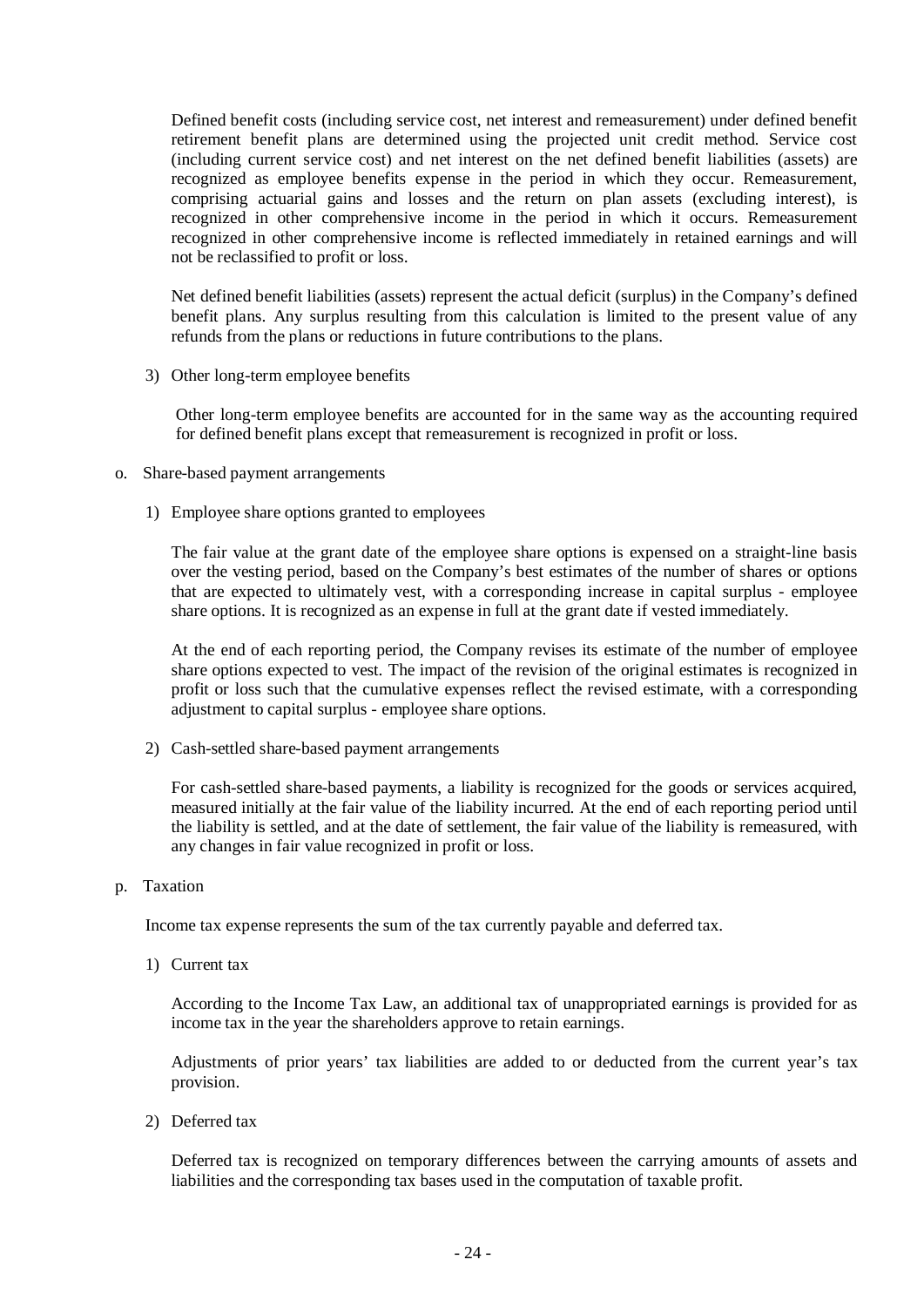Defined benefit costs (including service cost, net interest and remeasurement) under defined benefit retirement benefit plans are determined using the projected unit credit method. Service cost (including current service cost) and net interest on the net defined benefit liabilities (assets) are recognized as employee benefits expense in the period in which they occur. Remeasurement, comprising actuarial gains and losses and the return on plan assets (excluding interest), is recognized in other comprehensive income in the period in which it occurs. Remeasurement recognized in other comprehensive income is reflected immediately in retained earnings and will not be reclassified to profit or loss.

Net defined benefit liabilities (assets) represent the actual deficit (surplus) in the Company's defined benefit plans. Any surplus resulting from this calculation is limited to the present value of any refunds from the plans or reductions in future contributions to the plans.

3) Other long-term employee benefits

Other long-term employee benefits are accounted for in the same way as the accounting required for defined benefit plans except that remeasurement is recognized in profit or loss.

o. Share-based payment arrangements

1) Employee share options granted to employees

The fair value at the grant date of the employee share options is expensed on a straight-line basis over the vesting period, based on the Company's best estimates of the number of shares or options that are expected to ultimately vest, with a corresponding increase in capital surplus - employee share options. It is recognized as an expense in full at the grant date if vested immediately.

At the end of each reporting period, the Company revises its estimate of the number of employee share options expected to vest. The impact of the revision of the original estimates is recognized in profit or loss such that the cumulative expenses reflect the revised estimate, with a corresponding adjustment to capital surplus - employee share options.

2) Cash-settled share-based payment arrangements

For cash-settled share-based payments, a liability is recognized for the goods or services acquired, measured initially at the fair value of the liability incurred. At the end of each reporting period until the liability is settled, and at the date of settlement, the fair value of the liability is remeasured, with any changes in fair value recognized in profit or loss.

p. Taxation

Income tax expense represents the sum of the tax currently payable and deferred tax.

1) Current tax

According to the Income Tax Law, an additional tax of unappropriated earnings is provided for as income tax in the year the shareholders approve to retain earnings.

Adjustments of prior years' tax liabilities are added to or deducted from the current year's tax provision.

2) Deferred tax

Deferred tax is recognized on temporary differences between the carrying amounts of assets and liabilities and the corresponding tax bases used in the computation of taxable profit.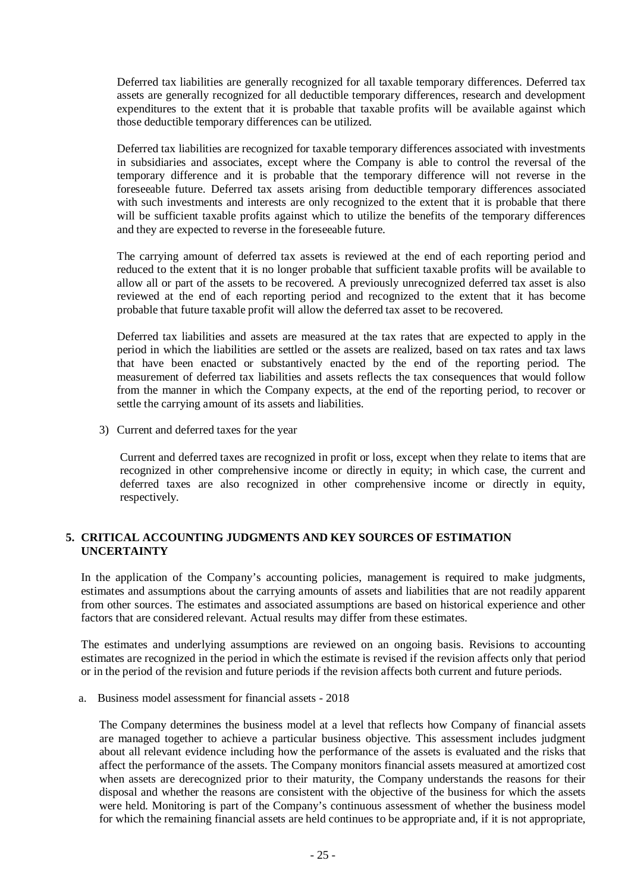Deferred tax liabilities are generally recognized for all taxable temporary differences. Deferred tax assets are generally recognized for all deductible temporary differences, research and development expenditures to the extent that it is probable that taxable profits will be available against which those deductible temporary differences can be utilized.

Deferred tax liabilities are recognized for taxable temporary differences associated with investments in subsidiaries and associates, except where the Company is able to control the reversal of the temporary difference and it is probable that the temporary difference will not reverse in the foreseeable future. Deferred tax assets arising from deductible temporary differences associated with such investments and interests are only recognized to the extent that it is probable that there will be sufficient taxable profits against which to utilize the benefits of the temporary differences and they are expected to reverse in the foreseeable future.

The carrying amount of deferred tax assets is reviewed at the end of each reporting period and reduced to the extent that it is no longer probable that sufficient taxable profits will be available to allow all or part of the assets to be recovered. A previously unrecognized deferred tax asset is also reviewed at the end of each reporting period and recognized to the extent that it has become probable that future taxable profit will allow the deferred tax asset to be recovered.

Deferred tax liabilities and assets are measured at the tax rates that are expected to apply in the period in which the liabilities are settled or the assets are realized, based on tax rates and tax laws that have been enacted or substantively enacted by the end of the reporting period. The measurement of deferred tax liabilities and assets reflects the tax consequences that would follow from the manner in which the Company expects, at the end of the reporting period, to recover or settle the carrying amount of its assets and liabilities.

3) Current and deferred taxes for the year

Current and deferred taxes are recognized in profit or loss, except when they relate to items that are recognized in other comprehensive income or directly in equity; in which case, the current and deferred taxes are also recognized in other comprehensive income or directly in equity, respectively.

## 5. CRITICAL ACCOUNTING JUDGMENTS AND KEY SOURCES OF ESTIMATION UNCERTAINTY

In the application of the Company's accounting policies, management is required to make judgments, estimates and assumptions about the carrying amounts of assets and liabilities that are not readily apparent from other sources. The estimates and associated assumptions are based on historical experience and other factors that are considered relevant. Actual results may differ from these estimates.

The estimates and underlying assumptions are reviewed on an ongoing basis. Revisions to accounting estimates are recognized in the period in which the estimate is revised if the revision affects only that period or in the period of the revision and future periods if the revision affects both current and future periods.

a. Business model assessment for financial assets - 2018

The Company determines the business model at a level that reflects how Company of financial assets are managed together to achieve a particular business objective. This assessment includes judgment about all relevant evidence including how the performance of the assets is evaluated and the risks that affect the performance of the assets. The Company monitors financial assets measured at amortized cost when assets are derecognized prior to their maturity, the Company understands the reasons for their disposal and whether the reasons are consistent with the objective of the business for which the assets were held. Monitoring is part of the Company's continuous assessment of whether the business model for which the remaining financial assets are held continues to be appropriate and, if it is not appropriate,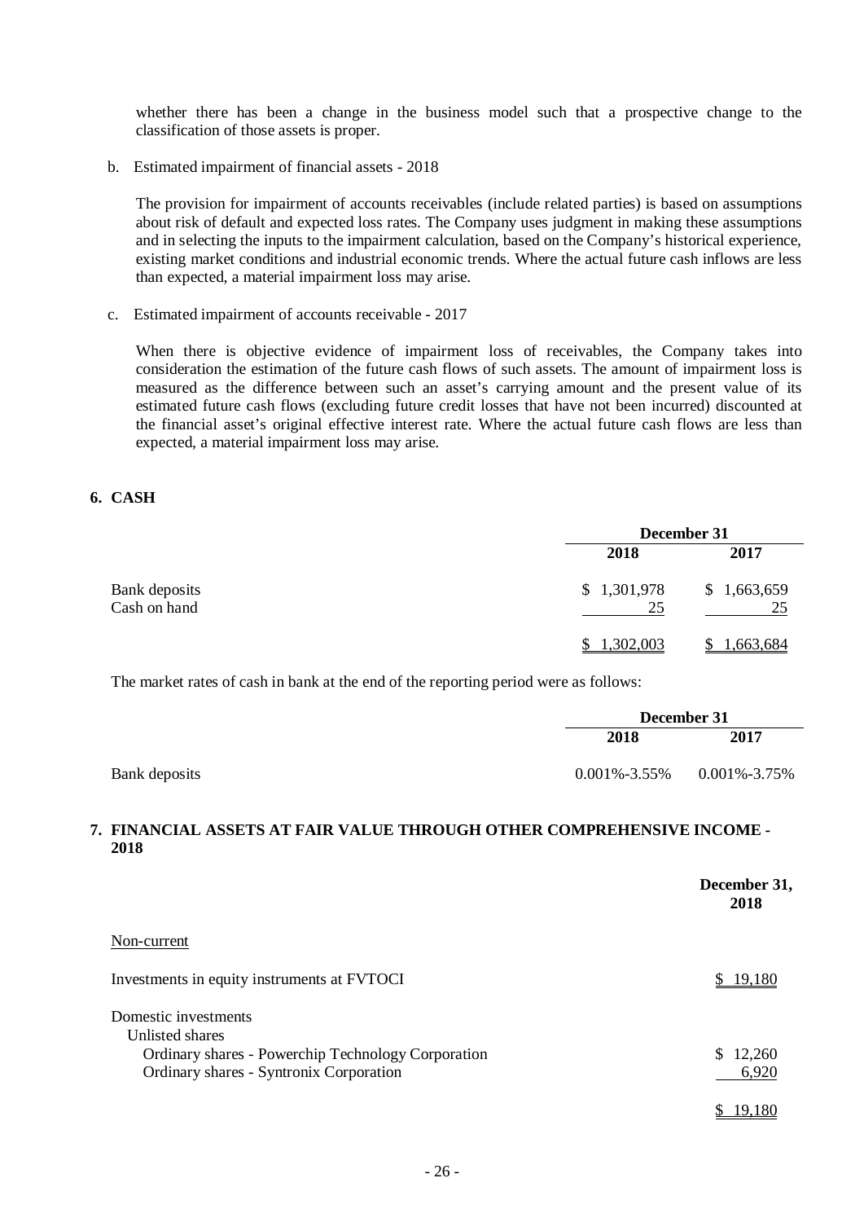whether there has been a change in the business model such that a prospective change to the classification of those assets is proper.

b. Estimated impairment of financial assets - 2018

The provision for impairment of accounts receivables (include related parties) is based on assumptions about risk of default and expected loss rates. The Company uses judgment in making these assumptions and in selecting the inputs to the impairment calculation, based on the Company's historical experience, existing market conditions and industrial economic trends. Where the actual future cash inflows are less than expected, a material impairment loss may arise.

c. Estimated impairment of accounts receivable - 2017

When there is objective evidence of impairment loss of receivables, the Company takes into consideration the estimation of the future cash flows of such assets. The amount of impairment loss is measured as the difference between such an asset's carrying amount and the present value of its estimated future cash flows (excluding future credit losses that have not been incurred) discounted at the financial asset's original effective interest rate. Where the actual future cash flows are less than expected, a material impairment loss may arise.

## 6. CASH

| | December 31 | |
|---|---|---|
| | **2018** | **2017** |
| Bank deposits | $ 1,301,978 | $ 1,663,659 |
| Cash on hand | 25 | 25 |
| | $ 1,302,003 | $ 1,663,684 |

The market rates of cash in bank at the end of the reporting period were as follows:

| | December 31 | |
|---|---|---|
| | **2018** | **2017** |
| Bank deposits | 0.001%-3.55% | 0.001%-3.75% |

## 7. FINANCIAL ASSETS AT FAIR VALUE THROUGH OTHER COMPREHENSIVE INCOME - 2018

| | **December 31, 2018** |
|---|---|
| Non-current | |
| Investments in equity instruments at FVTOCI | $ 19,180 |
| Domestic investments | |
| Unlisted shares | |
| Ordinary shares - Powerchip Technology Corporation | $ 12,260 |
| Ordinary shares - Syntronix Corporation | 6,920 |
| | $ 19,180 |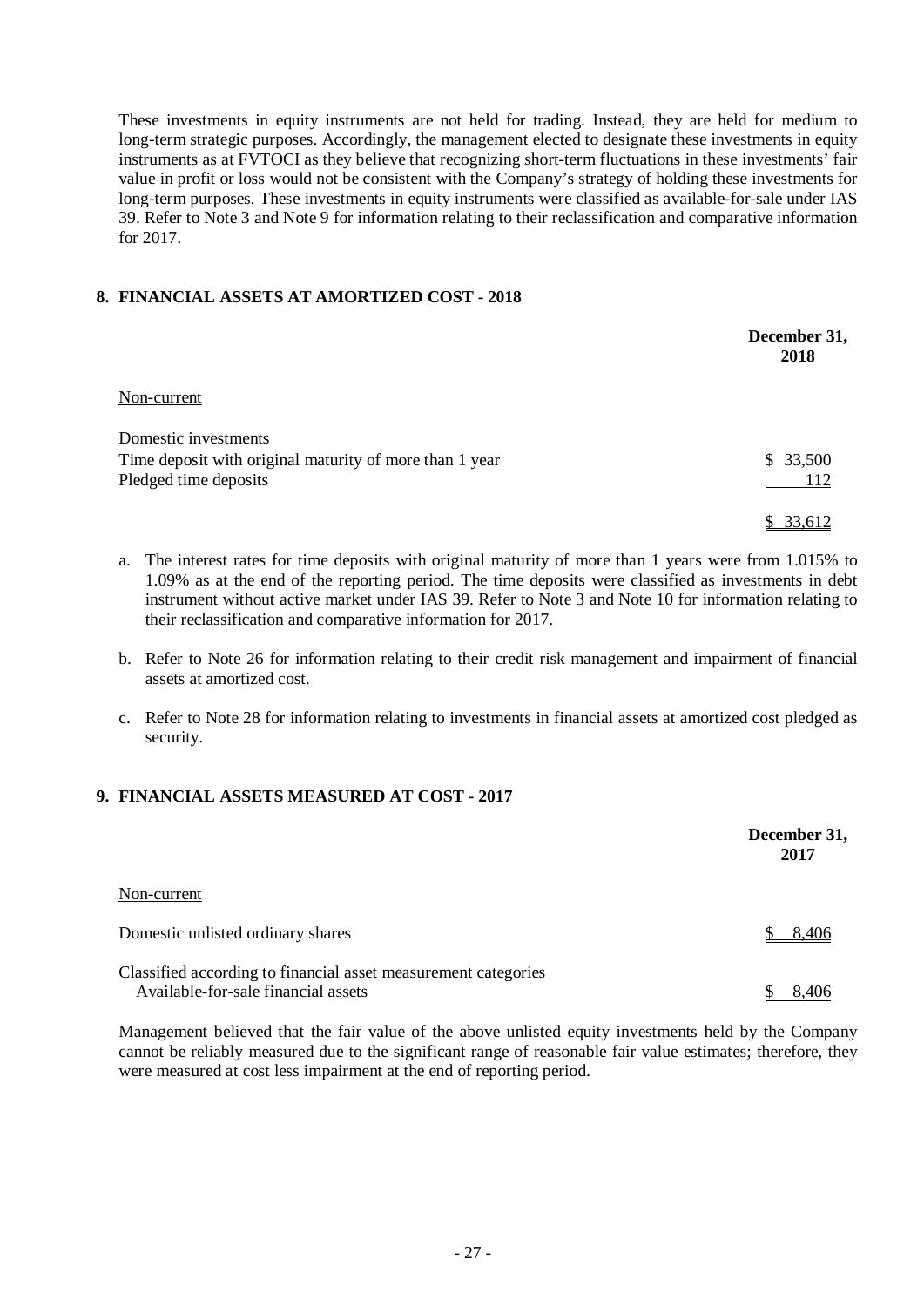These investments in equity instruments are not held for trading. Instead, they are held for medium to long-term strategic purposes. Accordingly, the management elected to designate these investments in equity instruments as at FVTOCI as they believe that recognizing short-term fluctuations in these investments' fair value in profit or loss would not be consistent with the Company's strategy of holding these investments for long-term purposes. These investments in equity instruments were classified as available-for-sale under IAS 39. Refer to Note 3 and Note 9 for information relating to their reclassification and comparative information for 2017.

## 8. FINANCIAL ASSETS AT AMORTIZED COST - 2018

| | December 31, 2018 |
|---|---|
| Non-current | |
| Domestic investments | |
| Time deposit with original maturity of more than 1 year | $ 33,500 |
| Pledged time deposits | 112 |
| | $ 33,612 |

a. The interest rates for time deposits with original maturity of more than 1 years were from 1.015% to 1.09% as at the end of the reporting period. The time deposits were classified as investments in debt instrument without active market under IAS 39. Refer to Note 3 and Note 10 for information relating to their reclassification and comparative information for 2017.

b. Refer to Note 26 for information relating to their credit risk management and impairment of financial assets at amortized cost.

c. Refer to Note 28 for information relating to investments in financial assets at amortized cost pledged as security.

## 9. FINANCIAL ASSETS MEASURED AT COST - 2017

| | December 31, 2017 |
|---|---|
| Non-current | |
| Domestic unlisted ordinary shares | $ 8,406 |
| Classified according to financial asset measurement categories | |
| Available-for-sale financial assets | $ 8,406 |

Management believed that the fair value of the above unlisted equity investments held by the Company cannot be reliably measured due to the significant range of reasonable fair value estimates; therefore, they were measured at cost less impairment at the end of reporting period.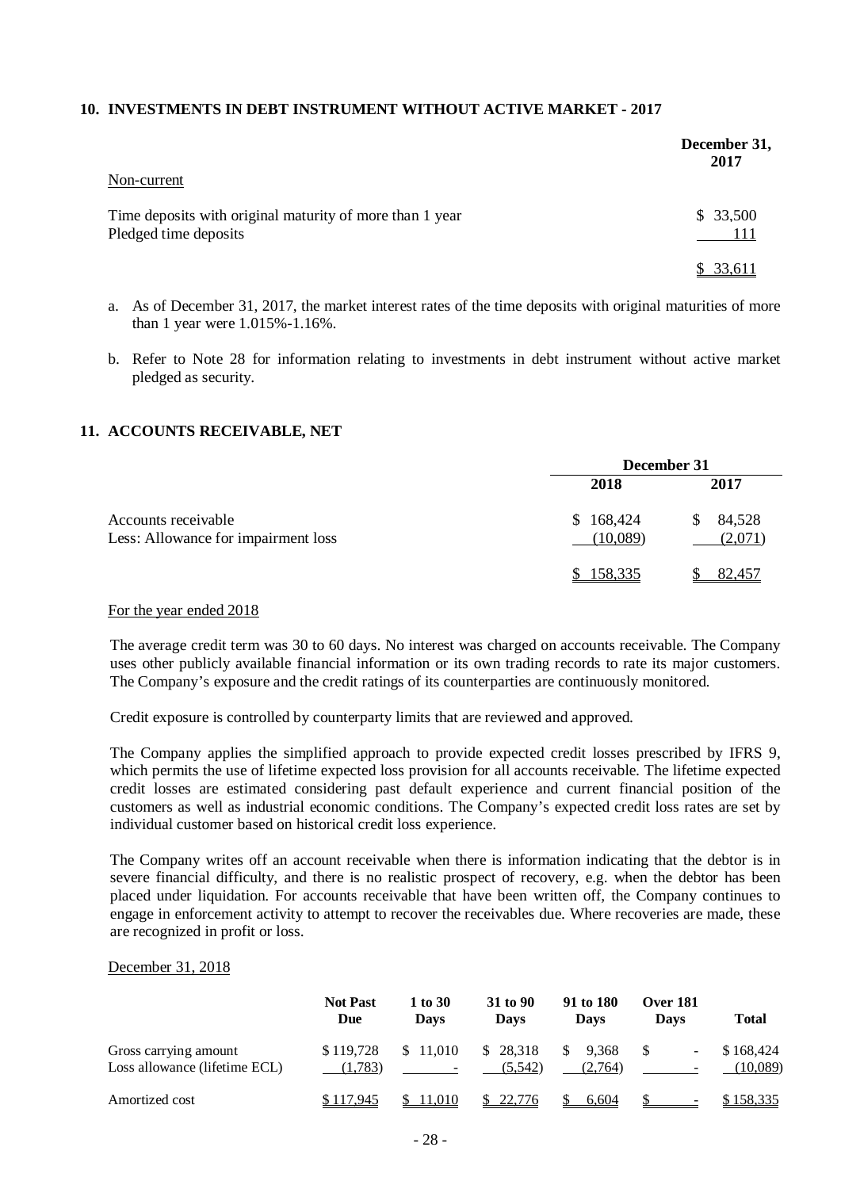## 10. INVESTMENTS IN DEBT INSTRUMENT WITHOUT ACTIVE MARKET - 2017

| | December 31, 2017 |
|---|---|
| Non-current | |
| Time deposits with original maturity of more than 1 year | $ 33,500 |
| Pledged time deposits | 111 |
| | $ 33,611 |

a. As of December 31, 2017, the market interest rates of the time deposits with original maturities of more than 1 year were 1.015%-1.16%.

b. Refer to Note 28 for information relating to investments in debt instrument without active market pledged as security.

## 11. ACCOUNTS RECEIVABLE, NET

| | December 31 | |
|---|---|---|
| | 2018 | 2017 |
| Accounts receivable | $ 168,424 | $ 84,528 |
| Less: Allowance for impairment loss | (10,089) | (2,071) |
| | $ 158,335 | $ 82,457 |

For the year ended 2018

The average credit term was 30 to 60 days. No interest was charged on accounts receivable. The Company uses other publicly available financial information or its own trading records to rate its major customers. The Company's exposure and the credit ratings of its counterparties are continuously monitored.

Credit exposure is controlled by counterparty limits that are reviewed and approved.

The Company applies the simplified approach to provide expected credit losses prescribed by IFRS 9, which permits the use of lifetime expected loss provision for all accounts receivable. The lifetime expected credit losses are estimated considering past default experience and current financial position of the customers as well as industrial economic conditions. The Company's expected credit loss rates are set by individual customer based on historical credit loss experience.

The Company writes off an account receivable when there is information indicating that the debtor is in severe financial difficulty, and there is no realistic prospect of recovery, e.g. when the debtor has been placed under liquidation. For accounts receivable that have been written off, the Company continues to engage in enforcement activity to attempt to recover the receivables due. Where recoveries are made, these are recognized in profit or loss.

December 31, 2018

| | Not Past Due | 1 to 30 Days | 31 to 90 Days | 91 to 180 Days | Over 181 Days | Total |
|---|---|---|---|---|---|---|
| Gross carrying amount | $ 119,728 | $ 11,010 | $ 28,318 | $ 9,368 | $ - | $ 168,424 |
| Loss allowance (lifetime ECL) | (1,783) | - | (5,542) | (2,764) | - | (10,089) |
| Amortized cost | $ 117,945 | $ 11,010 | $ 22,776 | $ 6,604 | $ - | $ 158,335 |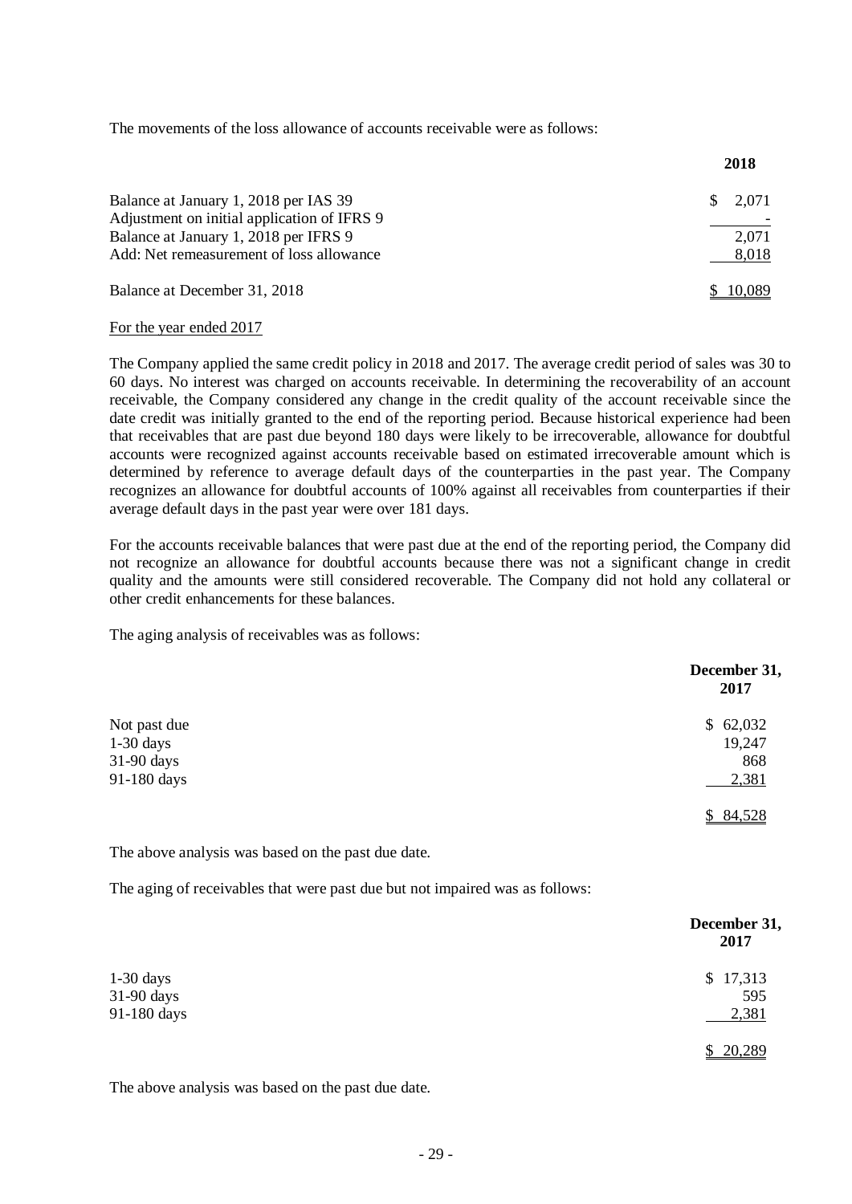The movements of the loss allowance of accounts receivable were as follows:

| | 2018 |
|---|---|
| Balance at January 1, 2018 per IAS 39 | $ 2,071 |
| Adjustment on initial application of IFRS 9 | - |
| Balance at January 1, 2018 per IFRS 9 | 2,071 |
| Add: Net remeasurement of loss allowance | 8,018 |
| Balance at December 31, 2018 | $ 10,089 |

For the year ended 2017

The Company applied the same credit policy in 2018 and 2017. The average credit period of sales was 30 to 60 days. No interest was charged on accounts receivable. In determining the recoverability of an account receivable, the Company considered any change in the credit quality of the account receivable since the date credit was initially granted to the end of the reporting period. Because historical experience had been that receivables that are past due beyond 180 days were likely to be irrecoverable, allowance for doubtful accounts were recognized against accounts receivable based on estimated irrecoverable amount which is determined by reference to average default days of the counterparties in the past year. The Company recognizes an allowance for doubtful accounts of 100% against all receivables from counterparties if their average default days in the past year were over 181 days.

For the accounts receivable balances that were past due at the end of the reporting period, the Company did not recognize an allowance for doubtful accounts because there was not a significant change in credit quality and the amounts were still considered recoverable. The Company did not hold any collateral or other credit enhancements for these balances.

The aging analysis of receivables was as follows:

| | December 31, 2017 |
|---|---|
| Not past due | $ 62,032 |
| 1-30 days | 19,247 |
| 31-90 days | 868 |
| 91-180 days | 2,381 |
| | $ 84,528 |

The above analysis was based on the past due date.

The aging of receivables that were past due but not impaired was as follows:

| | December 31, 2017 |
|---|---|
| 1-30 days | $ 17,313 |
| 31-90 days | 595 |
| 91-180 days | 2,381 |
| | $ 20,289 |

The above analysis was based on the past due date.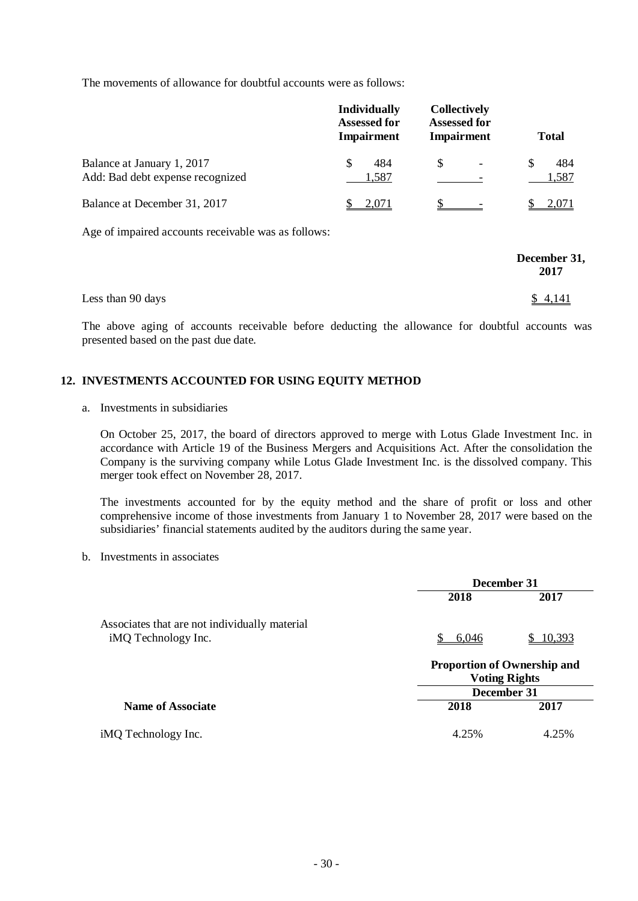The movements of allowance for doubtful accounts were as follows:

| | Individually Assessed for Impairment | Collectively Assessed for Impairment | Total |
|---|---|---|---|
| Balance at January 1, 2017 | $ 484 | $ - | $ 484 |
| Add: Bad debt expense recognized | 1,587 | - | 1,587 |
| Balance at December 31, 2017 | $ 2,071 | $ - | $ 2,071 |

Age of impaired accounts receivable was as follows:

| | December 31, 2017 |
|---|---|
| Less than 90 days | $ 4,141 |

The above aging of accounts receivable before deducting the allowance for doubtful accounts was presented based on the past due date.

## 12. INVESTMENTS ACCOUNTED FOR USING EQUITY METHOD

a. Investments in subsidiaries

On October 25, 2017, the board of directors approved to merge with Lotus Glade Investment Inc. in accordance with Article 19 of the Business Mergers and Acquisitions Act. After the consolidation the Company is the surviving company while Lotus Glade Investment Inc. is the dissolved company. This merger took effect on November 28, 2017.

The investments accounted for by the equity method and the share of profit or loss and other comprehensive income of those investments from January 1 to November 28, 2017 were based on the subsidiaries' financial statements audited by the auditors during the same year.

b. Investments in associates

| | December 31 | |
|---|---|---|
| | 2018 | 2017 |
| Associates that are not individually material | | |
| iMQ Technology Inc. | $ 6,046 | $ 10,393 |

| | Proportion of Ownership and Voting Rights | |
|---|---|---|
| | December 31 | |
| **Name of Associate** | 2018 | 2017 |
| iMQ Technology Inc. | 4.25% | 4.25% |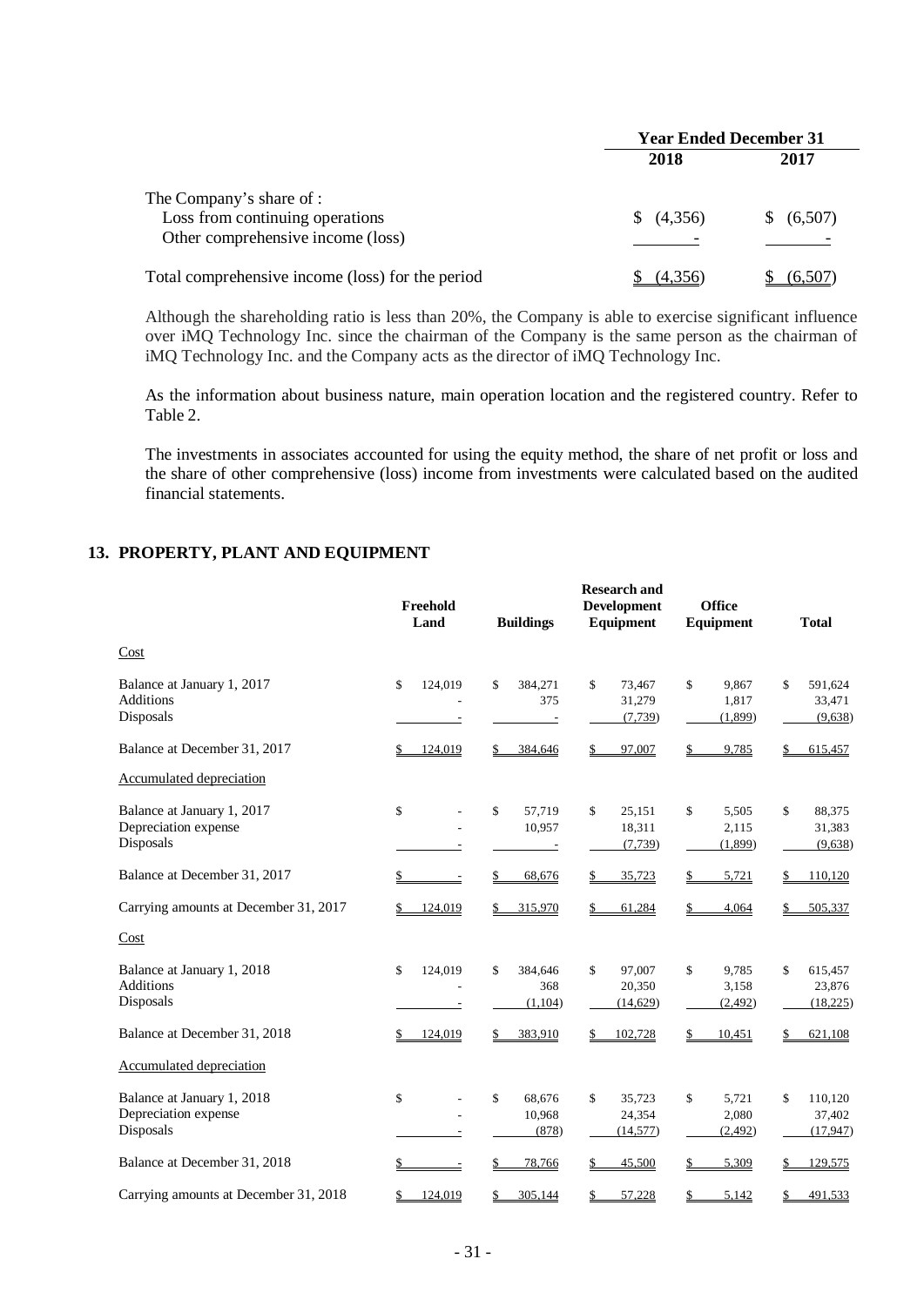| | Year Ended December 31 | |
|---|---|---|
| | 2018 | 2017 |
| The Company's share of : | | |
| Loss from continuing operations | $ (4,356) | $ (6,507) |
| Other comprehensive income (loss) | - | - |
| Total comprehensive income (loss) for the period | $ (4,356) | $ (6,507) |

Although the shareholding ratio is less than 20%, the Company is able to exercise significant influence over iMQ Technology Inc. since the chairman of the Company is the same person as the chairman of iMQ Technology Inc. and the Company acts as the director of iMQ Technology Inc.

As the information about business nature, main operation location and the registered country. Refer to Table 2.

The investments in associates accounted for using the equity method, the share of net profit or loss and the share of other comprehensive (loss) income from investments were calculated based on the audited financial statements.

## 13. PROPERTY, PLANT AND EQUIPMENT

| | Freehold Land | Buildings | Research and Development Equipment | Office Equipment | Total |
|---|---|---|---|---|---|
| Cost | | | | | |
| Balance at January 1, 2017 | $ 124,019 | $ 384,271 | $ 73,467 | $ 9,867 | $ 591,624 |
| Additions | - | 375 | 31,279 | 1,817 | 33,471 |
| Disposals | - | - | (7,739) | (1,899) | (9,638) |
| Balance at December 31, 2017 | $ 124,019 | $ 384,646 | $ 97,007 | $ 9,785 | $ 615,457 |
| Accumulated depreciation | | | | | |
| Balance at January 1, 2017 | $ - | $ 57,719 | $ 25,151 | $ 5,505 | $ 88,375 |
| Depreciation expense | - | 10,957 | 18,311 | 2,115 | 31,383 |
| Disposals | - | - | (7,739) | (1,899) | (9,638) |
| Balance at December 31, 2017 | $ - | $ 68,676 | $ 35,723 | $ 5,721 | $ 110,120 |
| Carrying amounts at December 31, 2017 | $ 124,019 | $ 315,970 | $ 61,284 | $ 4,064 | $ 505,337 |
| Cost | | | | | |
| Balance at January 1, 2018 | $ 124,019 | $ 384,646 | $ 97,007 | $ 9,785 | $ 615,457 |
| Additions | - | 368 | 20,350 | 3,158 | 23,876 |
| Disposals | - | (1,104) | (14,629) | (2,492) | (18,225) |
| Balance at December 31, 2018 | $ 124,019 | $ 383,910 | $ 102,728 | $ 10,451 | $ 621,108 |
| Accumulated depreciation | | | | | |
| Balance at January 1, 2018 | $ - | $ 68,676 | $ 35,723 | $ 5,721 | $ 110,120 |
| Depreciation expense | - | 10,968 | 24,354 | 2,080 | 37,402 |
| Disposals | - | (878) | (14,577) | (2,492) | (17,947) |
| Balance at December 31, 2018 | $ - | $ 78,766 | $ 45,500 | $ 5,309 | $ 129,575 |
| Carrying amounts at December 31, 2018 | $ 124,019 | $ 305,144 | $ 57,228 | $ 5,142 | $ 491,533 |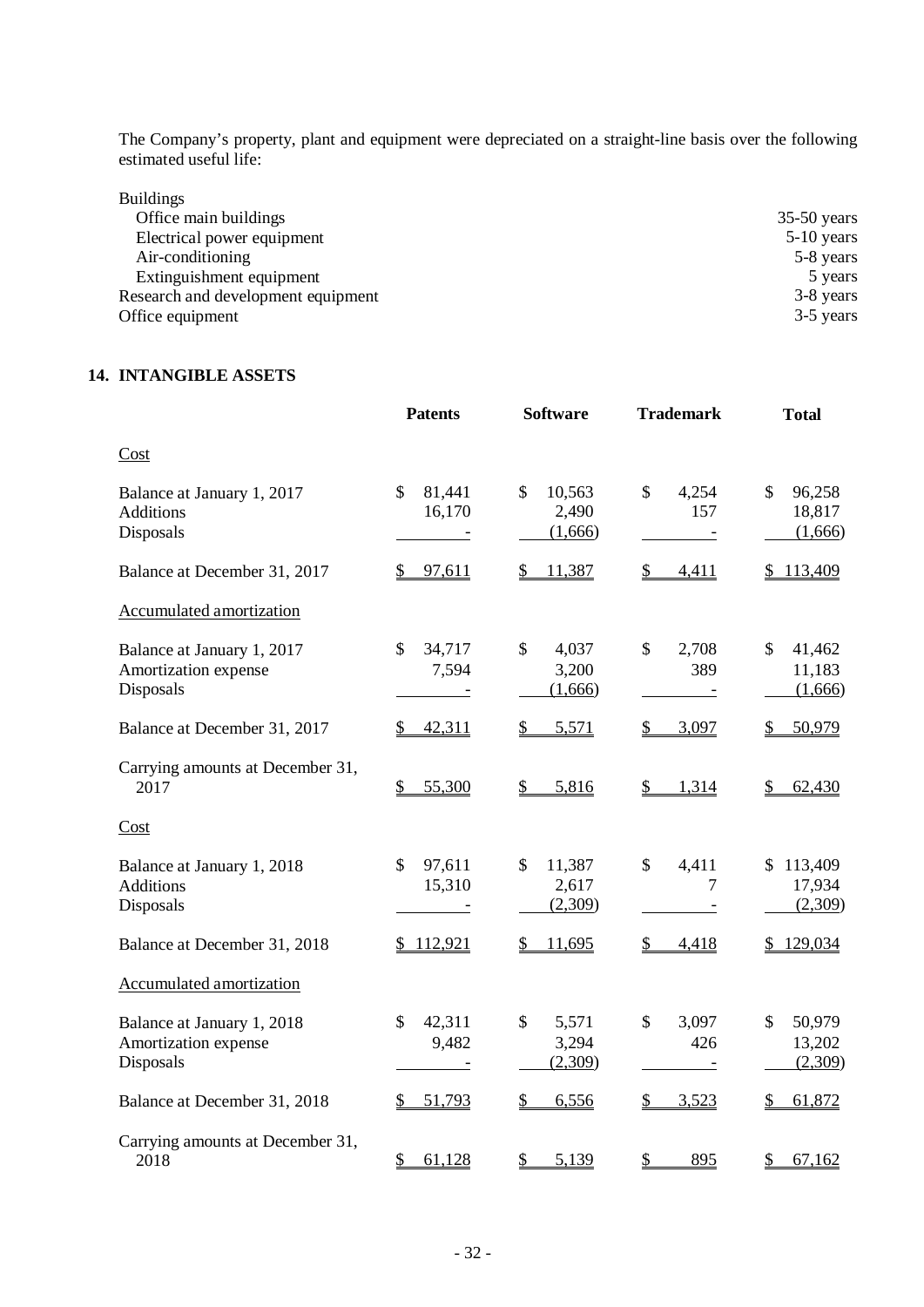The Company's property, plant and equipment were depreciated on a straight-line basis over the following estimated useful life:

| | |
|---|---|
| Buildings | |
| Office main buildings | 35-50 years |
| Electrical power equipment | 5-10 years |
| Air-conditioning | 5-8 years |
| Extinguishment equipment | 5 years |
| Research and development equipment | 3-8 years |
| Office equipment | 3-5 years |

## 14. INTANGIBLE ASSETS

| | Patents | Software | Trademark | Total |
|---|---|---|---|---|
| Cost | | | | |
| Balance at January 1, 2017 | $ 81,441 | $ 10,563 | $ 4,254 | $ 96,258 |
| Additions | 16,170 | 2,490 | 157 | 18,817 |
| Disposals | - | (1,666) | - | (1,666) |
| Balance at December 31, 2017 | $ 97,611 | $ 11,387 | $ 4,411 | $ 113,409 |
| Accumulated amortization | | | | |
| Balance at January 1, 2017 | $ 34,717 | $ 4,037 | $ 2,708 | $ 41,462 |
| Amortization expense | 7,594 | 3,200 | 389 | 11,183 |
| Disposals | - | (1,666) | - | (1,666) |
| Balance at December 31, 2017 | $ 42,311 | $ 5,571 | $ 3,097 | $ 50,979 |
| Carrying amounts at December 31, 2017 | $ 55,300 | $ 5,816 | $ 1,314 | $ 62,430 |
| Cost | | | | |
| Balance at January 1, 2018 | $ 97,611 | $ 11,387 | $ 4,411 | $ 113,409 |
| Additions | 15,310 | 2,617 | 7 | 17,934 |
| Disposals | - | (2,309) | - | (2,309) |
| Balance at December 31, 2018 | $ 112,921 | $ 11,695 | $ 4,418 | $ 129,034 |
| Accumulated amortization | | | | |
| Balance at January 1, 2018 | $ 42,311 | $ 5,571 | $ 3,097 | $ 50,979 |
| Amortization expense | 9,482 | 3,294 | 426 | 13,202 |
| Disposals | - | (2,309) | - | (2,309) |
| Balance at December 31, 2018 | $ 51,793 | $ 6,556 | $ 3,523 | $ 61,872 |
| Carrying amounts at December 31, 2018 | $ 61,128 | $ 5,139 | $ 895 | $ 67,162 |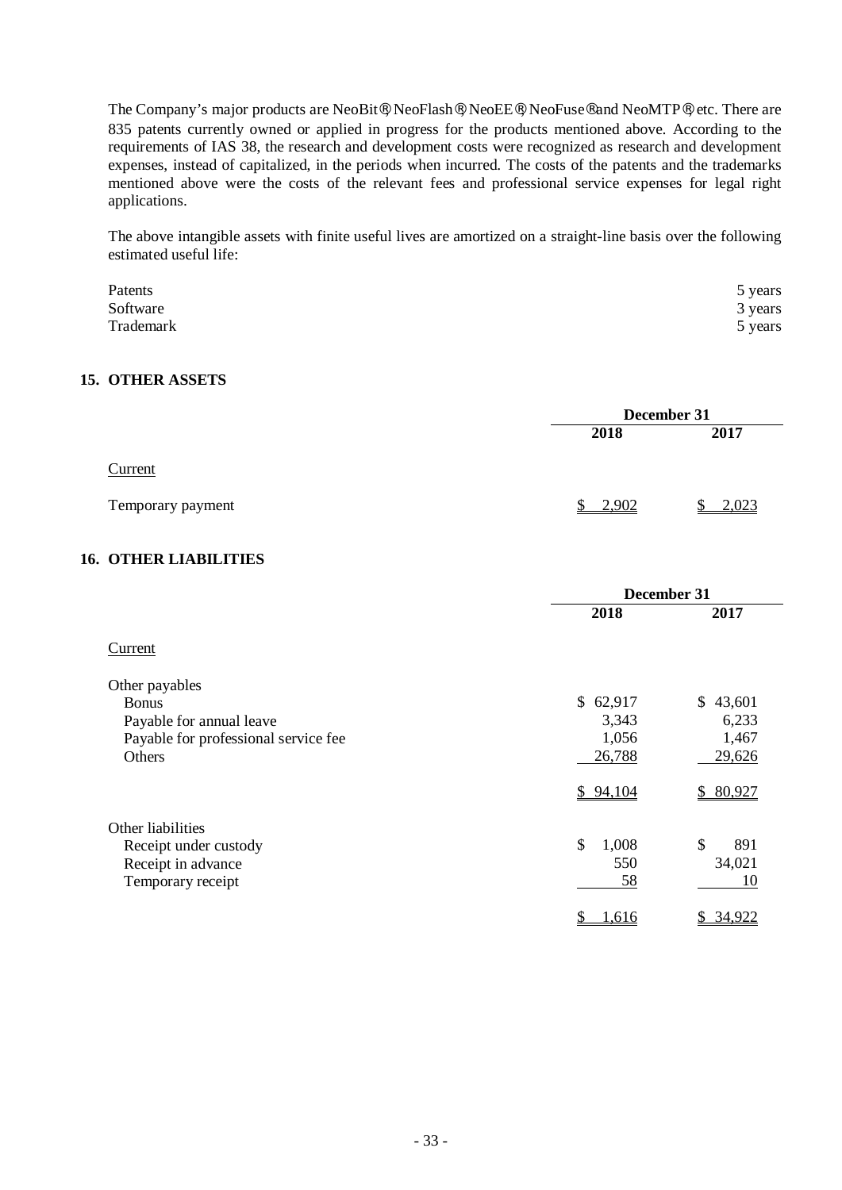The Company's major products are NeoBit®, NeoFlash®, NeoEE®, NeoFuse® and NeoMTP®, etc. There are 835 patents currently owned or applied in progress for the products mentioned above. According to the requirements of IAS 38, the research and development costs were recognized as research and development expenses, instead of capitalized, in the periods when incurred. The costs of the patents and the trademarks mentioned above were the costs of the relevant fees and professional service expenses for legal right applications.

The above intangible assets with finite useful lives are amortized on a straight-line basis over the following estimated useful life:

| | |
|---|---|
| Patents | 5 years |
| Software | 3 years |
| Trademark | 5 years |

## 15. OTHER ASSETS

| | December 31 | |
|---|---|---|
| | 2018 | 2017 |
| Current | | |
| Temporary payment | $ 2,902 | $ 2,023 |

## 16. OTHER LIABILITIES

| | December 31 | |
|---|---|---|
| | 2018 | 2017 |
| Current | | |
| Other payables | | |
| Bonus | $ 62,917 | $ 43,601 |
| Payable for annual leave | 3,343 | 6,233 |
| Payable for professional service fee | 1,056 | 1,467 |
| Others | 26,788 | 29,626 |
| | $ 94,104 | $ 80,927 |
| Other liabilities | | |
| Receipt under custody | $ 1,008 | $ 891 |
| Receipt in advance | 550 | 34,021 |
| Temporary receipt | 58 | 10 |
| | $ 1,616 | $ 34,922 |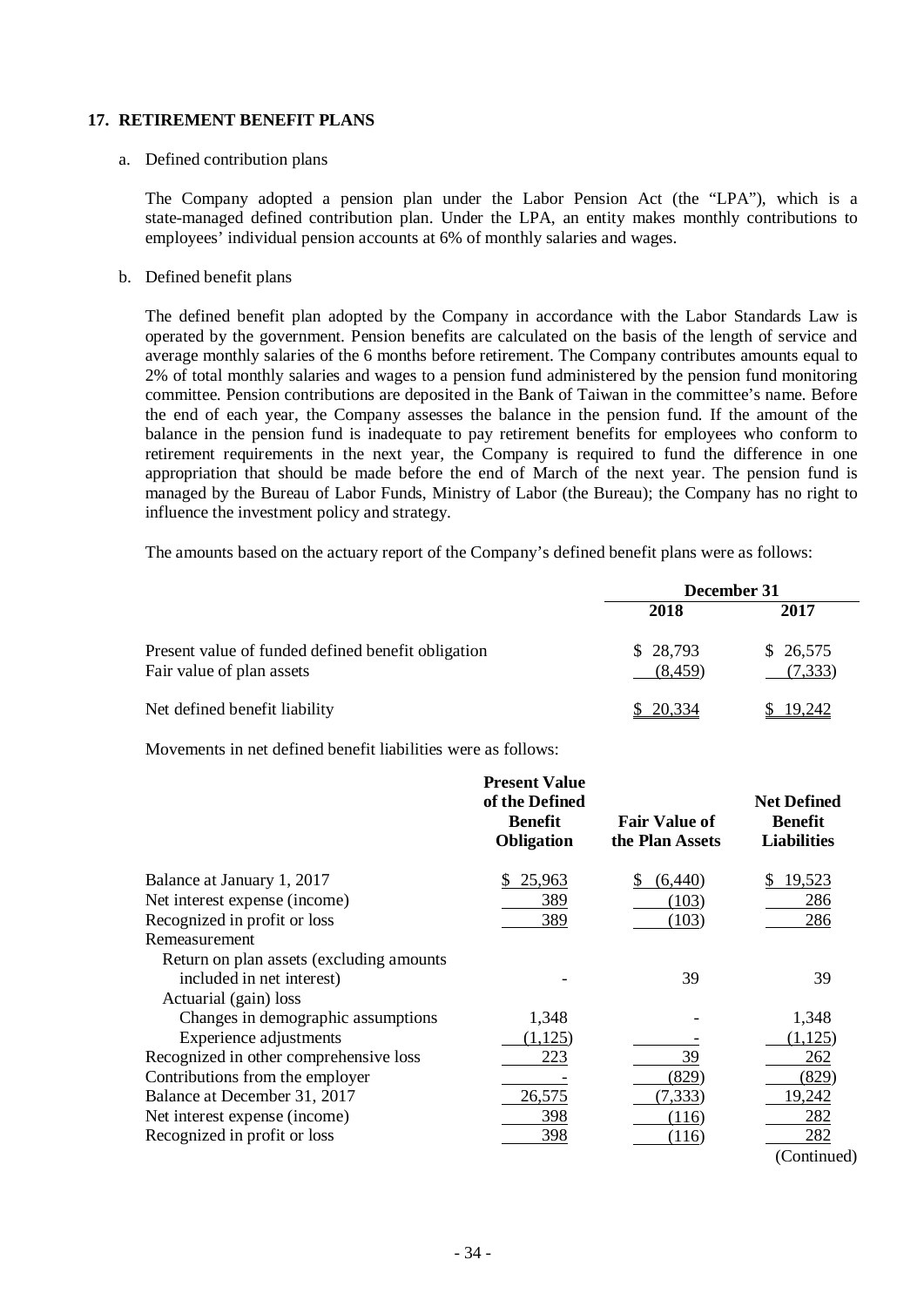## 17. RETIREMENT BENEFIT PLANS

a. Defined contribution plans

The Company adopted a pension plan under the Labor Pension Act (the "LPA"), which is a state-managed defined contribution plan. Under the LPA, an entity makes monthly contributions to employees' individual pension accounts at 6% of monthly salaries and wages.

b. Defined benefit plans

The defined benefit plan adopted by the Company in accordance with the Labor Standards Law is operated by the government. Pension benefits are calculated on the basis of the length of service and average monthly salaries of the 6 months before retirement. The Company contributes amounts equal to 2% of total monthly salaries and wages to a pension fund administered by the pension fund monitoring committee. Pension contributions are deposited in the Bank of Taiwan in the committee's name. Before the end of each year, the Company assesses the balance in the pension fund. If the amount of the balance in the pension fund is inadequate to pay retirement benefits for employees who conform to retirement requirements in the next year, the Company is required to fund the difference in one appropriation that should be made before the end of March of the next year. The pension fund is managed by the Bureau of Labor Funds, Ministry of Labor (the Bureau); the Company has no right to influence the investment policy and strategy.

The amounts based on the actuary report of the Company's defined benefit plans were as follows:

| | December 31 | |
|---|---|---|
| | 2018 | 2017 |
| Present value of funded defined benefit obligation | $ 28,793 | $ 26,575 |
| Fair value of plan assets | (8,459) | (7,333) |
| Net defined benefit liability | $ 20,334 | $ 19,242 |

Movements in net defined benefit liabilities were as follows:

| | Present Value of the Defined Benefit Obligation | Fair Value of the Plan Assets | Net Defined Benefit Liabilities |
|---|---|---|---|
| Balance at January 1, 2017 | $ 25,963 | $ (6,440) | $ 19,523 |
| Net interest expense (income) | 389 | (103) | 286 |
| Recognized in profit or loss | 389 | (103) | 286 |
| Remeasurement | | | |
| Return on plan assets (excluding amounts included in net interest) | - | 39 | 39 |
| Actuarial (gain) loss | | | |
| Changes in demographic assumptions | 1,348 | - | 1,348 |
| Experience adjustments | (1,125) | - | (1,125) |
| Recognized in other comprehensive loss | 223 | 39 | 262 |
| Contributions from the employer | - | (829) | (829) |
| Balance at December 31, 2017 | 26,575 | (7,333) | 19,242 |
| Net interest expense (income) | 398 | (116) | 282 |
| Recognized in profit or loss | 398 | (116) | 282 |

(Continued)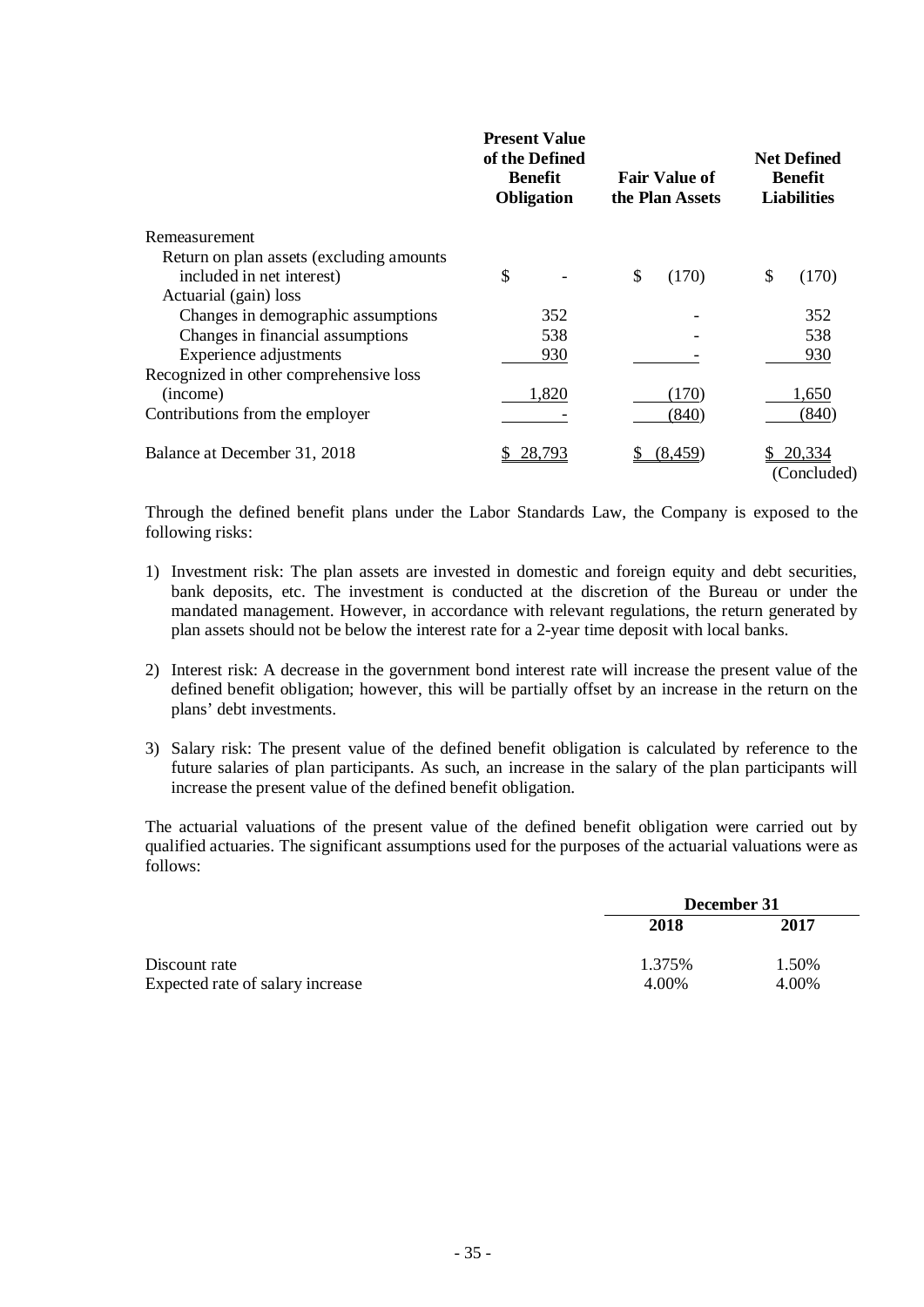| | Present Value of the Defined Benefit Obligation | Fair Value of the Plan Assets | Net Defined Benefit Liabilities |
|---|---|---|---|
| Remeasurement | | | |
| Return on plan assets (excluding amounts included in net interest) | $ - | $ (170) | $ (170) |
| Actuarial (gain) loss | | | |
| Changes in demographic assumptions | 352 | - | 352 |
| Changes in financial assumptions | 538 | - | 538 |
| Experience adjustments | 930 | - | 930 |
| Recognized in other comprehensive loss (income) | 1,820 | (170) | 1,650 |
| Contributions from the employer | - | (840) | (840) |
| Balance at December 31, 2018 | $ 28,793 | $ (8,459) | $ 20,334 |

(Concluded)

Through the defined benefit plans under the Labor Standards Law, the Company is exposed to the following risks:

1) Investment risk: The plan assets are invested in domestic and foreign equity and debt securities, bank deposits, etc. The investment is conducted at the discretion of the Bureau or under the mandated management. However, in accordance with relevant regulations, the return generated by plan assets should not be below the interest rate for a 2-year time deposit with local banks.

2) Interest risk: A decrease in the government bond interest rate will increase the present value of the defined benefit obligation; however, this will be partially offset by an increase in the return on the plans' debt investments.

3) Salary risk: The present value of the defined benefit obligation is calculated by reference to the future salaries of plan participants. As such, an increase in the salary of the plan participants will increase the present value of the defined benefit obligation.

The actuarial valuations of the present value of the defined benefit obligation were carried out by qualified actuaries. The significant assumptions used for the purposes of the actuarial valuations were as follows:

| | December 31 | |
|---|---|---|
| | 2018 | 2017 |
| Discount rate | 1.375% | 1.50% |
| Expected rate of salary increase | 4.00% | 4.00% |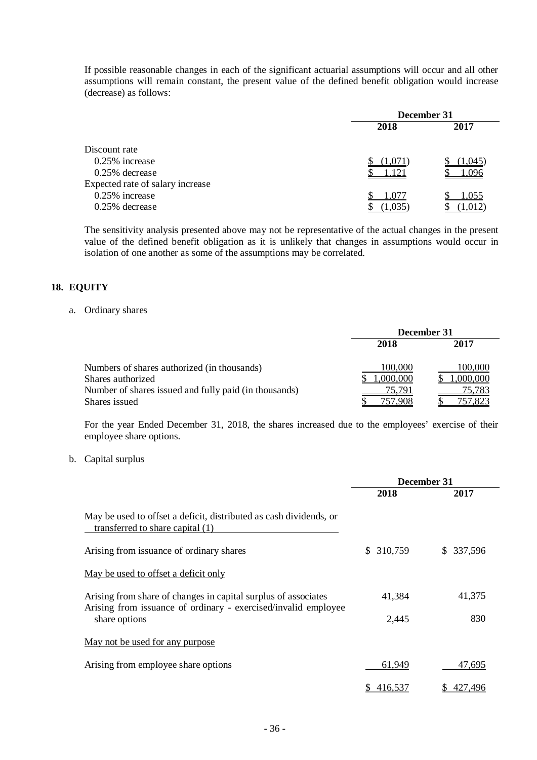If possible reasonable changes in each of the significant actuarial assumptions will occur and all other assumptions will remain constant, the present value of the defined benefit obligation would increase (decrease) as follows:

| | December 31 | |
|---|---|---|
| | 2018 | 2017 |
| Discount rate | | |
| 0.25% increase | $ (1,071) | $ (1,045) |
| 0.25% decrease | $ 1,121 | $ 1,096 |
| Expected rate of salary increase | | |
| 0.25% increase | $ 1,077 | $ 1,055 |
| 0.25% decrease | $ (1,035) | $ (1,012) |

The sensitivity analysis presented above may not be representative of the actual changes in the present value of the defined benefit obligation as it is unlikely that changes in assumptions would occur in isolation of one another as some of the assumptions may be correlated.

## 18. EQUITY

a. Ordinary shares

| | December 31 | |
|---|---|---|
| | 2018 | 2017 |
| Numbers of shares authorized (in thousands) | 100,000 | 100,000 |
| Shares authorized | $ 1,000,000 | $ 1,000,000 |
| Number of shares issued and fully paid (in thousands) | 75,791 | 75,783 |
| Shares issued | $ 757,908 | $ 757,823 |

For the year Ended December 31, 2018, the shares increased due to the employees' exercise of their employee share options.

b. Capital surplus

| | December 31 | |
|---|---|---|
| | 2018 | 2017 |
| May be used to offset a deficit, distributed as cash dividends, or transferred to share capital (1) | | |
| Arising from issuance of ordinary shares | $ 310,759 | $ 337,596 |
| May be used to offset a deficit only | | |
| Arising from share of changes in capital surplus of associates | 41,384 | 41,375 |
| Arising from issuance of ordinary - exercised/invalid employee share options | 2,445 | 830 |
| May not be used for any purpose | | |
| Arising from employee share options | 61,949 | 47,695 |
| | $ 416,537 | $ 427,496 |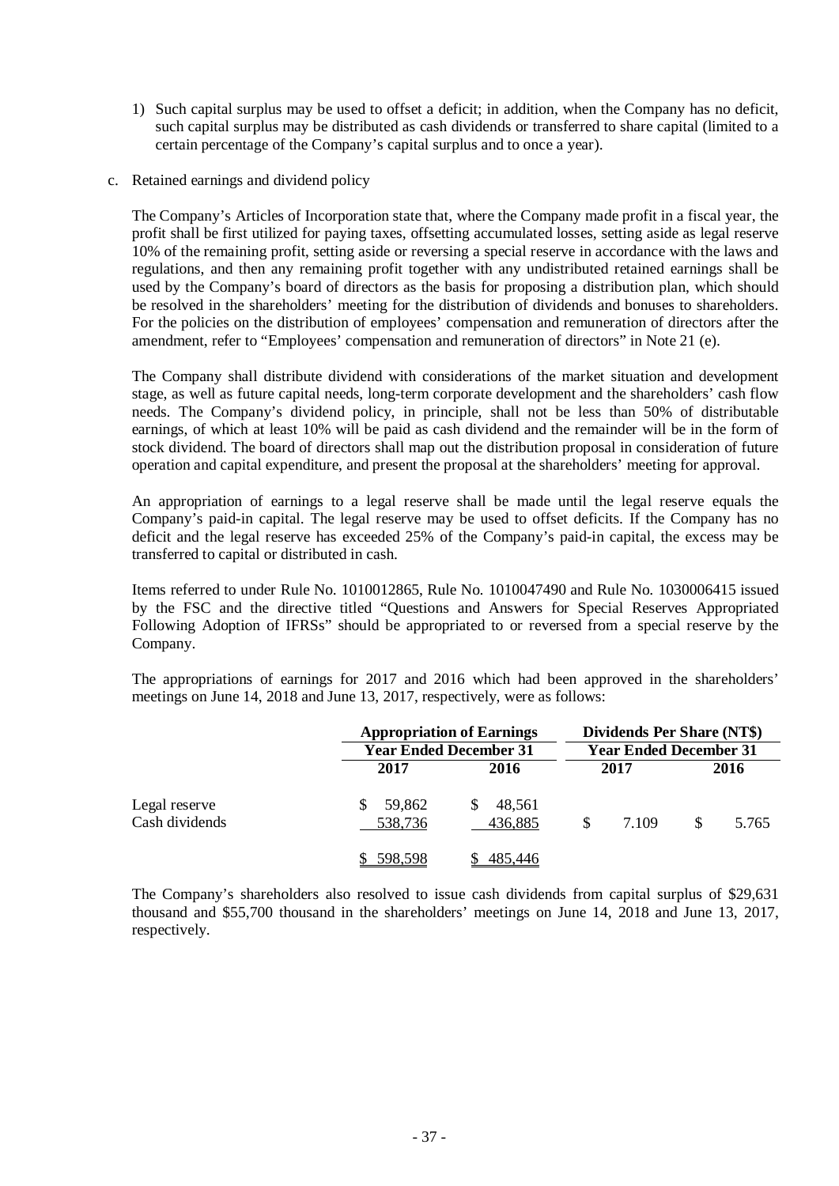1) Such capital surplus may be used to offset a deficit; in addition, when the Company has no deficit, such capital surplus may be distributed as cash dividends or transferred to share capital (limited to a certain percentage of the Company's capital surplus and to once a year).

c. Retained earnings and dividend policy

The Company's Articles of Incorporation state that, where the Company made profit in a fiscal year, the profit shall be first utilized for paying taxes, offsetting accumulated losses, setting aside as legal reserve 10% of the remaining profit, setting aside or reversing a special reserve in accordance with the laws and regulations, and then any remaining profit together with any undistributed retained earnings shall be used by the Company's board of directors as the basis for proposing a distribution plan, which should be resolved in the shareholders' meeting for the distribution of dividends and bonuses to shareholders. For the policies on the distribution of employees' compensation and remuneration of directors after the amendment, refer to "Employees' compensation and remuneration of directors" in Note 21 (e).

The Company shall distribute dividend with considerations of the market situation and development stage, as well as future capital needs, long-term corporate development and the shareholders' cash flow needs. The Company's dividend policy, in principle, shall not be less than 50% of distributable earnings, of which at least 10% will be paid as cash dividend and the remainder will be in the form of stock dividend. The board of directors shall map out the distribution proposal in consideration of future operation and capital expenditure, and present the proposal at the shareholders' meeting for approval.

An appropriation of earnings to a legal reserve shall be made until the legal reserve equals the Company's paid-in capital. The legal reserve may be used to offset deficits. If the Company has no deficit and the legal reserve has exceeded 25% of the Company's paid-in capital, the excess may be transferred to capital or distributed in cash.

Items referred to under Rule No. 1010012865, Rule No. 1010047490 and Rule No. 1030006415 issued by the FSC and the directive titled "Questions and Answers for Special Reserves Appropriated Following Adoption of IFRSs" should be appropriated to or reversed from a special reserve by the Company.

The appropriations of earnings for 2017 and 2016 which had been approved in the shareholders' meetings on June 14, 2018 and June 13, 2017, respectively, were as follows:

| | Appropriation of Earnings | | Dividends Per Share (NT$) | |
|---|---|---|---|---|
| | Year Ended December 31 | | Year Ended December 31 | |
| | 2017 | 2016 | 2017 | 2016 |
| Legal reserve | $ 59,862 | $ 48,561 | | |
| Cash dividends | 538,736 | 436,885 | $ 7.109 | $ 5.765 |
| | $ 598,598 | $ 485,446 | | |

The Company's shareholders also resolved to issue cash dividends from capital surplus of $29,631 thousand and $55,700 thousand in the shareholders' meetings on June 14, 2018 and June 13, 2017, respectively.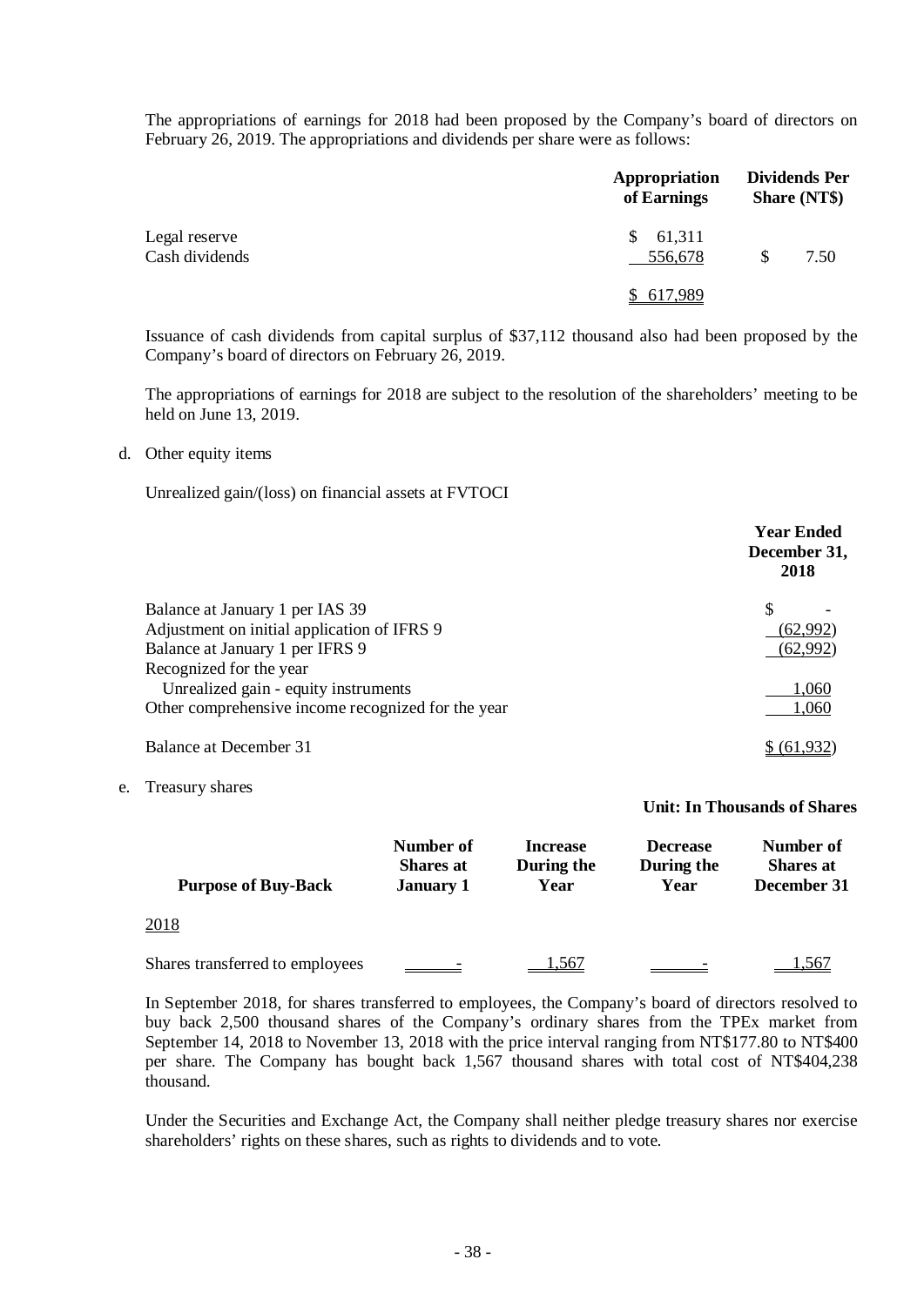The appropriations of earnings for 2018 had been proposed by the Company's board of directors on February 26, 2019. The appropriations and dividends per share were as follows:

| | Appropriation of Earnings | Dividends Per Share (NT$) |
|---|---|---|
| Legal reserve | $ 61,311 | |
| Cash dividends | 556,678 | $ 7.50 |
| | $ 617,989 | |

Issuance of cash dividends from capital surplus of $37,112 thousand also had been proposed by the Company's board of directors on February 26, 2019.

The appropriations of earnings for 2018 are subject to the resolution of the shareholders' meeting to be held on June 13, 2019.

d. Other equity items

Unrealized gain/(loss) on financial assets at FVTOCI

| | Year Ended December 31, 2018 |
|---|---|
| Balance at January 1 per IAS 39 | $ - |
| Adjustment on initial application of IFRS 9 | (62,992) |
| Balance at January 1 per IFRS 9 | (62,992) |
| Recognized for the year | |
| Unrealized gain - equity instruments | 1,060 |
| Other comprehensive income recognized for the year | 1,060 |
| Balance at December 31 | $ (61,932) |

e. Treasury shares

**Unit: In Thousands of Shares**

| Purpose of Buy-Back | Number of Shares at January 1 | Increase During the Year | Decrease During the Year | Number of Shares at December 31 |
|---|---|---|---|---|
| 2018 | | | | |
| Shares transferred to employees | - | 1,567 | - | 1,567 |

In September 2018, for shares transferred to employees, the Company's board of directors resolved to buy back 2,500 thousand shares of the Company's ordinary shares from the TPEx market from September 14, 2018 to November 13, 2018 with the price interval ranging from NT$177.80 to NT$400 per share. The Company has bought back 1,567 thousand shares with total cost of NT$404,238 thousand.

Under the Securities and Exchange Act, the Company shall neither pledge treasury shares nor exercise shareholders' rights on these shares, such as rights to dividends and to vote.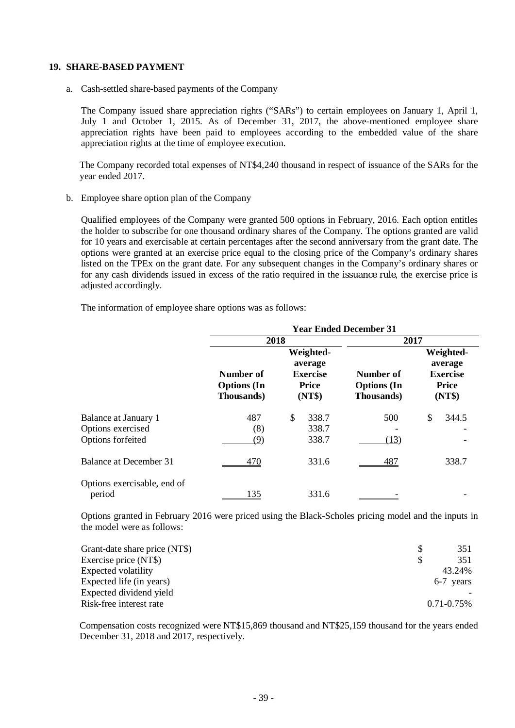## 19. SHARE-BASED PAYMENT

a. Cash-settled share-based payments of the Company

The Company issued share appreciation rights ("SARs") to certain employees on January 1, April 1, July 1 and October 1, 2015. As of December 31, 2017, the above-mentioned employee share appreciation rights have been paid to employees according to the embedded value of the share appreciation rights at the time of employee execution.

The Company recorded total expenses of NT$4,240 thousand in respect of issuance of the SARs for the year ended 2017.

b. Employee share option plan of the Company

Qualified employees of the Company were granted 500 options in February, 2016. Each option entitles the holder to subscribe for one thousand ordinary shares of the Company. The options granted are valid for 10 years and exercisable at certain percentages after the second anniversary from the grant date. The options were granted at an exercise price equal to the closing price of the Company's ordinary shares listed on the TPEx on the grant date. For any subsequent changes in the Company's ordinary shares or for any cash dividends issued in excess of the ratio required in the issuance rule, the exercise price is adjusted accordingly.

The information of employee share options was as follows:

| | Year Ended December 31 | | | |
|---|---|---|---|---|
| | 2018 | | 2017 | |
| | Number of Options (In Thousands) | Weighted-average Exercise Price (NT$) | Number of Options (In Thousands) | Weighted-average Exercise Price (NT$) |
| Balance at January 1 | 487 | $ 338.7 | 500 | $ 344.5 |
| Options exercised | (8) | 338.7 | - | - |
| Options forfeited | (9) | 338.7 | (13) | - |
| Balance at December 31 | 470 | 331.6 | 487 | 338.7 |
| Options exercisable, end of period | 135 | 331.6 | - | - |

Options granted in February 2016 were priced using the Black-Scholes pricing model and the inputs in the model were as follows:

| | |
|---|---|
| Grant-date share price (NT$) | $ 351 |
| Exercise price (NT$) | $ 351 |
| Expected volatility | 43.24% |
| Expected life (in years) | 6-7 years |
| Expected dividend yield | - |
| Risk-free interest rate | 0.71-0.75% |

Compensation costs recognized were NT$15,869 thousand and NT$25,159 thousand for the years ended December 31, 2018 and 2017, respectively.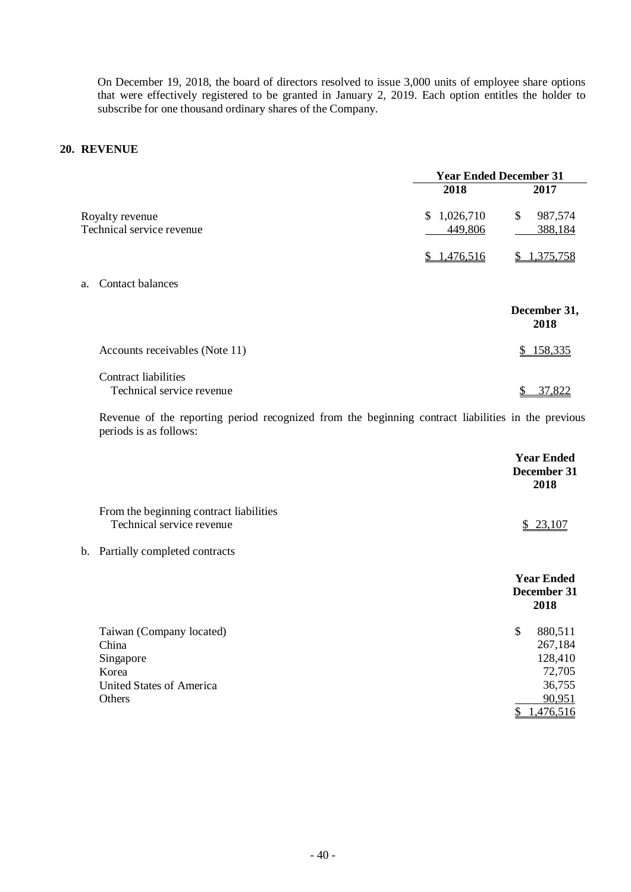On December 19, 2018, the board of directors resolved to issue 3,000 units of employee share options that were effectively registered to be granted in January 2, 2019. Each option entitles the holder to subscribe for one thousand ordinary shares of the Company.

## 20. REVENUE

| | Year Ended December 31 | |
|---|---|---|
| | 2018 | 2017 |
| Royalty revenue | $ 1,026,710 | $ 987,574 |
| Technical service revenue | 449,806 | 388,184 |
| | $ 1,476,516 | $ 1,375,758 |

a. Contact balances

| | December 31, 2018 |
|---|---|
| Accounts receivables (Note 11) | $ 158,335 |
| Contract liabilities | |
| Technical service revenue | $ 37,822 |

Revenue of the reporting period recognized from the beginning contract liabilities in the previous periods is as follows:

| | Year Ended December 31 2018 |
|---|---|
| From the beginning contract liabilities | |
| Technical service revenue | $ 23,107 |

b. Partially completed contracts

| | Year Ended December 31 2018 |
|---|---|
| Taiwan (Company located) | $ 880,511 |
| China | 267,184 |
| Singapore | 128,410 |
| Korea | 72,705 |
| United States of America | 36,755 |
| Others | 90,951 |
| | $ 1,476,516 |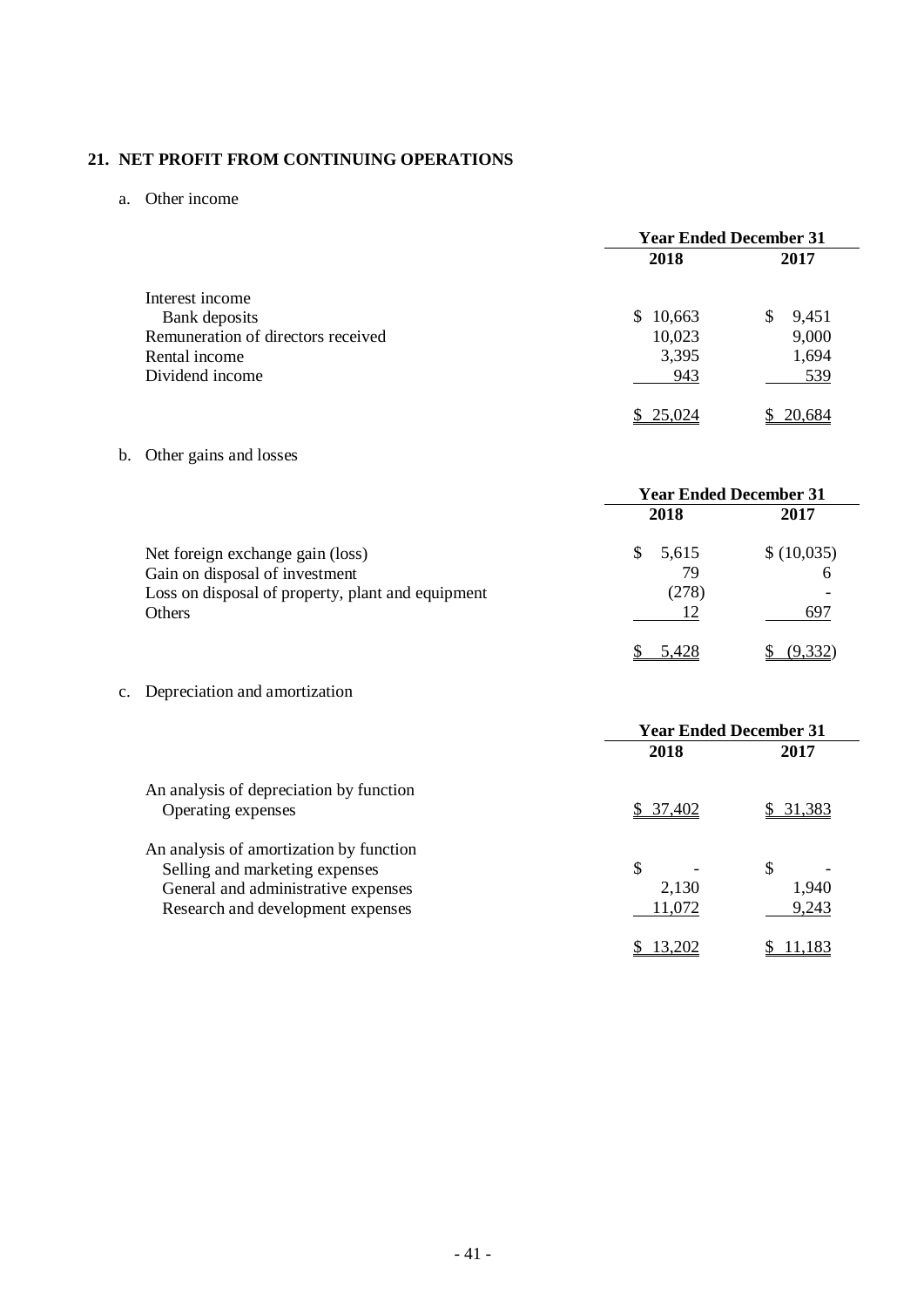## 21. NET PROFIT FROM CONTINUING OPERATIONS

a. Other income

| | Year Ended December 31 | |
|---|---|---|
| | 2018 | 2017 |
| Interest income | | |
| Bank deposits | $ 10,663 | $ 9,451 |
| Remuneration of directors received | 10,023 | 9,000 |
| Rental income | 3,395 | 1,694 |
| Dividend income | 943 | 539 |
| | $ 25,024 | $ 20,684 |

b. Other gains and losses

| | Year Ended December 31 | |
|---|---|---|
| | 2018 | 2017 |
| Net foreign exchange gain (loss) | $ 5,615 | $ (10,035) |
| Gain on disposal of investment | 79 | 6 |
| Loss on disposal of property, plant and equipment | (278) | - |
| Others | 12 | 697 |
| | $ 5,428 | $ (9,332) |

c. Depreciation and amortization

| | Year Ended December 31 | |
|---|---|---|
| | 2018 | 2017 |
| An analysis of depreciation by function | | |
| Operating expenses | $ 37,402 | $ 31,383 |
| An analysis of amortization by function | | |
| Selling and marketing expenses | $ - | $ - |
| General and administrative expenses | 2,130 | 1,940 |
| Research and development expenses | 11,072 | 9,243 |
| | $ 13,202 | $ 11,183 |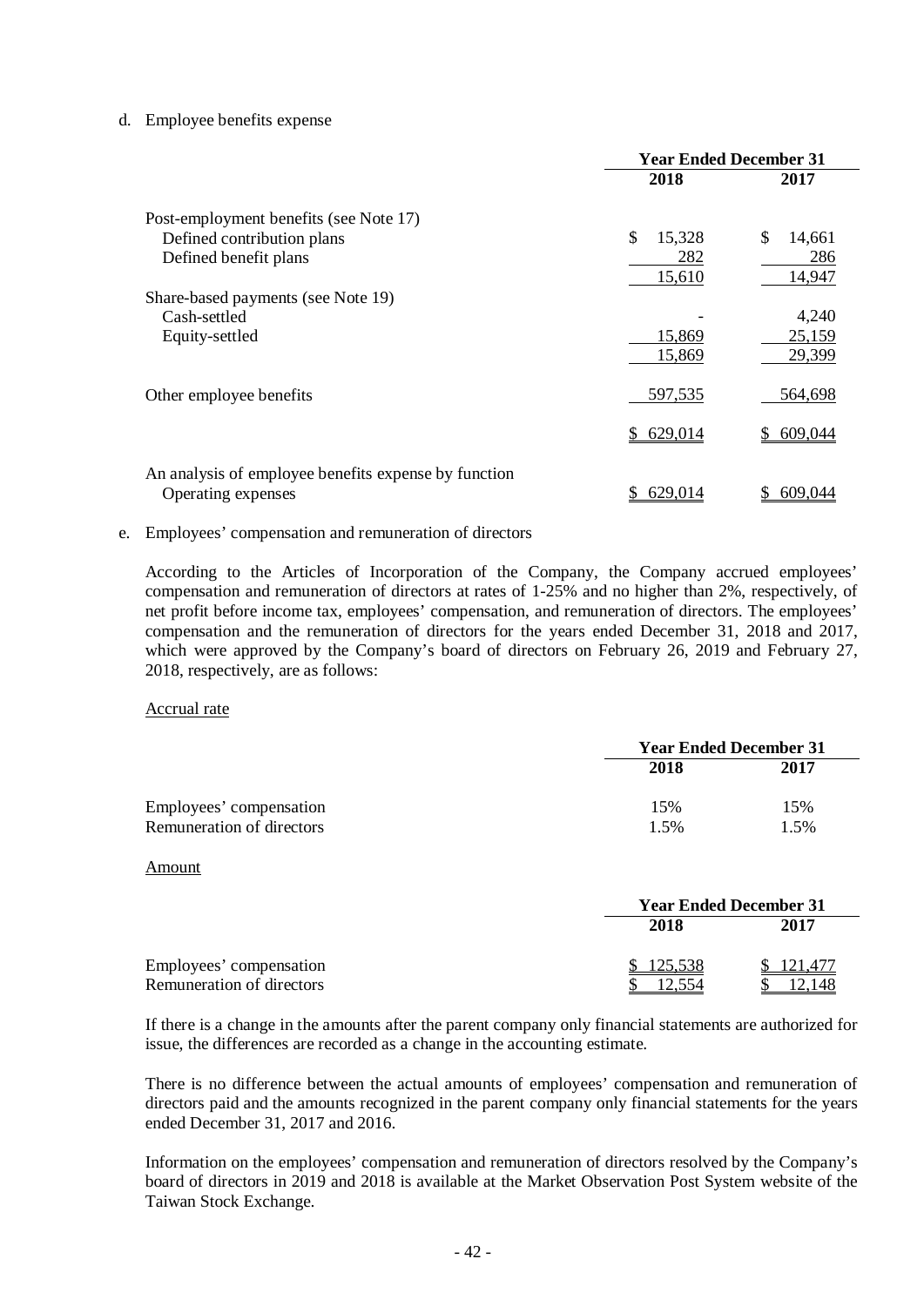d. Employee benefits expense

| | Year Ended December 31 | |
|---|---|---|
| | 2018 | 2017 |
| Post-employment benefits (see Note 17) | | |
| Defined contribution plans | $ 15,328 | $ 14,661 |
| Defined benefit plans | 282 | 286 |
| | 15,610 | 14,947 |
| Share-based payments (see Note 19) | | |
| Cash-settled | - | 4,240 |
| Equity-settled | 15,869 | 25,159 |
| | 15,869 | 29,399 |
| Other employee benefits | 597,535 | 564,698 |
| | $ 629,014 | $ 609,044 |
| An analysis of employee benefits expense by function | | |
| Operating expenses | $ 629,014 | $ 609,044 |

e. Employees' compensation and remuneration of directors

According to the Articles of Incorporation of the Company, the Company accrued employees' compensation and remuneration of directors at rates of 1-25% and no higher than 2%, respectively, of net profit before income tax, employees' compensation, and remuneration of directors. The employees' compensation and the remuneration of directors for the years ended December 31, 2018 and 2017, which were approved by the Company's board of directors on February 26, 2019 and February 27, 2018, respectively, are as follows:

Accrual rate

| | Year Ended December 31 | |
|---|---|---|
| | 2018 | 2017 |
| Employees' compensation | 15% | 15% |
| Remuneration of directors | 1.5% | 1.5% |

Amount

| | Year Ended December 31 | |
|---|---|---|
| | 2018 | 2017 |
| Employees' compensation | $ 125,538 | $ 121,477 |
| Remuneration of directors | $ 12,554 | $ 12,148 |

If there is a change in the amounts after the parent company only financial statements are authorized for issue, the differences are recorded as a change in the accounting estimate.

There is no difference between the actual amounts of employees' compensation and remuneration of directors paid and the amounts recognized in the parent company only financial statements for the years ended December 31, 2017 and 2016.

Information on the employees' compensation and remuneration of directors resolved by the Company's board of directors in 2019 and 2018 is available at the Market Observation Post System website of the Taiwan Stock Exchange.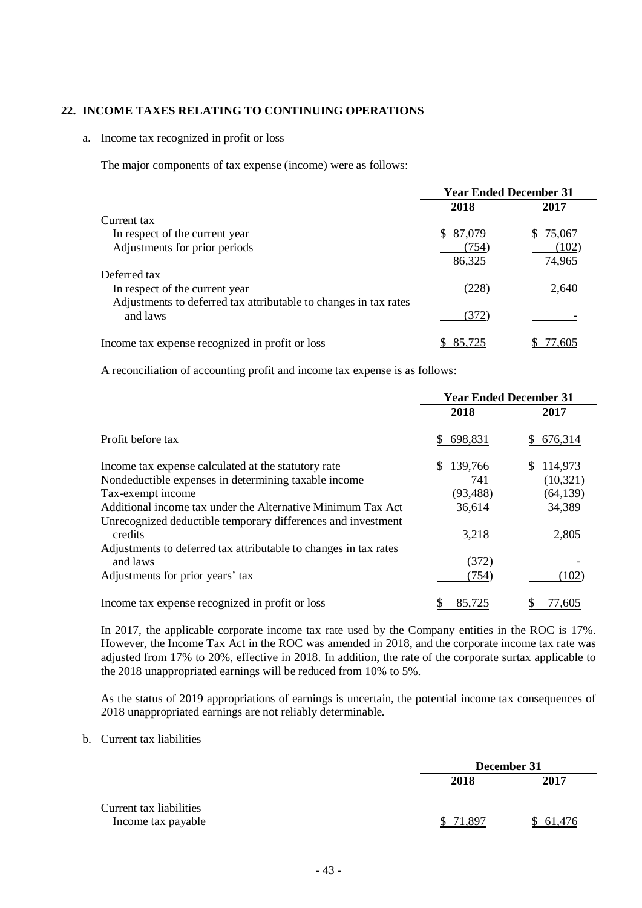## 22. INCOME TAXES RELATING TO CONTINUING OPERATIONS

a. Income tax recognized in profit or loss

The major components of tax expense (income) were as follows:

| | Year Ended December 31 | |
|---|---|---|
| | 2018 | 2017 |
| Current tax | | |
| In respect of the current year | $ 87,079 | $ 75,067 |
| Adjustments for prior periods | (754) | (102) |
| | 86,325 | 74,965 |
| Deferred tax | | |
| In respect of the current year | (228) | 2,640 |
| Adjustments to deferred tax attributable to changes in tax rates and laws | (372) | - |
| Income tax expense recognized in profit or loss | $ 85,725 | $ 77,605 |

A reconciliation of accounting profit and income tax expense is as follows:

| | Year Ended December 31 | |
|---|---|---|
| | 2018 | 2017 |
| Profit before tax | $ 698,831 | $ 676,314 |
| Income tax expense calculated at the statutory rate | $ 139,766 | $ 114,973 |
| Nondeductible expenses in determining taxable income | 741 | (10,321) |
| Tax-exempt income | (93,488) | (64,139) |
| Additional income tax under the Alternative Minimum Tax Act | 36,614 | 34,389 |
| Unrecognized deductible temporary differences and investment credits | 3,218 | 2,805 |
| Adjustments to deferred tax attributable to changes in tax rates and laws | (372) | - |
| Adjustments for prior years' tax | (754) | (102) |
| Income tax expense recognized in profit or loss | $ 85,725 | $ 77,605 |

In 2017, the applicable corporate income tax rate used by the Company entities in the ROC is 17%. However, the Income Tax Act in the ROC was amended in 2018, and the corporate income tax rate was adjusted from 17% to 20%, effective in 2018. In addition, the rate of the corporate surtax applicable to the 2018 unappropriated earnings will be reduced from 10% to 5%.

As the status of 2019 appropriations of earnings is uncertain, the potential income tax consequences of 2018 unappropriated earnings are not reliably determinable.

b. Current tax liabilities

| | December 31 | |
|---|---|---|
| | 2018 | 2017 |
| Current tax liabilities | | |
| Income tax payable | $ 71,897 | $ 61,476 |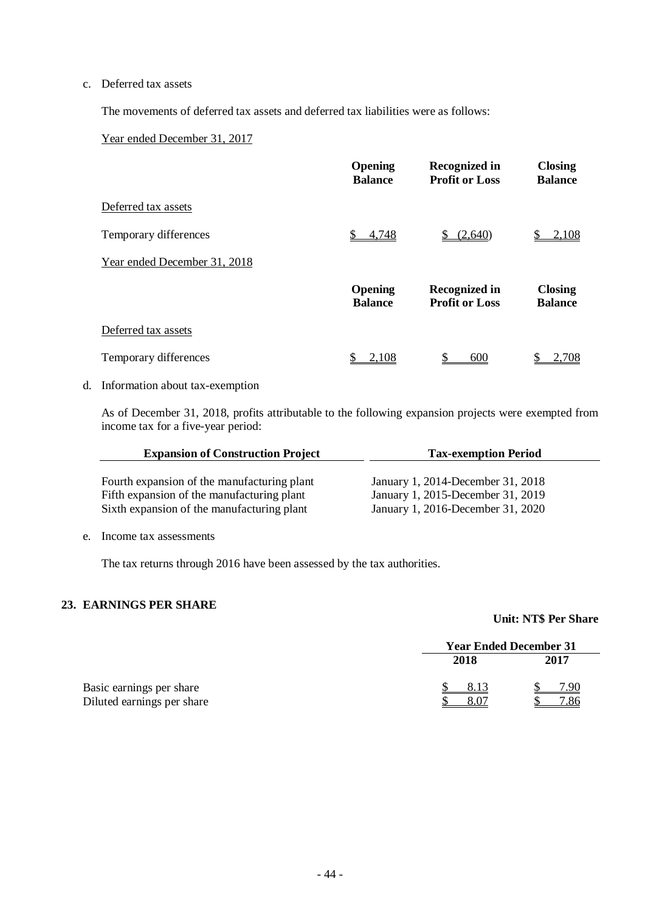c. Deferred tax assets

The movements of deferred tax assets and deferred tax liabilities were as follows:

Year ended December 31, 2017

| | Opening Balance | Recognized in Profit or Loss | Closing Balance |
|---|---|---|---|
| Deferred tax assets | | | |
| Temporary differences | $ 4,748 | $ (2,640) | $ 2,108 |

Year ended December 31, 2018

| | Opening Balance | Recognized in Profit or Loss | Closing Balance |
|---|---|---|---|
| Deferred tax assets | | | |
| Temporary differences | $ 2,108 | $ 600 | $ 2,708 |

d. Information about tax-exemption

As of December 31, 2018, profits attributable to the following expansion projects were exempted from income tax for a five-year period:

| Expansion of Construction Project | Tax-exemption Period |
|---|---|
| Fourth expansion of the manufacturing plant | January 1, 2014-December 31, 2018 |
| Fifth expansion of the manufacturing plant | January 1, 2015-December 31, 2019 |
| Sixth expansion of the manufacturing plant | January 1, 2016-December 31, 2020 |

e. Income tax assessments

The tax returns through 2016 have been assessed by the tax authorities.

## 23. EARNINGS PER SHARE

**Unit: NT$ Per Share**

| | Year Ended December 31 | |
|---|---|---|
| | 2018 | 2017 |
| Basic earnings per share | $ 8.13 | $ 7.90 |
| Diluted earnings per share | $ 8.07 | $ 7.86 |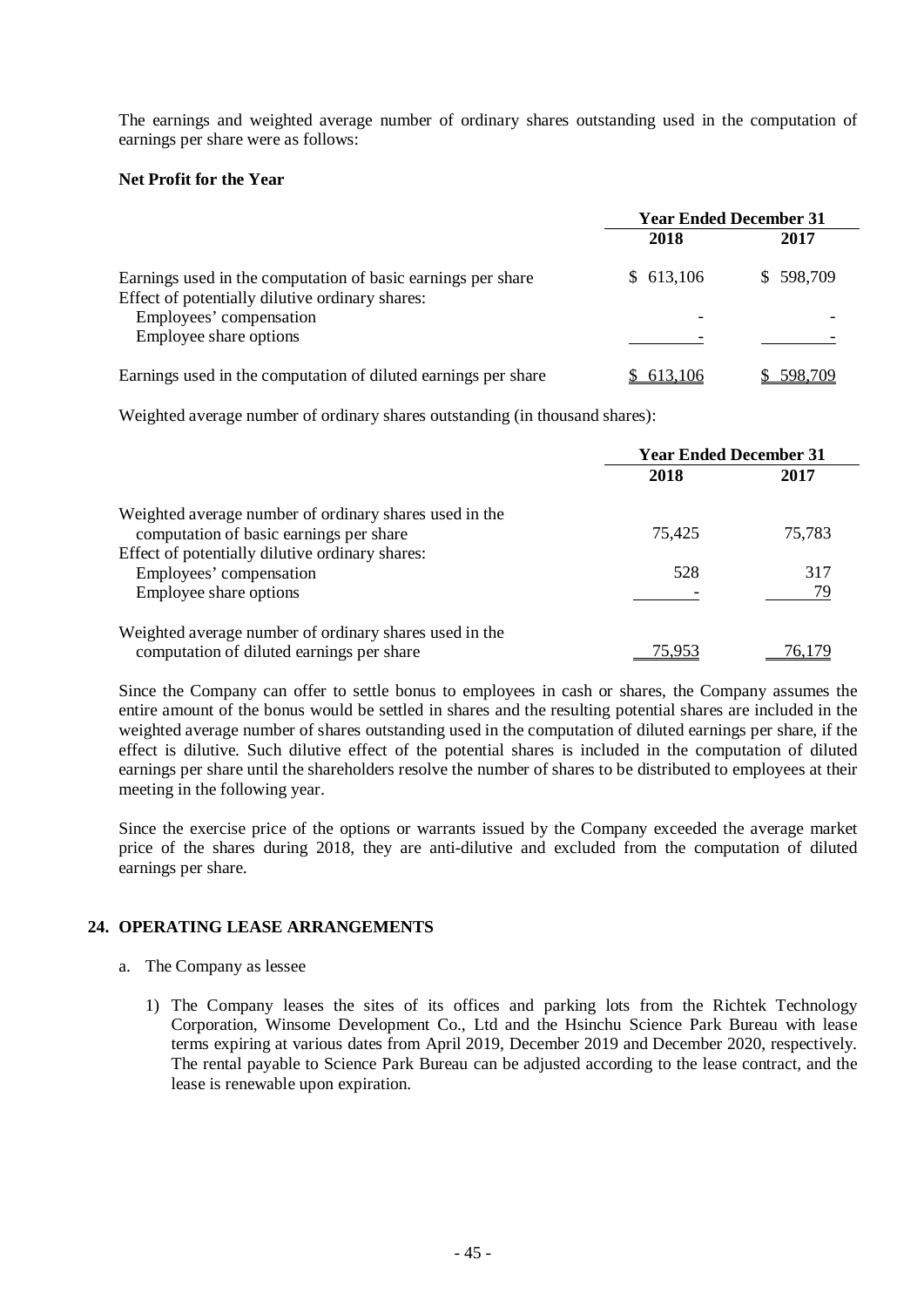The earnings and weighted average number of ordinary shares outstanding used in the computation of earnings per share were as follows:

**Net Profit for the Year**

| | Year Ended December 31 | |
|---|---|---|
| | **2018** | **2017** |
| Earnings used in the computation of basic earnings per share | $ 613,106 | $ 598,709 |
| Effect of potentially dilutive ordinary shares: | | |
| Employees' compensation | - | - |
| Employee share options | - | - |
| Earnings used in the computation of diluted earnings per share | $ 613,106 | $ 598,709 |

Weighted average number of ordinary shares outstanding (in thousand shares):

| | Year Ended December 31 | |
|---|---|---|
| | **2018** | **2017** |
| Weighted average number of ordinary shares used in the computation of basic earnings per share | 75,425 | 75,783 |
| Effect of potentially dilutive ordinary shares: | | |
| Employees' compensation | 528 | 317 |
| Employee share options | - | 79 |
| Weighted average number of ordinary shares used in the computation of diluted earnings per share | 75,953 | 76,179 |

Since the Company can offer to settle bonus to employees in cash or shares, the Company assumes the entire amount of the bonus would be settled in shares and the resulting potential shares are included in the weighted average number of shares outstanding used in the computation of diluted earnings per share, if the effect is dilutive. Such dilutive effect of the potential shares is included in the computation of diluted earnings per share until the shareholders resolve the number of shares to be distributed to employees at their meeting in the following year.

Since the exercise price of the options or warrants issued by the Company exceeded the average market price of the shares during 2018, they are anti-dilutive and excluded from the computation of diluted earnings per share.

## 24. OPERATING LEASE ARRANGEMENTS

a. The Company as lessee

1) The Company leases the sites of its offices and parking lots from the Richtek Technology Corporation, Winsome Development Co., Ltd and the Hsinchu Science Park Bureau with lease terms expiring at various dates from April 2019, December 2019 and December 2020, respectively. The rental payable to Science Park Bureau can be adjusted according to the lease contract, and the lease is renewable upon expiration.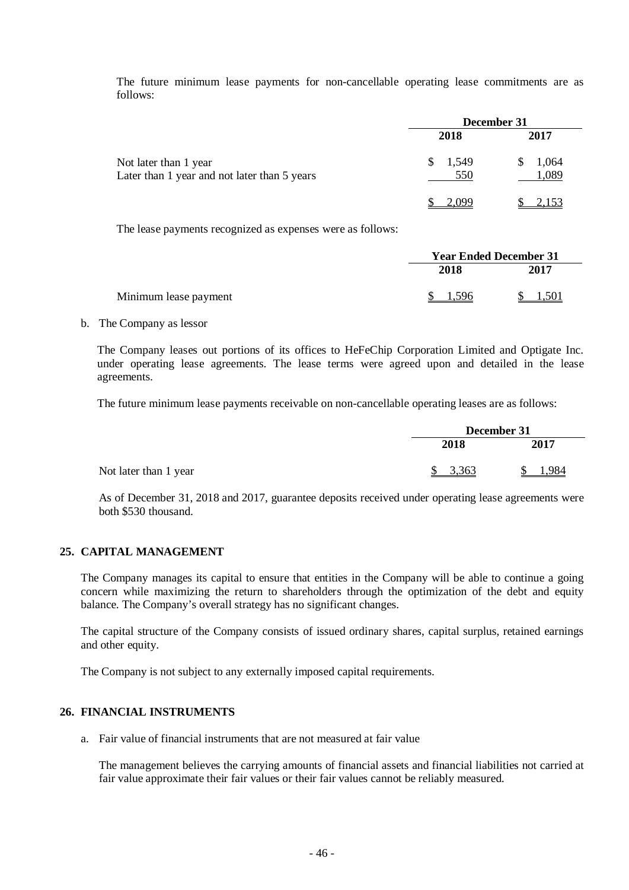The future minimum lease payments for non-cancellable operating lease commitments are as follows:

| | December 31 | |
|---|---|---|
| | 2018 | 2017 |
| Not later than 1 year | $ 1,549 | $ 1,064 |
| Later than 1 year and not later than 5 years | 550 | 1,089 |
| | $ 2,099 | $ 2,153 |

The lease payments recognized as expenses were as follows:

| | Year Ended December 31 | |
|---|---|---|
| | 2018 | 2017 |
| Minimum lease payment | $ 1,596 | $ 1,501 |

b. The Company as lessor

The Company leases out portions of its offices to HeFeChip Corporation Limited and Optigate Inc. under operating lease agreements. The lease terms were agreed upon and detailed in the lease agreements.

The future minimum lease payments receivable on non-cancellable operating leases are as follows:

| | December 31 | |
|---|---|---|
| | 2018 | 2017 |
| Not later than 1 year | $ 3,363 | $ 1,984 |

As of December 31, 2018 and 2017, guarantee deposits received under operating lease agreements were both $530 thousand.

## 25. CAPITAL MANAGEMENT

The Company manages its capital to ensure that entities in the Company will be able to continue a going concern while maximizing the return to shareholders through the optimization of the debt and equity balance. The Company's overall strategy has no significant changes.

The capital structure of the Company consists of issued ordinary shares, capital surplus, retained earnings and other equity.

The Company is not subject to any externally imposed capital requirements.

## 26. FINANCIAL INSTRUMENTS

a. Fair value of financial instruments that are not measured at fair value

The management believes the carrying amounts of financial assets and financial liabilities not carried at fair value approximate their fair values or their fair values cannot be reliably measured.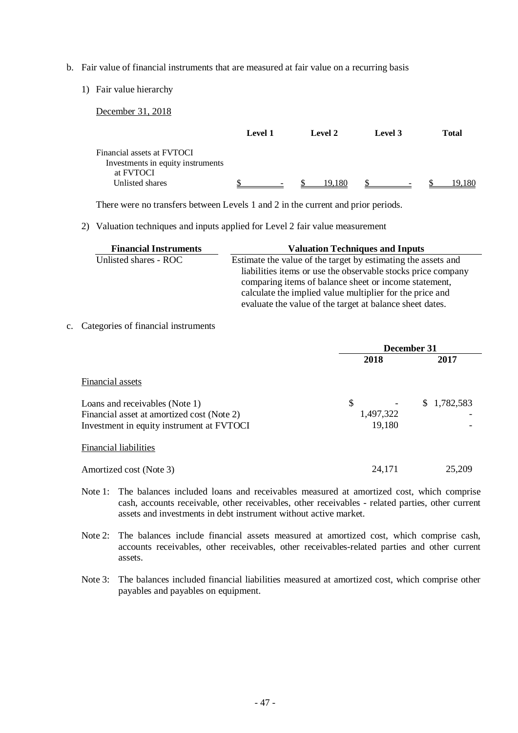b. Fair value of financial instruments that are measured at fair value on a recurring basis

1) Fair value hierarchy

December 31, 2018

| | Level 1 | Level 2 | Level 3 | Total |
|---|---|---|---|---|
| Financial assets at FVTOCI | | | | |
| Investments in equity instruments at FVTOCI | | | | |
| Unlisted shares | $ - | $ 19,180 | $ - | $ 19,180 |

There were no transfers between Levels 1 and 2 in the current and prior periods.

2) Valuation techniques and inputs applied for Level 2 fair value measurement

| Financial Instruments | Valuation Techniques and Inputs |
|---|---|
| Unlisted shares - ROC | Estimate the value of the target by estimating the assets and liabilities items or use the observable stocks price company comparing items of balance sheet or income statement, calculate the implied value multiplier for the price and evaluate the value of the target at balance sheet dates. |

c. Categories of financial instruments

| | December 31 | |
|---|---|---|
| | 2018 | 2017 |
| Financial assets | | |
| Loans and receivables (Note 1) | $ - | $ 1,782,583 |
| Financial asset at amortized cost (Note 2) | 1,497,322 | - |
| Investment in equity instrument at FVTOCI | 19,180 | - |
| Financial liabilities | | |
| Amortized cost (Note 3) | 24,171 | 25,209 |

Note 1: The balances included loans and receivables measured at amortized cost, which comprise cash, accounts receivable, other receivables, other receivables - related parties, other current assets and investments in debt instrument without active market.

Note 2: The balances include financial assets measured at amortized cost, which comprise cash, accounts receivables, other receivables, other receivables-related parties and other current assets.

Note 3: The balances included financial liabilities measured at amortized cost, which comprise other payables and payables on equipment.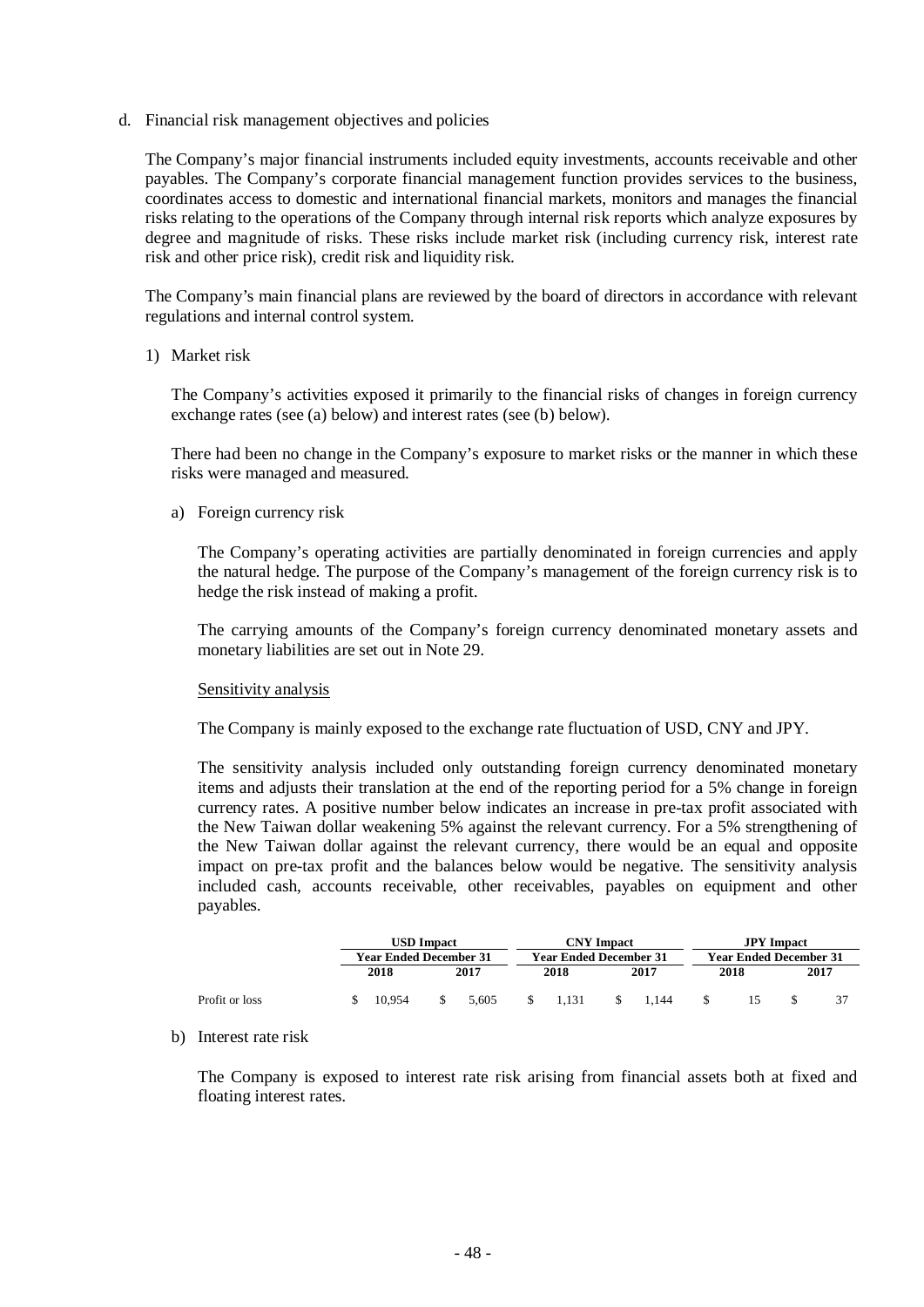d. Financial risk management objectives and policies

The Company's major financial instruments included equity investments, accounts receivable and other payables. The Company's corporate financial management function provides services to the business, coordinates access to domestic and international financial markets, monitors and manages the financial risks relating to the operations of the Company through internal risk reports which analyze exposures by degree and magnitude of risks. These risks include market risk (including currency risk, interest rate risk and other price risk), credit risk and liquidity risk.

The Company's main financial plans are reviewed by the board of directors in accordance with relevant regulations and internal control system.

1) Market risk

The Company's activities exposed it primarily to the financial risks of changes in foreign currency exchange rates (see (a) below) and interest rates (see (b) below).

There had been no change in the Company's exposure to market risks or the manner in which these risks were managed and measured.

a) Foreign currency risk

The Company's operating activities are partially denominated in foreign currencies and apply the natural hedge. The purpose of the Company's management of the foreign currency risk is to hedge the risk instead of making a profit.

The carrying amounts of the Company's foreign currency denominated monetary assets and monetary liabilities are set out in Note 29.

Sensitivity analysis

The Company is mainly exposed to the exchange rate fluctuation of USD, CNY and JPY.

The sensitivity analysis included only outstanding foreign currency denominated monetary items and adjusts their translation at the end of the reporting period for a 5% change in foreign currency rates. A positive number below indicates an increase in pre-tax profit associated with the New Taiwan dollar weakening 5% against the relevant currency. For a 5% strengthening of the New Taiwan dollar against the relevant currency, there would be an equal and opposite impact on pre-tax profit and the balances below would be negative. The sensitivity analysis included cash, accounts receivable, other receivables, payables on equipment and other payables.

| | USD Impact | | CNY Impact | | JPY Impact | |
|---|---|---|---|---|---|---|
| | Year Ended December 31 | | Year Ended December 31 | | Year Ended December 31 | |
| | 2018 | 2017 | 2018 | 2017 | 2018 | 2017 |
| Profit or loss | $ 10,954 | $ 5,605 | $ 1,131 | $ 1,144 | $ 15 | $ 37 |

b) Interest rate risk

The Company is exposed to interest rate risk arising from financial assets both at fixed and floating interest rates.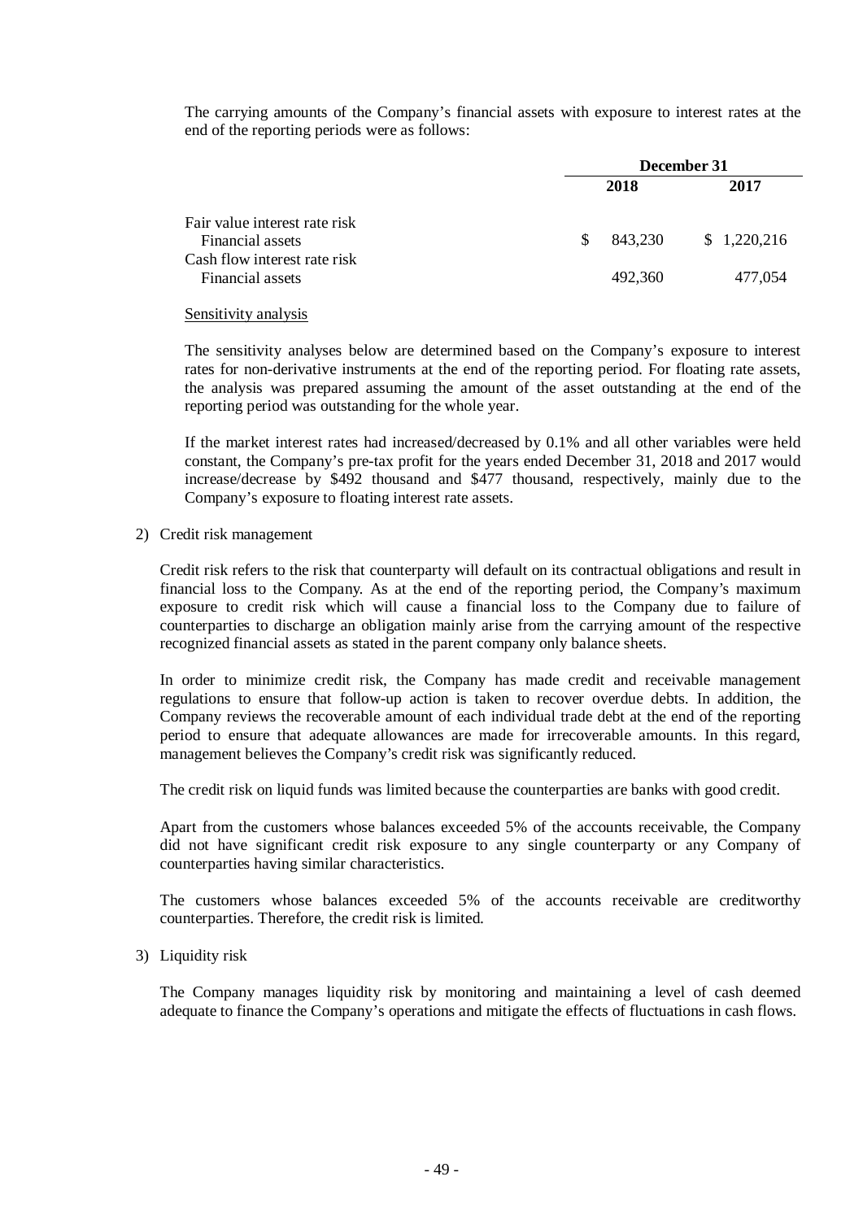The carrying amounts of the Company's financial assets with exposure to interest rates at the end of the reporting periods were as follows:

| | December 31 | |
|---|---|---|
| | 2018 | 2017 |
| Fair value interest rate risk | | |
| Financial assets | $ 843,230 | $ 1,220,216 |
| Cash flow interest rate risk | | |
| Financial assets | 492,360 | 477,054 |

Sensitivity analysis

The sensitivity analyses below are determined based on the Company's exposure to interest rates for non-derivative instruments at the end of the reporting period. For floating rate assets, the analysis was prepared assuming the amount of the asset outstanding at the end of the reporting period was outstanding for the whole year.

If the market interest rates had increased/decreased by 0.1% and all other variables were held constant, the Company's pre-tax profit for the years ended December 31, 2018 and 2017 would increase/decrease by $492 thousand and $477 thousand, respectively, mainly due to the Company's exposure to floating interest rate assets.

2) Credit risk management

Credit risk refers to the risk that counterparty will default on its contractual obligations and result in financial loss to the Company. As at the end of the reporting period, the Company's maximum exposure to credit risk which will cause a financial loss to the Company due to failure of counterparties to discharge an obligation mainly arise from the carrying amount of the respective recognized financial assets as stated in the parent company only balance sheets.

In order to minimize credit risk, the Company has made credit and receivable management regulations to ensure that follow-up action is taken to recover overdue debts. In addition, the Company reviews the recoverable amount of each individual trade debt at the end of the reporting period to ensure that adequate allowances are made for irrecoverable amounts. In this regard, management believes the Company's credit risk was significantly reduced.

The credit risk on liquid funds was limited because the counterparties are banks with good credit.

Apart from the customers whose balances exceeded 5% of the accounts receivable, the Company did not have significant credit risk exposure to any single counterparty or any Company of counterparties having similar characteristics.

The customers whose balances exceeded 5% of the accounts receivable are creditworthy counterparties. Therefore, the credit risk is limited.

3) Liquidity risk

The Company manages liquidity risk by monitoring and maintaining a level of cash deemed adequate to finance the Company's operations and mitigate the effects of fluctuations in cash flows.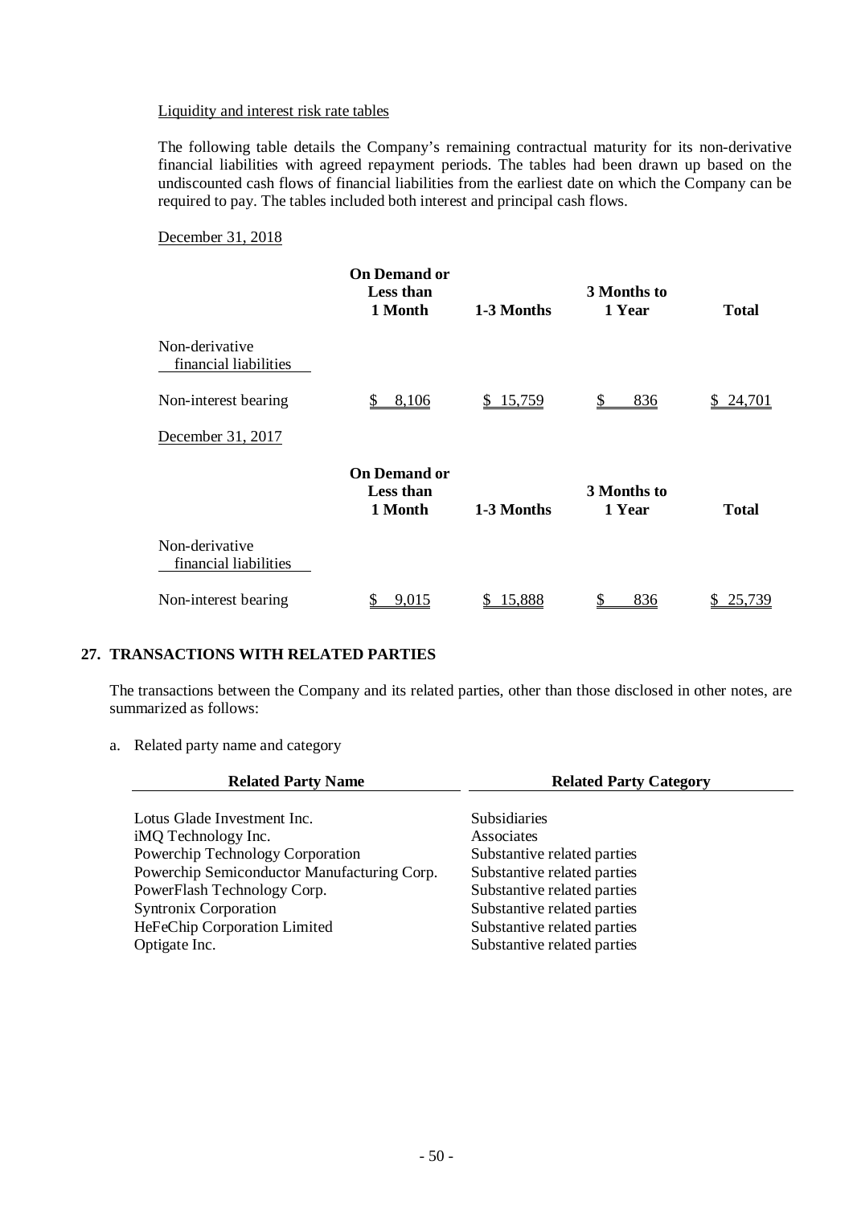Liquidity and interest risk rate tables

The following table details the Company's remaining contractual maturity for its non-derivative financial liabilities with agreed repayment periods. The tables had been drawn up based on the undiscounted cash flows of financial liabilities from the earliest date on which the Company can be required to pay. The tables included both interest and principal cash flows.

December 31, 2018

| | On Demand or Less than 1 Month | 1-3 Months | 3 Months to 1 Year | Total |
|---|---|---|---|---|
| Non-derivative financial liabilities | | | | |
| Non-interest bearing | $ 8,106 | $ 15,759 | $ 836 | $ 24,701 |

December 31, 2017

| | On Demand or Less than 1 Month | 1-3 Months | 3 Months to 1 Year | Total |
|---|---|---|---|---|
| Non-derivative financial liabilities | | | | |
| Non-interest bearing | $ 9,015 | $ 15,888 | $ 836 | $ 25,739 |

## 27. TRANSACTIONS WITH RELATED PARTIES

The transactions between the Company and its related parties, other than those disclosed in other notes, are summarized as follows:

a. Related party name and category

| Related Party Name | Related Party Category |
|---|---|
| Lotus Glade Investment Inc. | Subsidiaries |
| iMQ Technology Inc. | Associates |
| Powerchip Technology Corporation | Substantive related parties |
| Powerchip Semiconductor Manufacturing Corp. | Substantive related parties |
| PowerFlash Technology Corp. | Substantive related parties |
| Syntronix Corporation | Substantive related parties |
| HeFeChip Corporation Limited | Substantive related parties |
| Optigate Inc. | Substantive related parties |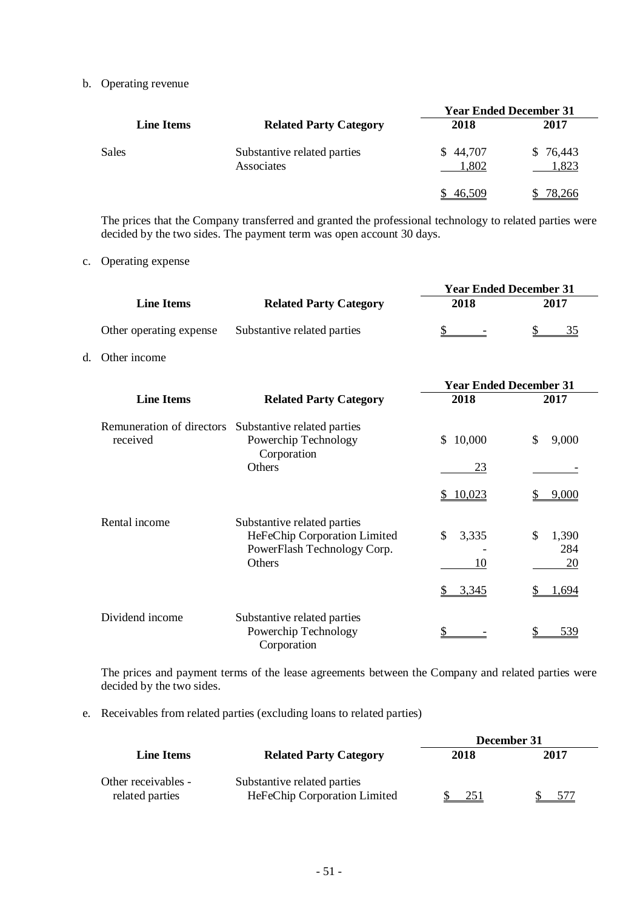b. Operating revenue

| Line Items | Related Party Category | Year Ended December 31 | |
|---|---|---|---|
| | | 2018 | 2017 |
| Sales | Substantive related parties | $ 44,707 | $ 76,443 |
| | Associates | 1,802 | 1,823 |
| | | $ 46,509 | $ 78,266 |

The prices that the Company transferred and granted the professional technology to related parties were decided by the two sides. The payment term was open account 30 days.

c. Operating expense

| Line Items | Related Party Category | Year Ended December 31 | |
|---|---|---|---|
| | | 2018 | 2017 |
| Other operating expense | Substantive related parties | $ - | $ 35 |

d. Other income

| Line Items | Related Party Category | Year Ended December 31 | |
|---|---|---|---|
| | | 2018 | 2017 |
| Remuneration of directors received | Substantive related parties | | |
| | Powerchip Technology Corporation | $ 10,000 | $ 9,000 |
| | Others | 23 | - |
| | | $ 10,023 | $ 9,000 |
| Rental income | Substantive related parties | | |
| | HeFeChip Corporation Limited | $ 3,335 | $ 1,390 |
| | PowerFlash Technology Corp. | - | 284 |
| | Others | 10 | 20 |
| | | $ 3,345 | $ 1,694 |
| Dividend income | Substantive related parties | | |
| | Powerchip Technology Corporation | $ - | $ 539 |

The prices and payment terms of the lease agreements between the Company and related parties were decided by the two sides.

e. Receivables from related parties (excluding loans to related parties)

| Line Items | Related Party Category | December 31 | |
|---|---|---|---|
| | | 2018 | 2017 |
| Other receivables - related parties | Substantive related parties | | |
| | HeFeChip Corporation Limited | $ 251 | $ 577 |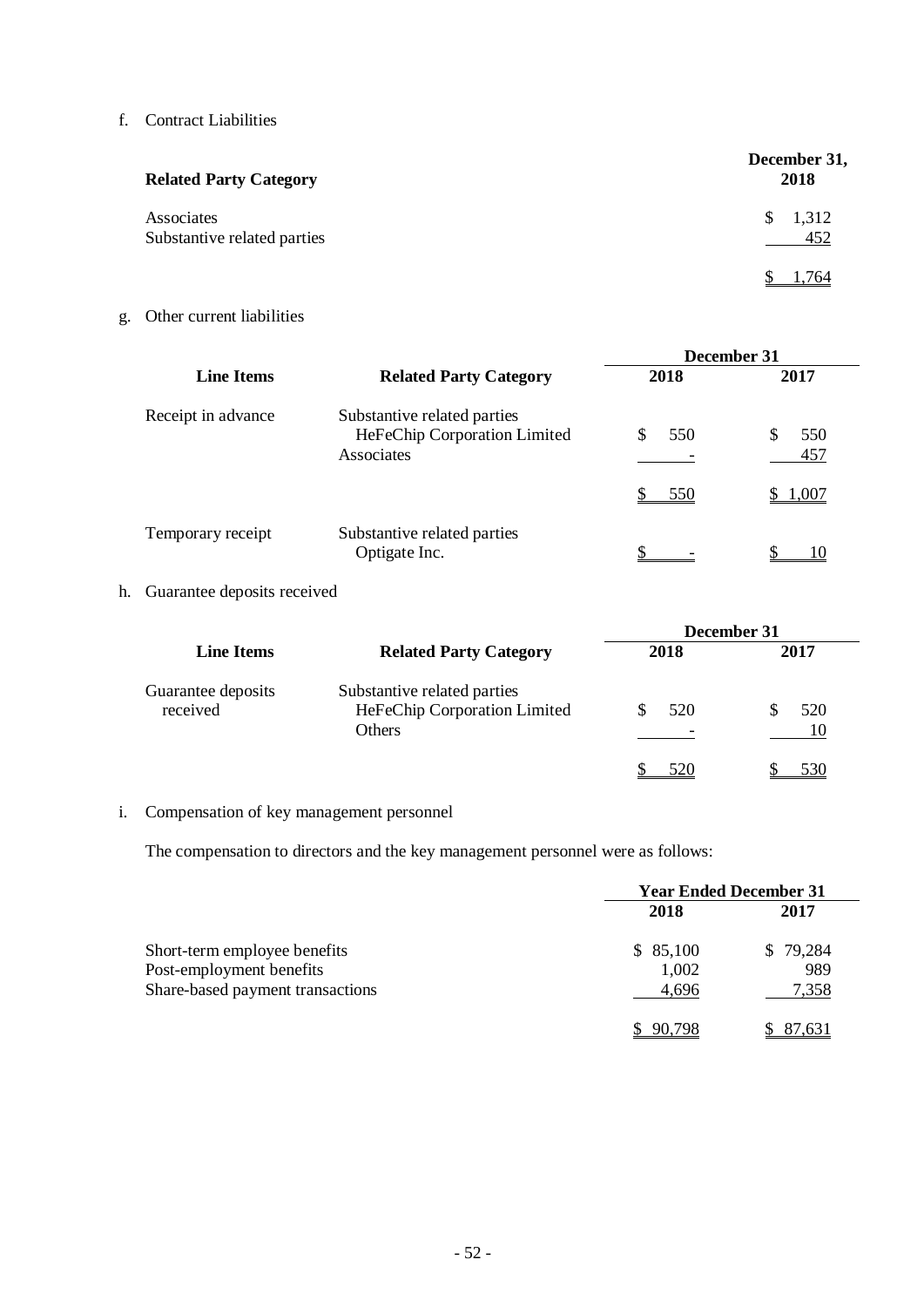f. Contract Liabilities

| Related Party Category | December 31, 2018 |
|---|---|
| Associates | $ 1,312 |
| Substantive related parties | 452 |
| | $ 1,764 |

g. Other current liabilities

| Line Items | Related Party Category | December 31 | |
|---|---|---|---|
| | | 2018 | 2017 |
| Receipt in advance | Substantive related parties | | |
| | HeFeChip Corporation Limited | $ 550 | $ 550 |
| | Associates | - | 457 |
| | | $ 550 | $ 1,007 |
| Temporary receipt | Substantive related parties | | |
| | Optigate Inc. | $ - | $ 10 |

h. Guarantee deposits received

| Line Items | Related Party Category | December 31 | |
|---|---|---|---|
| | | 2018 | 2017 |
| Guarantee deposits received | Substantive related parties | | |
| | HeFeChip Corporation Limited | $ 520 | $ 520 |
| | Others | - | 10 |
| | | $ 520 | $ 530 |

i. Compensation of key management personnel

The compensation to directors and the key management personnel were as follows:

| | Year Ended December 31 | |
|---|---|---|
| | 2018 | 2017 |
| Short-term employee benefits | $ 85,100 | $ 79,284 |
| Post-employment benefits | 1,002 | 989 |
| Share-based payment transactions | 4,696 | 7,358 |
| | $ 90,798 | $ 87,631 |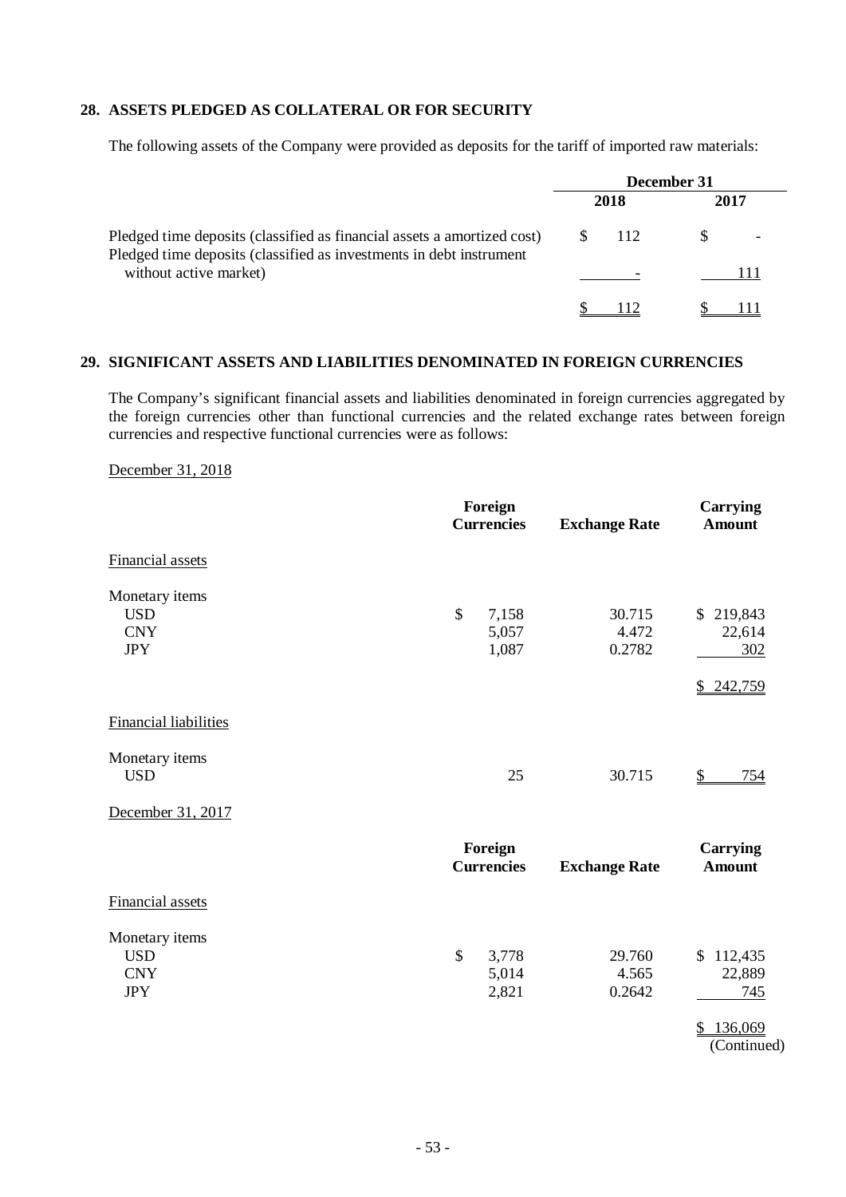## 28. ASSETS PLEDGED AS COLLATERAL OR FOR SECURITY

The following assets of the Company were provided as deposits for the tariff of imported raw materials:

| | December 31 | |
|---|---|---|
| | 2018 | 2017 |
| Pledged time deposits (classified as financial assets a amortized cost) | $ 112 | $ - |
| Pledged time deposits (classified as investments in debt instrument without active market) | - | 111 |
| | $ 112 | $ 111 |

## 29. SIGNIFICANT ASSETS AND LIABILITIES DENOMINATED IN FOREIGN CURRENCIES

The Company's significant financial assets and liabilities denominated in foreign currencies aggregated by the foreign currencies other than functional currencies and the related exchange rates between foreign currencies and respective functional currencies were as follows:

December 31, 2018

| | Foreign Currencies | Exchange Rate | Carrying Amount |
|---|---|---|---|
| Financial assets | | | |
| Monetary items | | | |
| USD | $ 7,158 | 30.715 | $ 219,843 |
| CNY | 5,057 | 4.472 | 22,614 |
| JPY | 1,087 | 0.2782 | 302 |
| | | | $ 242,759 |
| Financial liabilities | | | |
| Monetary items | | | |
| USD | 25 | 30.715 | $ 754 |

December 31, 2017

| | Foreign Currencies | Exchange Rate | Carrying Amount |
|---|---|---|---|
| Financial assets | | | |
| Monetary items | | | |
| USD | $ 3,778 | 29.760 | $ 112,435 |
| CNY | 5,014 | 4.565 | 22,889 |
| JPY | 2,821 | 0.2642 | 745 |
| | | | $ 136,069 |

(Continued)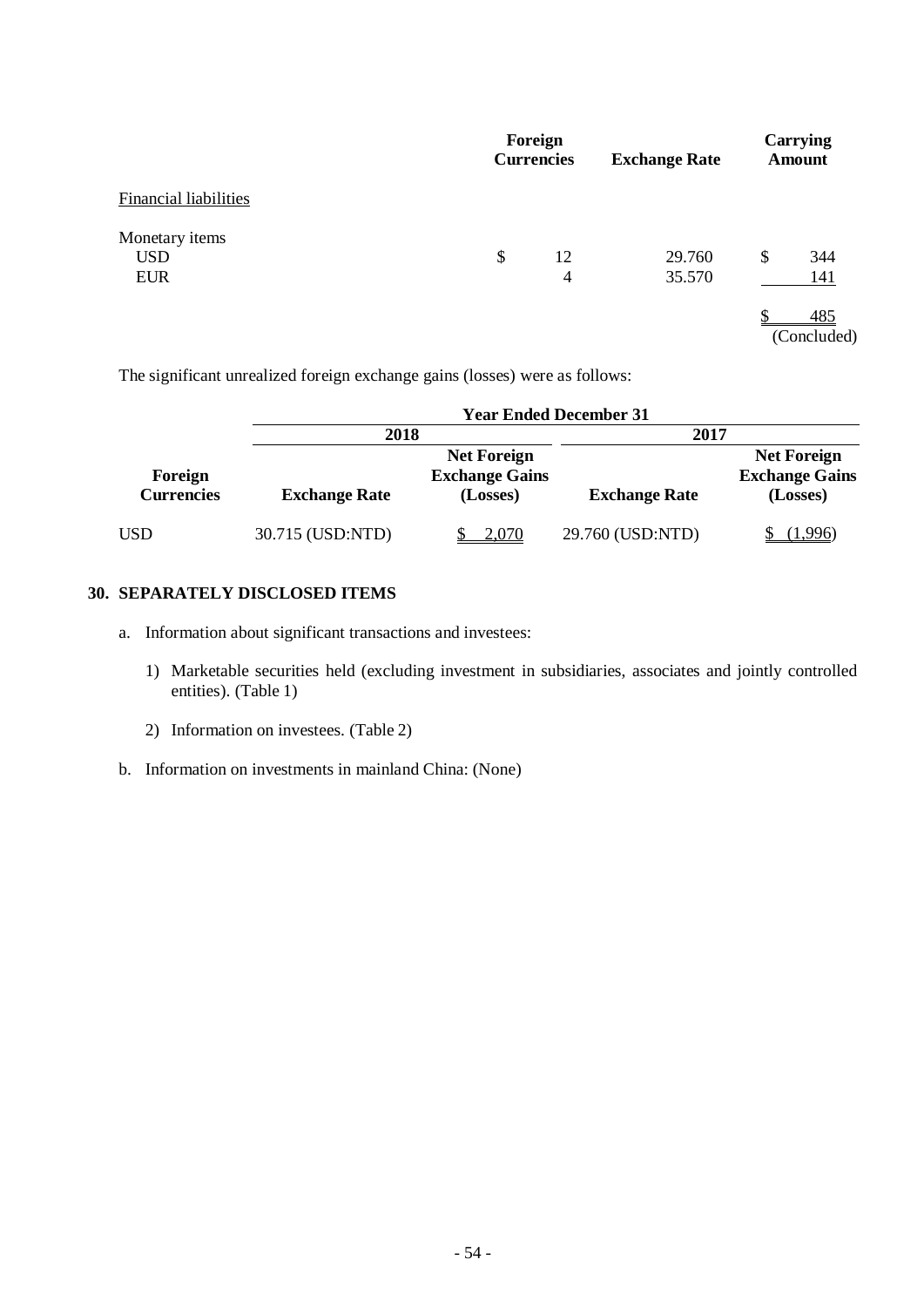| | Foreign Currencies | Exchange Rate | Carrying Amount |
|---|---|---|---|
| Financial liabilities | | | |
| Monetary items | | | |
| USD | $ 12 | 29.760 | $ 344 |
| EUR | 4 | 35.570 | 141 |
| | | | $ 485 |

(Concluded)

The significant unrealized foreign exchange gains (losses) were as follows:

| | Year Ended December 31 | | | |
|---|---|---|---|---|
| | 2018 | | 2017 | |
| Foreign Currencies | Exchange Rate | Net Foreign Exchange Gains (Losses) | Exchange Rate | Net Foreign Exchange Gains (Losses) |
| USD | 30.715 (USD:NTD) | $ 2,070 | 29.760 (USD:NTD) | $ (1,996) |

## 30. SEPARATELY DISCLOSED ITEMS

a. Information about significant transactions and investees:

1) Marketable securities held (excluding investment in subsidiaries, associates and jointly controlled entities). (Table 1)

2) Information on investees. (Table 2)

b. Information on investments in mainland China: (None)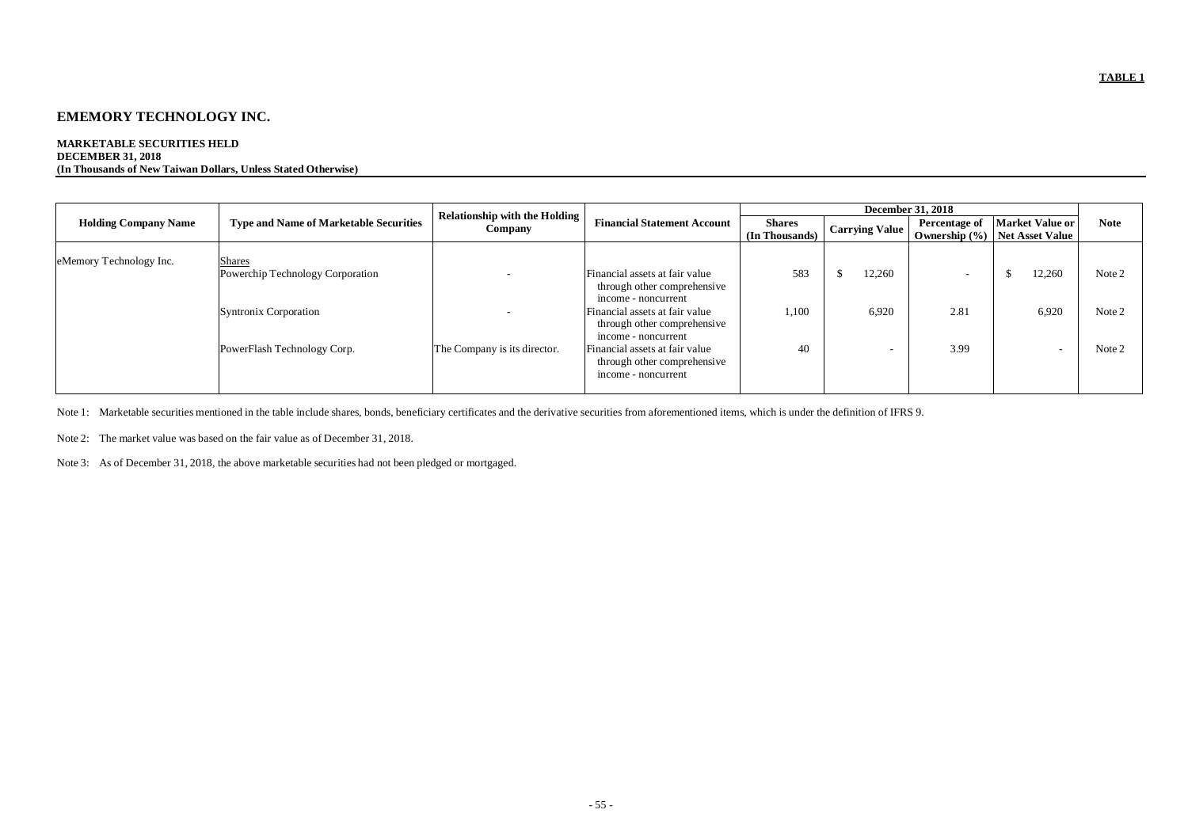**TABLE 1**

# EMEMORY TECHNOLOGY INC.

**MARKETABLE SECURITIES HELD**
**DECEMBER 31, 2018**
**(In Thousands of New Taiwan Dollars, Unless Stated Otherwise)**

| Holding Company Name | Type and Name of Marketable Securities | Relationship with the Holding Company | Financial Statement Account | December 31, 2018 | | | | Note |
|---|---|---|---|---|---|---|---|---|
| | | | | Shares (In Thousands) | Carrying Value | Percentage of Ownership (%) | Market Value or Net Asset Value | |
| eMemory Technology Inc. | Shares | | | | | | | |
| | Powerchip Technology Corporation | - | Financial assets at fair value through other comprehensive income - noncurrent | 583 | $ 12,260 | - | $ 12,260 | Note 2 |
| | Syntronix Corporation | - | Financial assets at fair value through other comprehensive income - noncurrent | 1,100 | 6,920 | 2.81 | 6,920 | Note 2 |
| | PowerFlash Technology Corp. | The Company is its director. | Financial assets at fair value through other comprehensive income - noncurrent | 40 | - | 3.99 | - | Note 2 |

Note 1: Marketable securities mentioned in the table include shares, bonds, beneficiary certificates and the derivative securities from aforementioned items, which is under the definition of IFRS 9.

Note 2: The market value was based on the fair value as of December 31, 2018.

Note 3: As of December 31, 2018, the above marketable securities had not been pledged or mortgaged.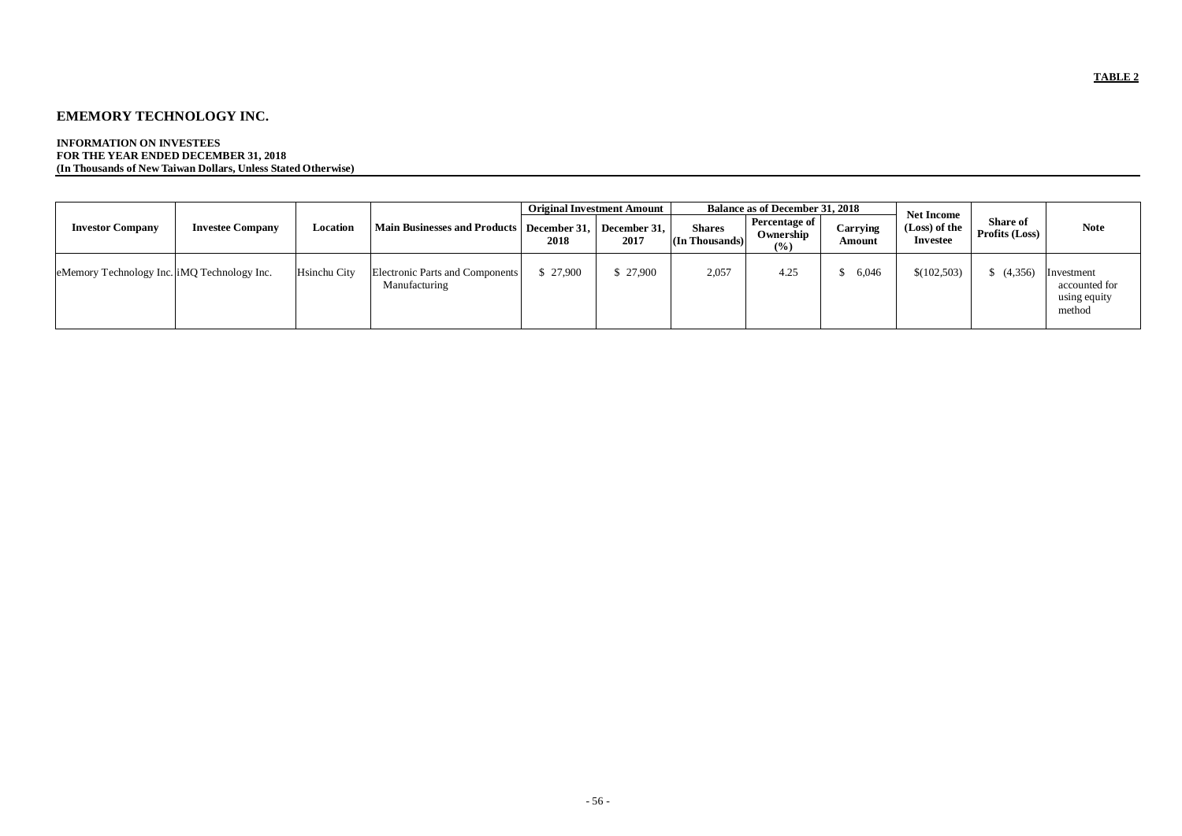**TABLE 2**

# EMEMORY TECHNOLOGY INC.

**INFORMATION ON INVESTEES**
**FOR THE YEAR ENDED DECEMBER 31, 2018**
**(In Thousands of New Taiwan Dollars, Unless Stated Otherwise)**

| Investor Company | Investee Company | Location | Main Businesses and Products | Original Investment Amount | | Balance as of December 31, 2018 | | | Net Income (Loss) of the Investee | Share of Profits (Loss) | Note |
|---|---|---|---|---|---|---|---|---|---|---|---|
| | | | | December 31, 2018 | December 31, 2017 | Shares (In Thousands) | Percentage of Ownership (%) | Carrying Amount | | | |
| eMemory Technology Inc. | iMQ Technology Inc. | Hsinchu City | Electronic Parts and Components Manufacturing | $ 27,900 | $ 27,900 | 2,057 | 4.25 | $ 6,046 | $(102,503) | $ (4,356) | Investment accounted for using equity method |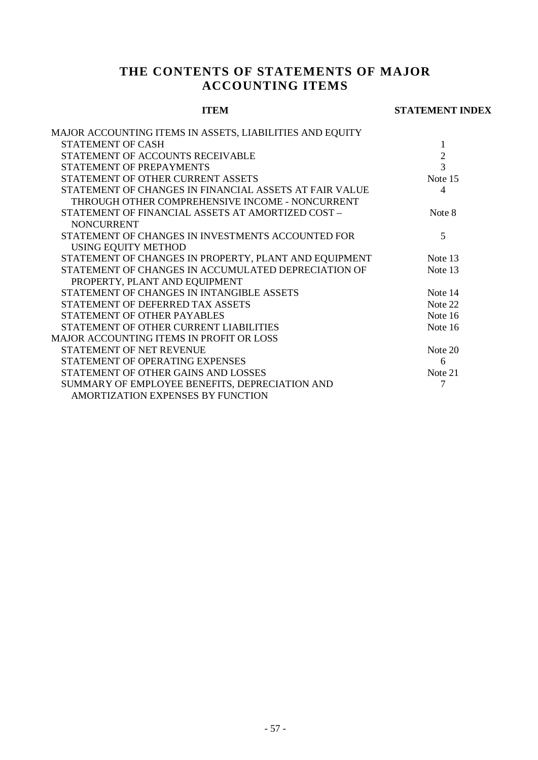# THE CONTENTS OF STATEMENTS OF MAJOR ACCOUNTING ITEMS

| ITEM | STATEMENT INDEX |
|---|---|
| MAJOR ACCOUNTING ITEMS IN ASSETS, LIABILITIES AND EQUITY | |
| STATEMENT OF CASH | 1 |
| STATEMENT OF ACCOUNTS RECEIVABLE | 2 |
| STATEMENT OF PREPAYMENTS | 3 |
| STATEMENT OF OTHER CURRENT ASSETS | Note 15 |
| STATEMENT OF CHANGES IN FINANCIAL ASSETS AT FAIR VALUE THROUGH OTHER COMPREHENSIVE INCOME - NONCURRENT | 4 |
| STATEMENT OF FINANCIAL ASSETS AT AMORTIZED COST – NONCURRENT | Note 8 |
| STATEMENT OF CHANGES IN INVESTMENTS ACCOUNTED FOR USING EQUITY METHOD | 5 |
| STATEMENT OF CHANGES IN PROPERTY, PLANT AND EQUIPMENT | Note 13 |
| STATEMENT OF CHANGES IN ACCUMULATED DEPRECIATION OF PROPERTY, PLANT AND EQUIPMENT | Note 13 |
| STATEMENT OF CHANGES IN INTANGIBLE ASSETS | Note 14 |
| STATEMENT OF DEFERRED TAX ASSETS | Note 22 |
| STATEMENT OF OTHER PAYABLES | Note 16 |
| STATEMENT OF OTHER CURRENT LIABILITIES | Note 16 |
| MAJOR ACCOUNTING ITEMS IN PROFIT OR LOSS | |
| STATEMENT OF NET REVENUE | Note 20 |
| STATEMENT OF OPERATING EXPENSES | 6 |
| STATEMENT OF OTHER GAINS AND LOSSES | Note 21 |
| SUMMARY OF EMPLOYEE BENEFITS, DEPRECIATION AND AMORTIZATION EXPENSES BY FUNCTION | 7 |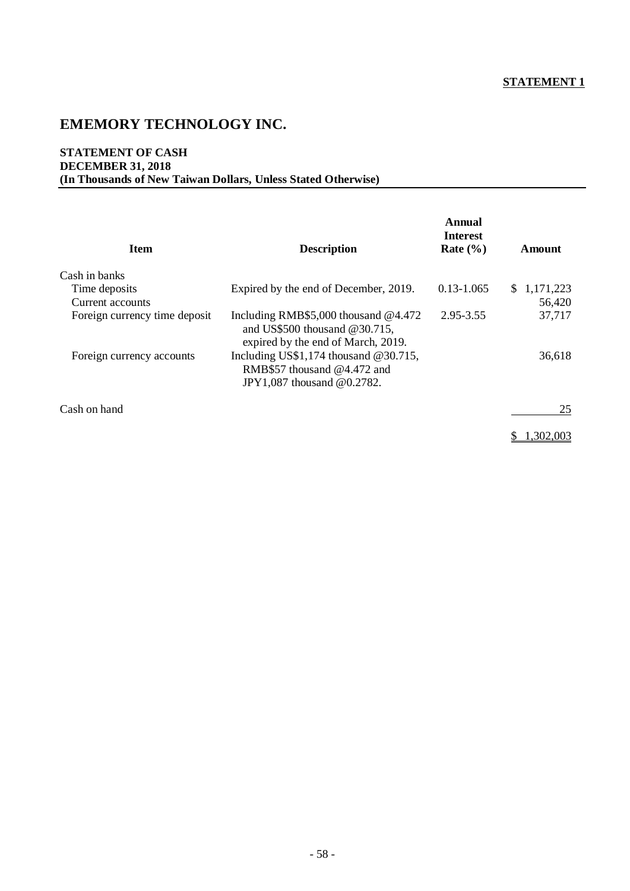**STATEMENT 1**

# EMEMORY TECHNOLOGY INC.

**STATEMENT OF CASH**
**DECEMBER 31, 2018**
**(In Thousands of New Taiwan Dollars, Unless Stated Otherwise)**

| Item | Description | Annual Interest Rate (%) | Amount |
|---|---|---|---|
| Cash in banks | | | |
| Time deposits | Expired by the end of December, 2019. | 0.13-1.065 | $ 1,171,223 |
| Current accounts | | | 56,420 |
| Foreign currency time deposit | Including RMB$5,000 thousand @4.472 and US$500 thousand @30.715, expired by the end of March, 2019. | 2.95-3.55 | 37,717 |
| Foreign currency accounts | Including US$1,174 thousand @30.715, RMB$57 thousand @4.472 and JPY1,087 thousand @0.2782. | | 36,618 |
| Cash on hand | | | 25 |
| | | | $ 1,302,003 |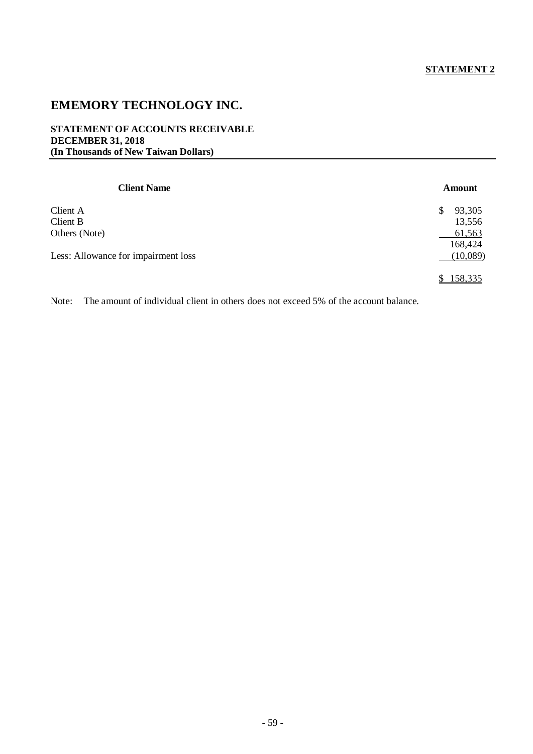**STATEMENT 2**

# EMEMORY TECHNOLOGY INC.

**STATEMENT OF ACCOUNTS RECEIVABLE**
**DECEMBER 31, 2018**
**(In Thousands of New Taiwan Dollars)**

| Client Name | Amount |
|---|---|
| Client A | $ 93,305 |
| Client B | 13,556 |
| Others (Note) | 61,563 |
| | 168,424 |
| Less: Allowance for impairment loss | (10,089) |
| | $ 158,335 |

Note: The amount of individual client in others does not exceed 5% of the account balance.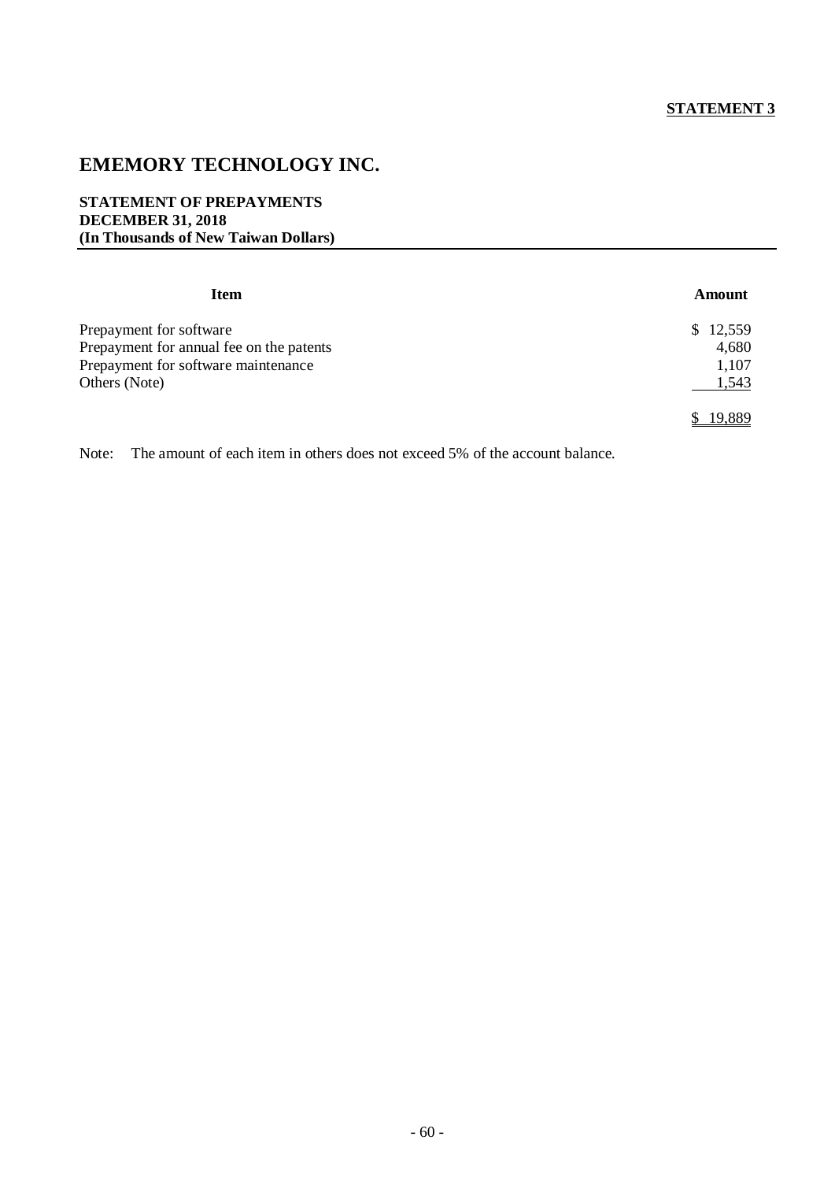**STATEMENT 3**

# EMEMORY TECHNOLOGY INC.

**STATEMENT OF PREPAYMENTS**
**DECEMBER 31, 2018**
**(In Thousands of New Taiwan Dollars)**

| Item | Amount |
|---|---|
| Prepayment for software | $ 12,559 |
| Prepayment for annual fee on the patents | 4,680 |
| Prepayment for software maintenance | 1,107 |
| Others (Note) | 1,543 |
| | $ 19,889 |

Note: The amount of each item in others does not exceed 5% of the account balance.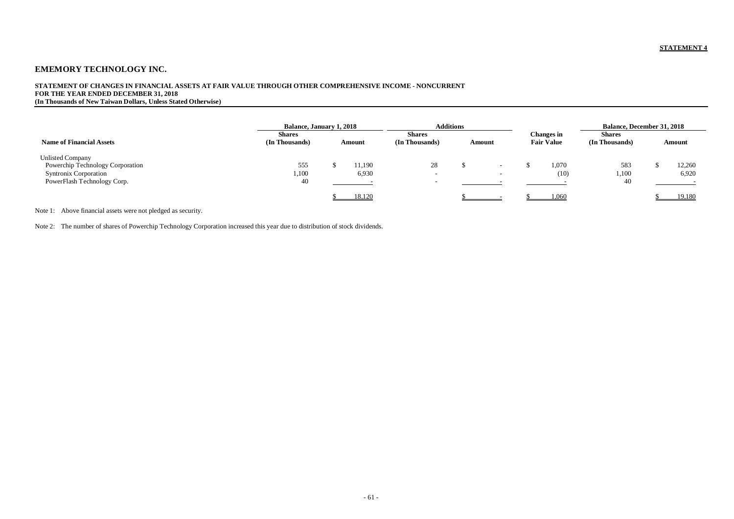**STATEMENT 4**

# EMEMORY TECHNOLOGY INC.

**STATEMENT OF CHANGES IN FINANCIAL ASSETS AT FAIR VALUE THROUGH OTHER COMPREHENSIVE INCOME - NONCURRENT**
**FOR THE YEAR ENDED DECEMBER 31, 2018**
**(In Thousands of New Taiwan Dollars, Unless Stated Otherwise)**

| Name of Financial Assets | Balance, January 1, 2018 | | Additions | | Changes in Fair Value | Balance, December 31, 2018 | |
|---|---|---|---|---|---|---|---|
| | Shares (In Thousands) | Amount | Shares (In Thousands) | Amount | | Shares (In Thousands) | Amount |
| Unlisted Company | | | | | | | |
| Powerchip Technology Corporation | 555 | $ 11,190 | 28 | $ - | $ 1,070 | 583 | $ 12,260 |
| Syntronix Corporation | 1,100 | 6,930 | - | - | (10) | 1,100 | 6,920 |
| PowerFlash Technology Corp. | 40 | - | - | - | - | 40 | - |
| | | $ 18,120 | | $ - | $ 1,060 | | $ 19,180 |

Note 1: Above financial assets were not pledged as security.

Note 2: The number of shares of Powerchip Technology Corporation increased this year due to distribution of stock dividends.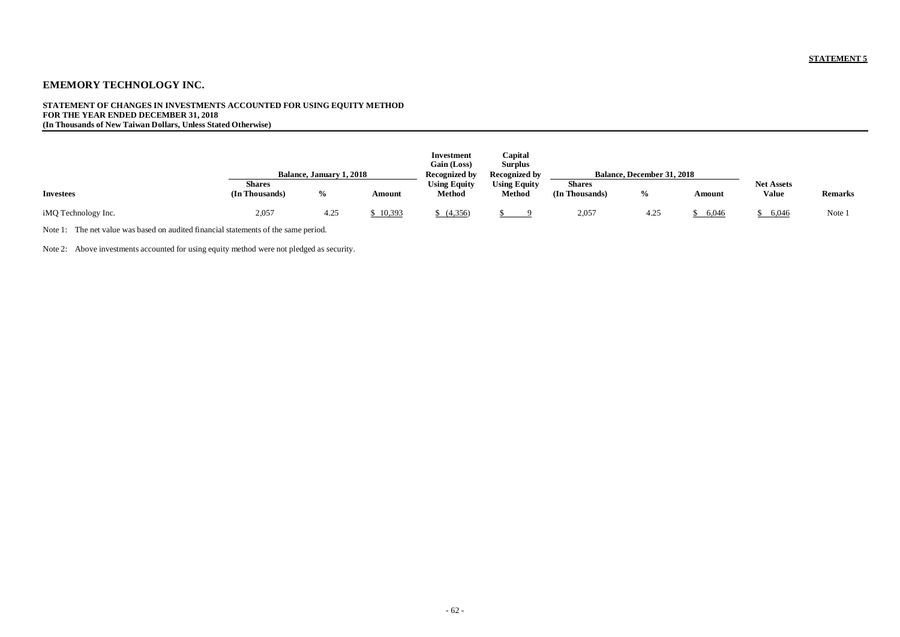**STATEMENT 5**

# EMEMORY TECHNOLOGY INC.

**STATEMENT OF CHANGES IN INVESTMENTS ACCOUNTED FOR USING EQUITY METHOD**
**FOR THE YEAR ENDED DECEMBER 31, 2018**
**(In Thousands of New Taiwan Dollars, Unless Stated Otherwise)**

| | Balance, January 1, 2018 | | | Investment Gain (Loss) Recognized by Using Equity Method | Capital Surplus Recognized by Using Equity Method | Balance, December 31, 2018 | | | | |
|---|---|---|---|---|---|---|---|---|---|---|
| **Investees** | **Shares (In Thousands)** | **%** | **Amount** | | | **Shares (In Thousands)** | **%** | **Amount** | **Net Assets Value** | **Remarks** |
| iMQ Technology Inc. | 2,057 | 4.25 | $ 10,393 | $ (4,356) | $ 9 | 2,057 | 4.25 | $ 6,046 | $ 6,046 | Note 1 |

Note 1: The net value was based on audited financial statements of the same period.

Note 2: Above investments accounted for using equity method were not pledged as security.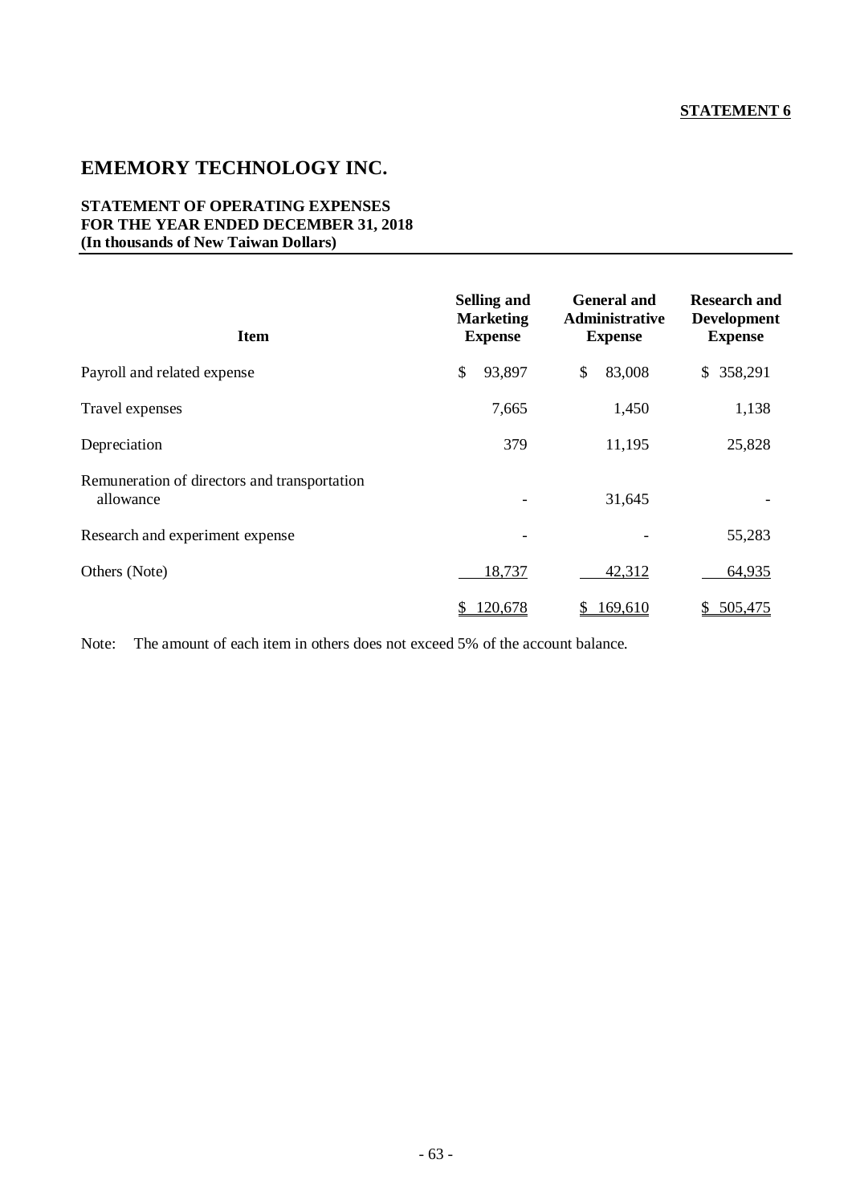**STATEMENT 6**

# EMEMORY TECHNOLOGY INC.

**STATEMENT OF OPERATING EXPENSES**
**FOR THE YEAR ENDED DECEMBER 31, 2018**
**(In thousands of New Taiwan Dollars)**

| Item | Selling and Marketing Expense | General and Administrative Expense | Research and Development Expense |
|---|---|---|---|
| Payroll and related expense | $ 93,897 | $ 83,008 | $ 358,291 |
| Travel expenses | 7,665 | 1,450 | 1,138 |
| Depreciation | 379 | 11,195 | 25,828 |
| Remuneration of directors and transportation allowance | - | 31,645 | - |
| Research and experiment expense | - | - | 55,283 |
| Others (Note) | 18,737 | 42,312 | 64,935 |
| | $ 120,678 | $ 169,610 | $ 505,475 |

Note: The amount of each item in others does not exceed 5% of the account balance.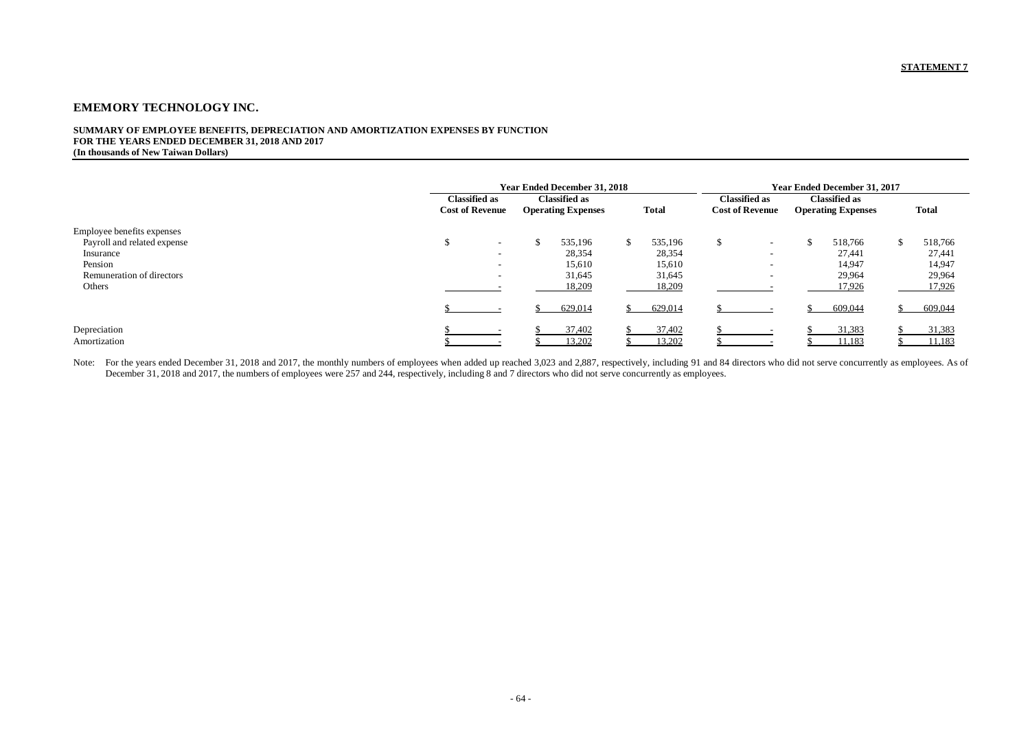**STATEMENT 7**

# EMEMORY TECHNOLOGY INC.

**SUMMARY OF EMPLOYEE BENEFITS, DEPRECIATION AND AMORTIZATION EXPENSES BY FUNCTION**
**FOR THE YEARS ENDED DECEMBER 31, 2018 AND 2017**
**(In thousands of New Taiwan Dollars)**

| | Year Ended December 31, 2018 | | | Year Ended December 31, 2017 | | |
|---|---|---|---|---|---|---|
| | Classified as Cost of Revenue | Classified as Operating Expenses | Total | Classified as Cost of Revenue | Classified as Operating Expenses | Total |
| Employee benefits expenses | | | | | | |
| Payroll and related expense | $ - | $ 535,196 | $ 535,196 | $ - | $ 518,766 | $ 518,766 |
| Insurance | - | 28,354 | 28,354 | - | 27,441 | 27,441 |
| Pension | - | 15,610 | 15,610 | - | 14,947 | 14,947 |
| Remuneration of directors | - | 31,645 | 31,645 | - | 29,964 | 29,964 |
| Others | - | 18,209 | 18,209 | - | 17,926 | 17,926 |
| | $ - | $ 629,014 | $ 629,014 | $ - | $ 609,044 | $ 609,044 |
| Depreciation | $ - | $ 37,402 | $ 37,402 | $ - | $ 31,383 | $ 31,383 |
| Amortization | $ - | $ 13,202 | $ 13,202 | $ - | $ 11,183 | $ 11,183 |

Note: For the years ended December 31, 2018 and 2017, the monthly numbers of employees when added up reached 3,023 and 2,887, respectively, including 91 and 84 directors who did not serve concurrently as employees. As of December 31, 2018 and 2017, the numbers of employees were 257 and 244, respectively, including 8 and 7 directors who did not serve concurrently as employees.